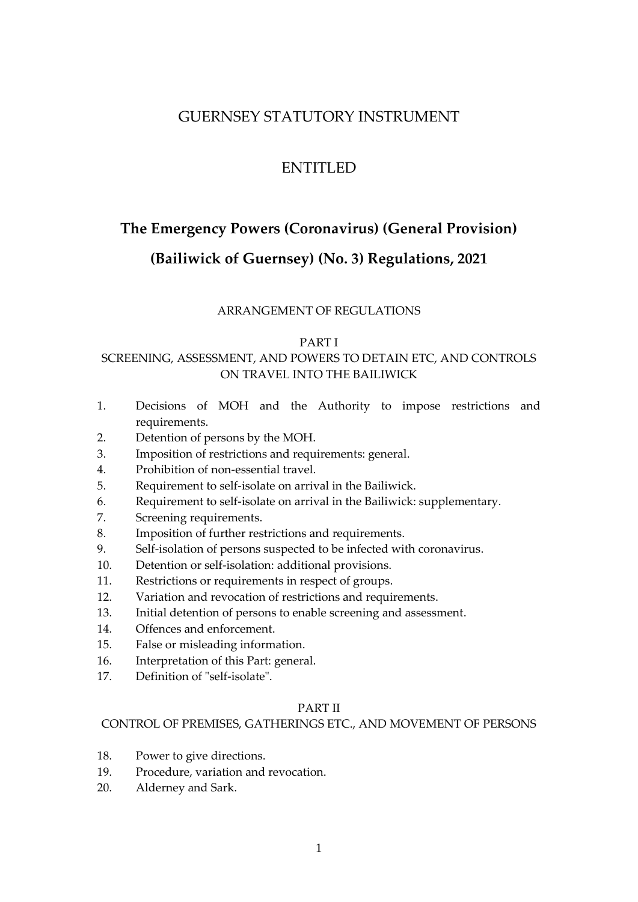GUERNSEY STATUTORY INSTRUMENT

ENTITLED

# The Emergency Powers (Coronavirus) (General Provision) (Bailiwick of Guernsey) (No. 3) Regulations, 2021

ARRANGEMENT OF REGULATIONS

## PART I
## SCREENING, ASSESSMENT, AND POWERS TO DETAIN ETC, AND CONTROLS ON TRAVEL INTO THE BAILIWICK

1. Decisions of MOH and the Authority to impose restrictions and requirements.
2. Detention of persons by the MOH.
3. Imposition of restrictions and requirements: general.
4. Prohibition of non-essential travel.
5. Requirement to self-isolate on arrival in the Bailiwick.
6. Requirement to self-isolate on arrival in the Bailiwick: supplementary.
7. Screening requirements.
8. Imposition of further restrictions and requirements.
9. Self-isolation of persons suspected to be infected with coronavirus.
10. Detention or self-isolation: additional provisions.
11. Restrictions or requirements in respect of groups.
12. Variation and revocation of restrictions and requirements.
13. Initial detention of persons to enable screening and assessment.
14. Offences and enforcement.
15. False or misleading information.
16. Interpretation of this Part: general.
17. Definition of "self-isolate".

## PART II
## CONTROL OF PREMISES, GATHERINGS ETC., AND MOVEMENT OF PERSONS

18. Power to give directions.
19. Procedure, variation and revocation.
20. Alderney and Sark.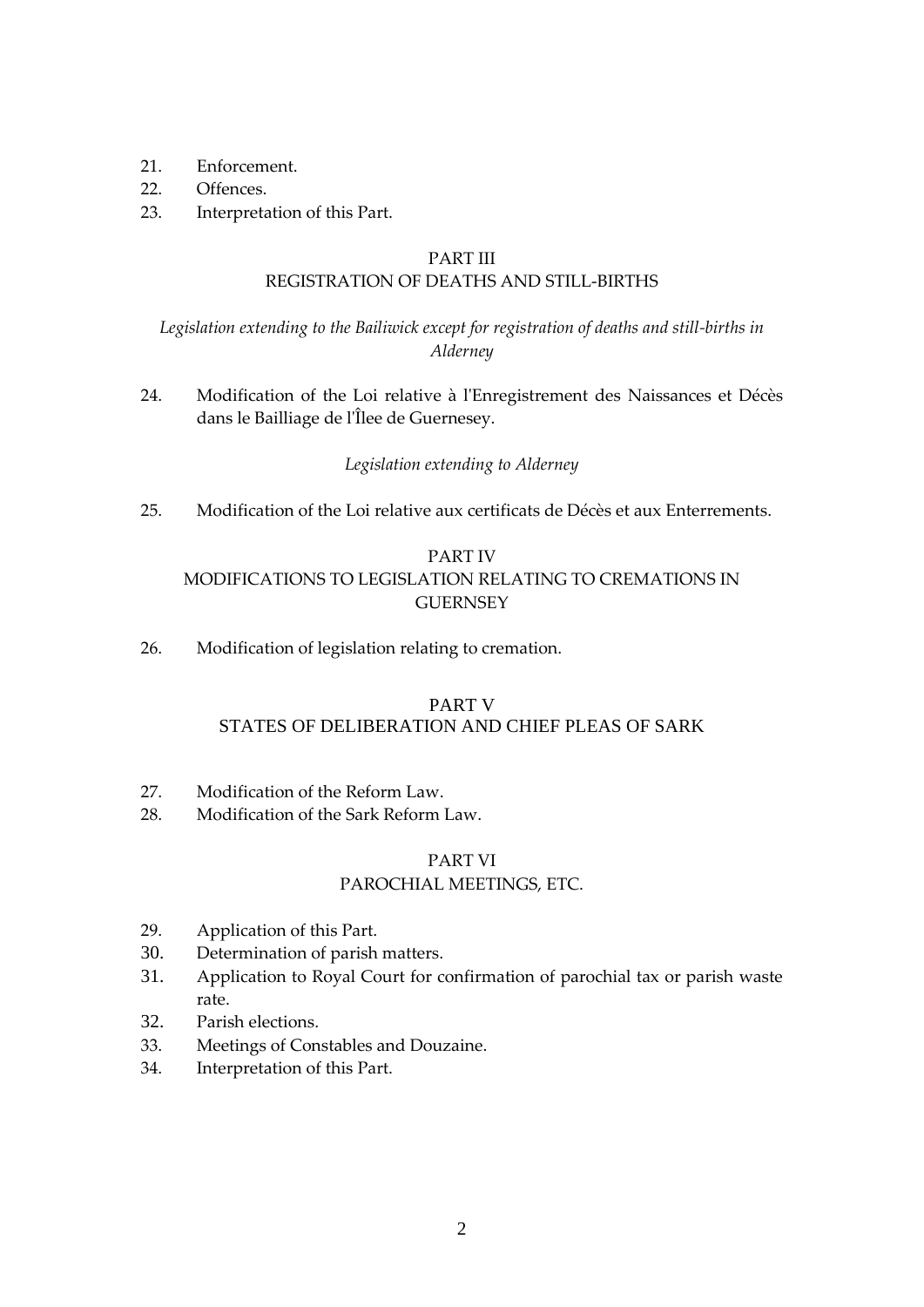21. Enforcement.
22. Offences.
23. Interpretation of this Part.

## PART III
## REGISTRATION OF DEATHS AND STILL-BIRTHS

*Legislation extending to the Bailiwick except for registration of deaths and still-births in Alderney*

24. Modification of the Loi relative à l'Enregistrement des Naissances et Décès dans le Bailliage de l'Îlee de Guernesey.

*Legislation extending to Alderney*

25. Modification of the Loi relative aux certificats de Décès et aux Enterrements.

## PART IV
## MODIFICATIONS TO LEGISLATION RELATING TO CREMATIONS IN GUERNSEY

26. Modification of legislation relating to cremation.

## PART V
## STATES OF DELIBERATION AND CHIEF PLEAS OF SARK

27. Modification of the Reform Law.
28. Modification of the Sark Reform Law.

## PART VI
## PAROCHIAL MEETINGS, ETC.

29. Application of this Part.
30. Determination of parish matters.
31. Application to Royal Court for confirmation of parochial tax or parish waste rate.
32. Parish elections.
33. Meetings of Constables and Douzaine.
34. Interpretation of this Part.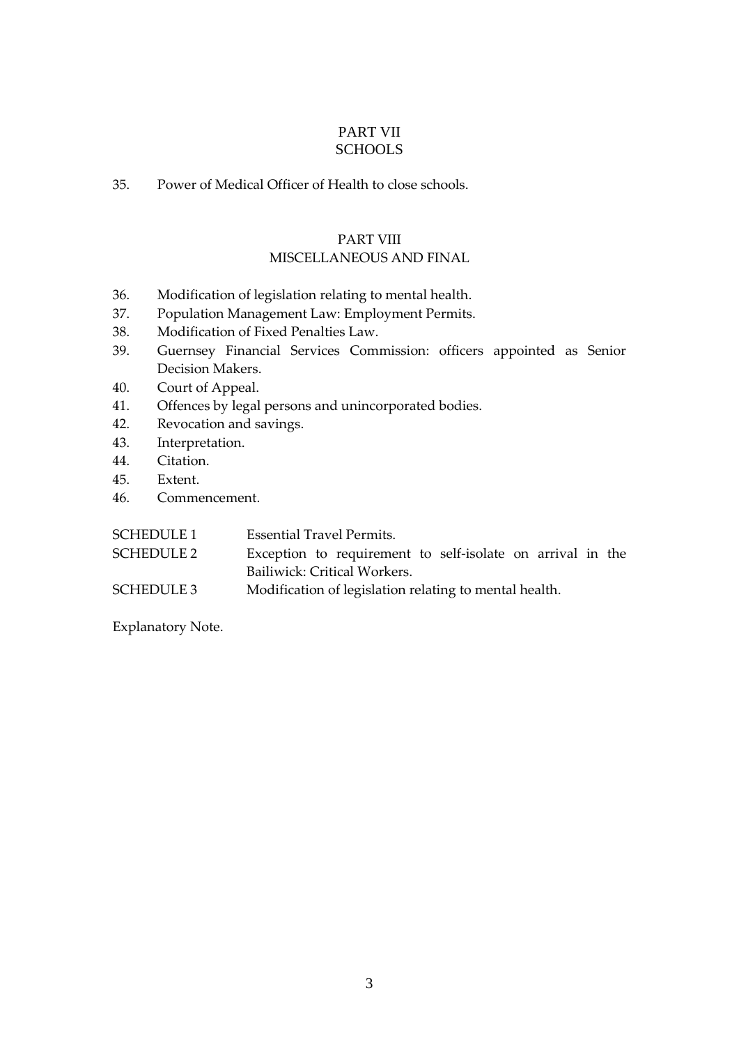## PART VII
## SCHOOLS

35. Power of Medical Officer of Health to close schools.

## PART VIII
## MISCELLANEOUS AND FINAL

36. Modification of legislation relating to mental health.
37. Population Management Law: Employment Permits.
38. Modification of Fixed Penalties Law.
39. Guernsey Financial Services Commission: officers appointed as Senior Decision Makers.
40. Court of Appeal.
41. Offences by legal persons and unincorporated bodies.
42. Revocation and savings.
43. Interpretation.
44. Citation.
45. Extent.
46. Commencement.

| | |
|---|---|
| SCHEDULE 1 | Essential Travel Permits. |
| SCHEDULE 2 | Exception to requirement to self-isolate on arrival in the Bailiwick: Critical Workers. |
| SCHEDULE 3 | Modification of legislation relating to mental health. |

Explanatory Note.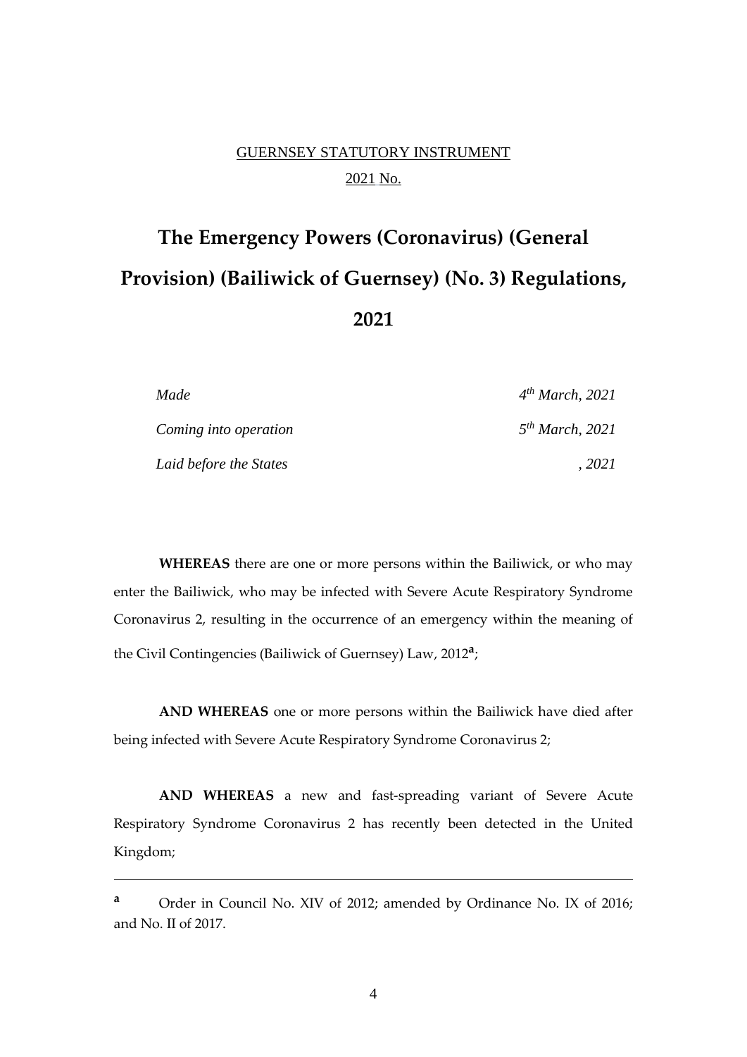GUERNSEY STATUTORY INSTRUMENT

2021 No.

# The Emergency Powers (Coronavirus) (General Provision) (Bailiwick of Guernsey) (No. 3) Regulations, 2021

| | |
|---|---|
| *Made* | *4th March, 2021* |
| *Coming into operation* | *5th March, 2021* |
| *Laid before the States* | *, 2021* |

**WHEREAS** there are one or more persons within the Bailiwick, or who may enter the Bailiwick, who may be infected with Severe Acute Respiratory Syndrome Coronavirus 2, resulting in the occurrence of an emergency within the meaning of the Civil Contingencies (Bailiwick of Guernsey) Law, 2012[a];

**AND WHEREAS** one or more persons within the Bailiwick have died after being infected with Severe Acute Respiratory Syndrome Coronavirus 2;

**AND WHEREAS** a new and fast-spreading variant of Severe Acute Respiratory Syndrome Coronavirus 2 has recently been detected in the United Kingdom;

---

[a] Order in Council No. XIV of 2012; amended by Ordinance No. IX of 2016; and No. II of 2017.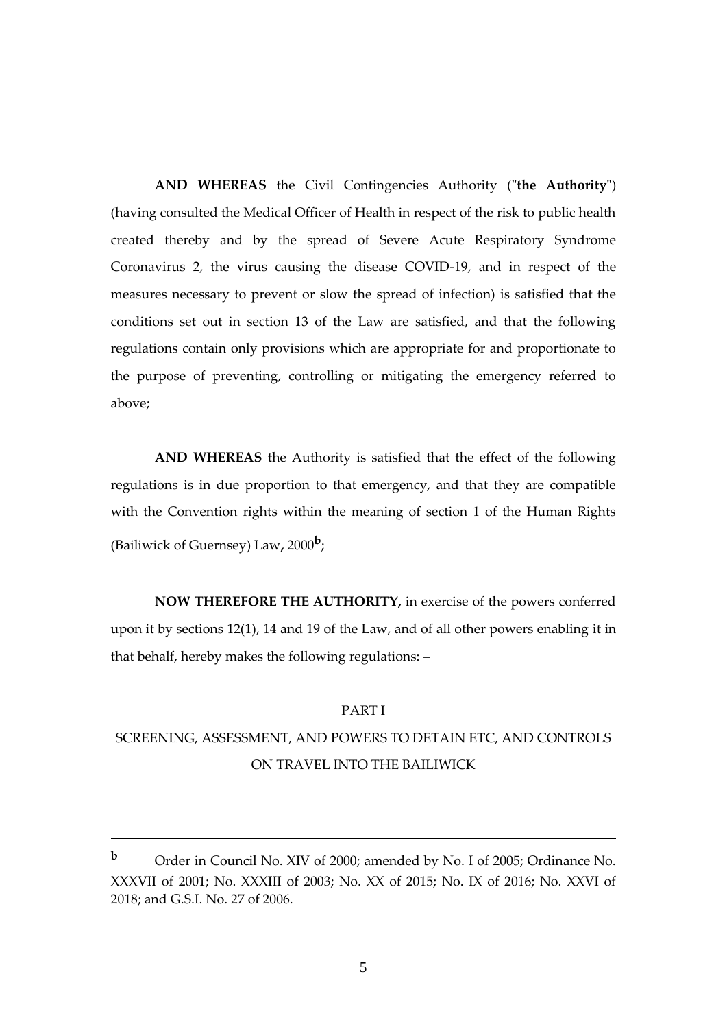**AND WHEREAS** the Civil Contingencies Authority ("**the Authority**") (having consulted the Medical Officer of Health in respect of the risk to public health created thereby and by the spread of Severe Acute Respiratory Syndrome Coronavirus 2, the virus causing the disease COVID-19, and in respect of the measures necessary to prevent or slow the spread of infection) is satisfied that the conditions set out in section 13 of the Law are satisfied, and that the following regulations contain only provisions which are appropriate for and proportionate to the purpose of preventing, controlling or mitigating the emergency referred to above;

**AND WHEREAS** the Authority is satisfied that the effect of the following regulations is in due proportion to that emergency, and that they are compatible with the Convention rights within the meaning of section 1 of the Human Rights (Bailiwick of Guernsey) Law**,** 2000[b];

**NOW THEREFORE THE AUTHORITY,** in exercise of the powers conferred upon it by sections 12(1), 14 and 19 of the Law, and of all other powers enabling it in that behalf, hereby makes the following regulations: –

PART I

SCREENING, ASSESSMENT, AND POWERS TO DETAIN ETC, AND CONTROLS ON TRAVEL INTO THE BAILIWICK

---

[b] Order in Council No. XIV of 2000; amended by No. I of 2005; Ordinance No. XXXVII of 2001; No. XXXIII of 2003; No. XX of 2015; No. IX of 2016; No. XXVI of 2018; and G.S.I. No. 27 of 2006.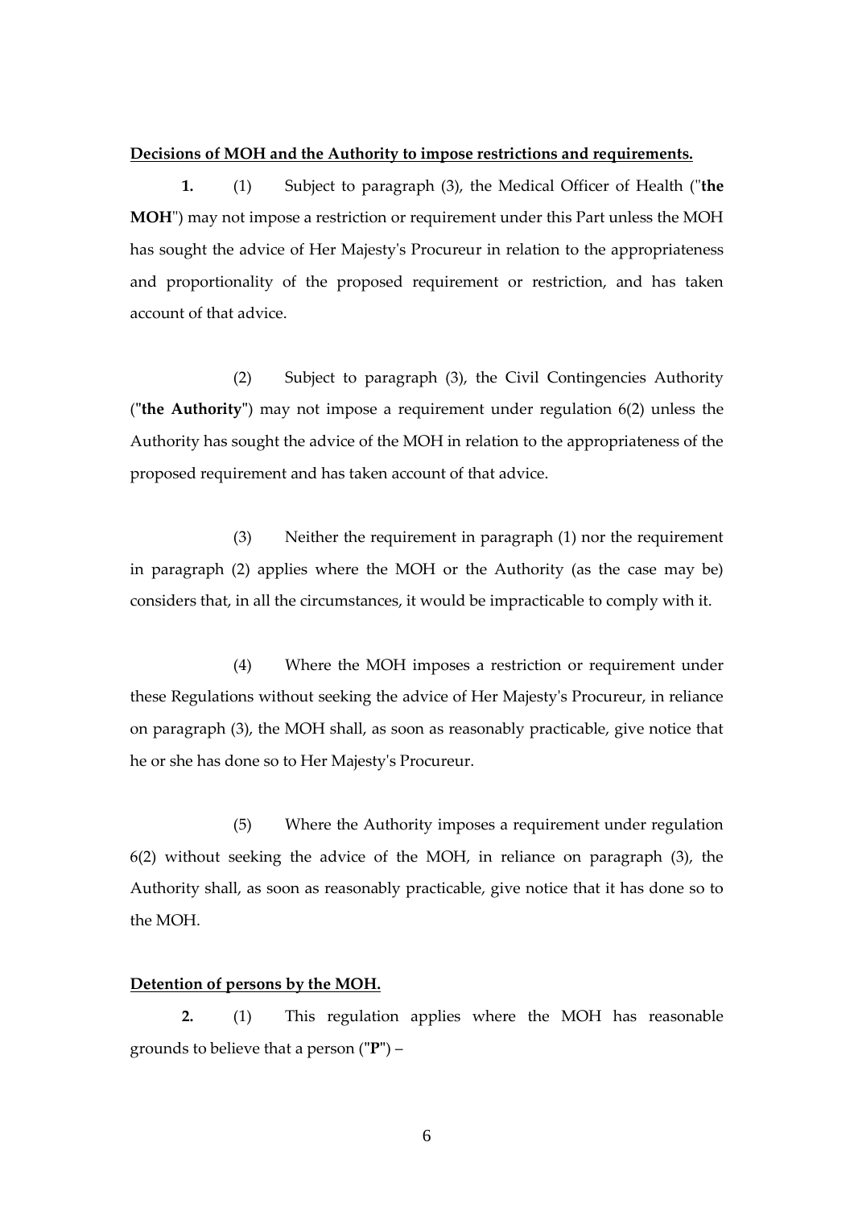**Decisions of MOH and the Authority to impose restrictions and requirements.**

**1.** (1) Subject to paragraph (3), the Medical Officer of Health ("**the MOH**") may not impose a restriction or requirement under this Part unless the MOH has sought the advice of Her Majesty's Procureur in relation to the appropriateness and proportionality of the proposed requirement or restriction, and has taken account of that advice.

(2) Subject to paragraph (3), the Civil Contingencies Authority ("**the Authority**") may not impose a requirement under regulation 6(2) unless the Authority has sought the advice of the MOH in relation to the appropriateness of the proposed requirement and has taken account of that advice.

(3) Neither the requirement in paragraph (1) nor the requirement in paragraph (2) applies where the MOH or the Authority (as the case may be) considers that, in all the circumstances, it would be impracticable to comply with it.

(4) Where the MOH imposes a restriction or requirement under these Regulations without seeking the advice of Her Majesty's Procureur, in reliance on paragraph (3), the MOH shall, as soon as reasonably practicable, give notice that he or she has done so to Her Majesty's Procureur.

(5) Where the Authority imposes a requirement under regulation 6(2) without seeking the advice of the MOH, in reliance on paragraph (3), the Authority shall, as soon as reasonably practicable, give notice that it has done so to the MOH.

**Detention of persons by the MOH.**

**2.** (1) This regulation applies where the MOH has reasonable grounds to believe that a person ("**P**") –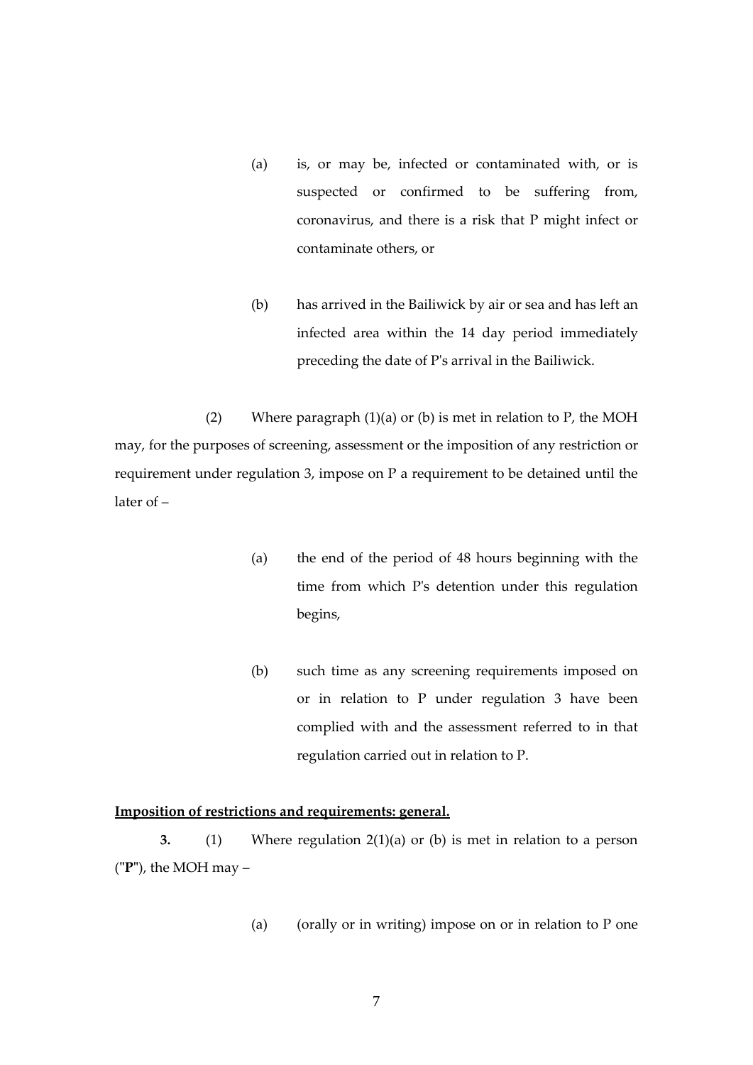(a) is, or may be, infected or contaminated with, or is suspected or confirmed to be suffering from, coronavirus, and there is a risk that P might infect or contaminate others, or

(b) has arrived in the Bailiwick by air or sea and has left an infected area within the 14 day period immediately preceding the date of P's arrival in the Bailiwick.

(2) Where paragraph (1)(a) or (b) is met in relation to P, the MOH may, for the purposes of screening, assessment or the imposition of any restriction or requirement under regulation 3, impose on P a requirement to be detained until the later of –

(a) the end of the period of 48 hours beginning with the time from which P's detention under this regulation begins,

(b) such time as any screening requirements imposed on or in relation to P under regulation 3 have been complied with and the assessment referred to in that regulation carried out in relation to P.

**Imposition of restrictions and requirements: general.**

**3.** (1) Where regulation 2(1)(a) or (b) is met in relation to a person ("**P**"), the MOH may –

(a) (orally or in writing) impose on or in relation to P one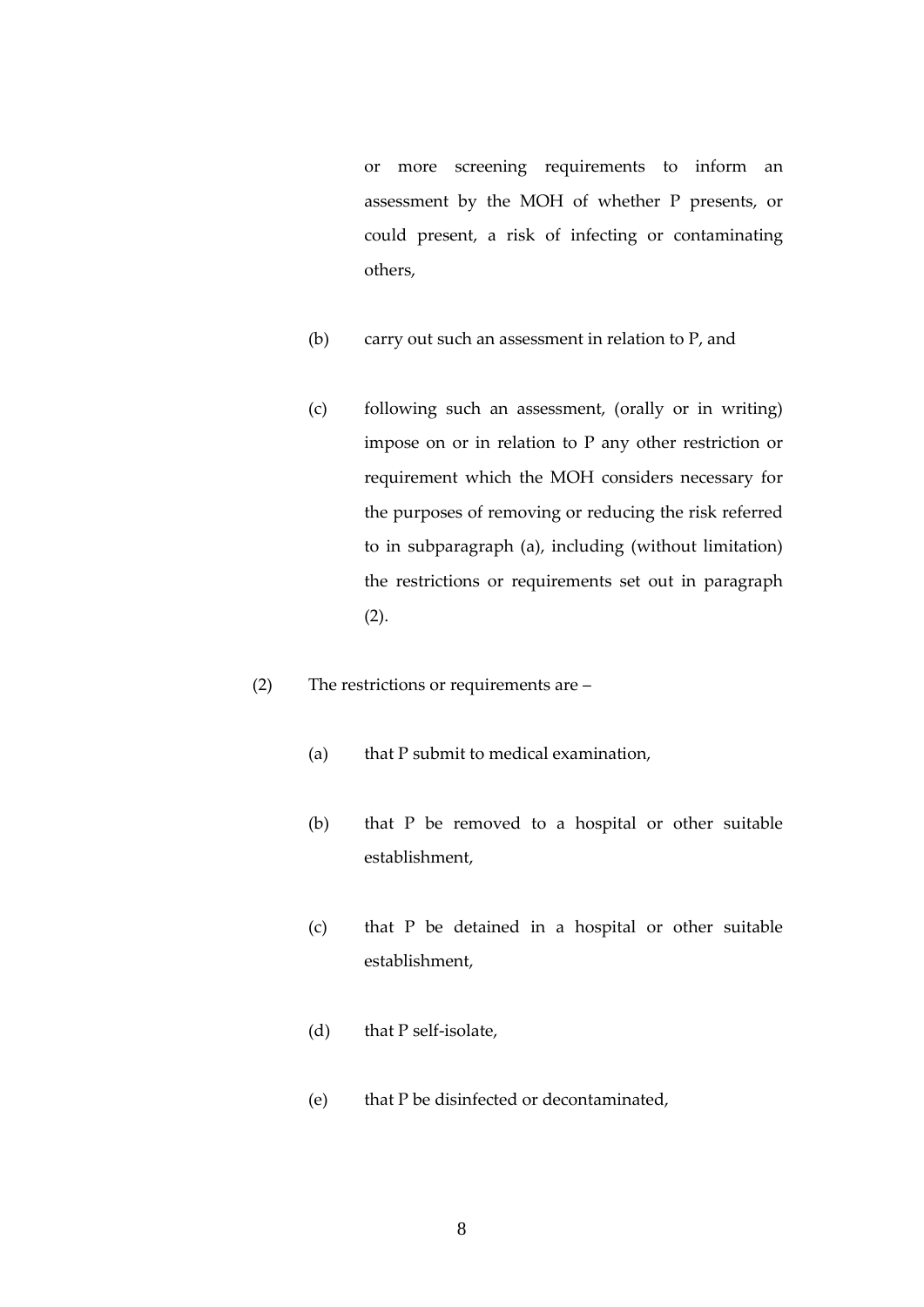or more screening requirements to inform an assessment by the MOH of whether P presents, or could present, a risk of infecting or contaminating others,

(b) carry out such an assessment in relation to P, and

(c) following such an assessment, (orally or in writing) impose on or in relation to P any other restriction or requirement which the MOH considers necessary for the purposes of removing or reducing the risk referred to in subparagraph (a), including (without limitation) the restrictions or requirements set out in paragraph (2).

(2) The restrictions or requirements are –

(a) that P submit to medical examination,

(b) that P be removed to a hospital or other suitable establishment,

(c) that P be detained in a hospital or other suitable establishment,

(d) that P self-isolate,

(e) that P be disinfected or decontaminated,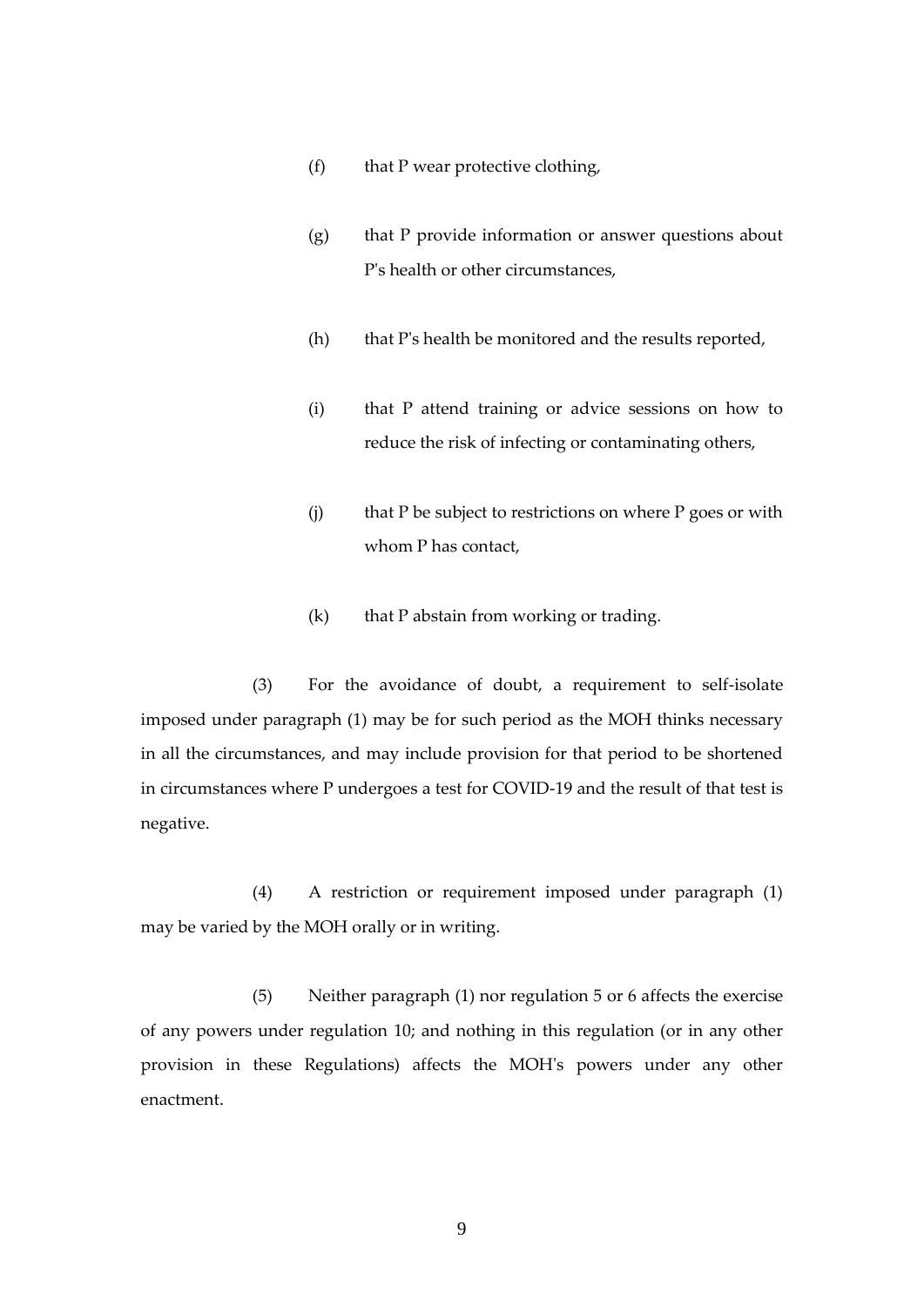(f) that P wear protective clothing,

(g) that P provide information or answer questions about P's health or other circumstances,

(h) that P's health be monitored and the results reported,

(i) that P attend training or advice sessions on how to reduce the risk of infecting or contaminating others,

(j) that P be subject to restrictions on where P goes or with whom P has contact,

(k) that P abstain from working or trading.

(3) For the avoidance of doubt, a requirement to self-isolate imposed under paragraph (1) may be for such period as the MOH thinks necessary in all the circumstances, and may include provision for that period to be shortened in circumstances where P undergoes a test for COVID-19 and the result of that test is negative.

(4) A restriction or requirement imposed under paragraph (1) may be varied by the MOH orally or in writing.

(5) Neither paragraph (1) nor regulation 5 or 6 affects the exercise of any powers under regulation 10; and nothing in this regulation (or in any other provision in these Regulations) affects the MOH's powers under any other enactment.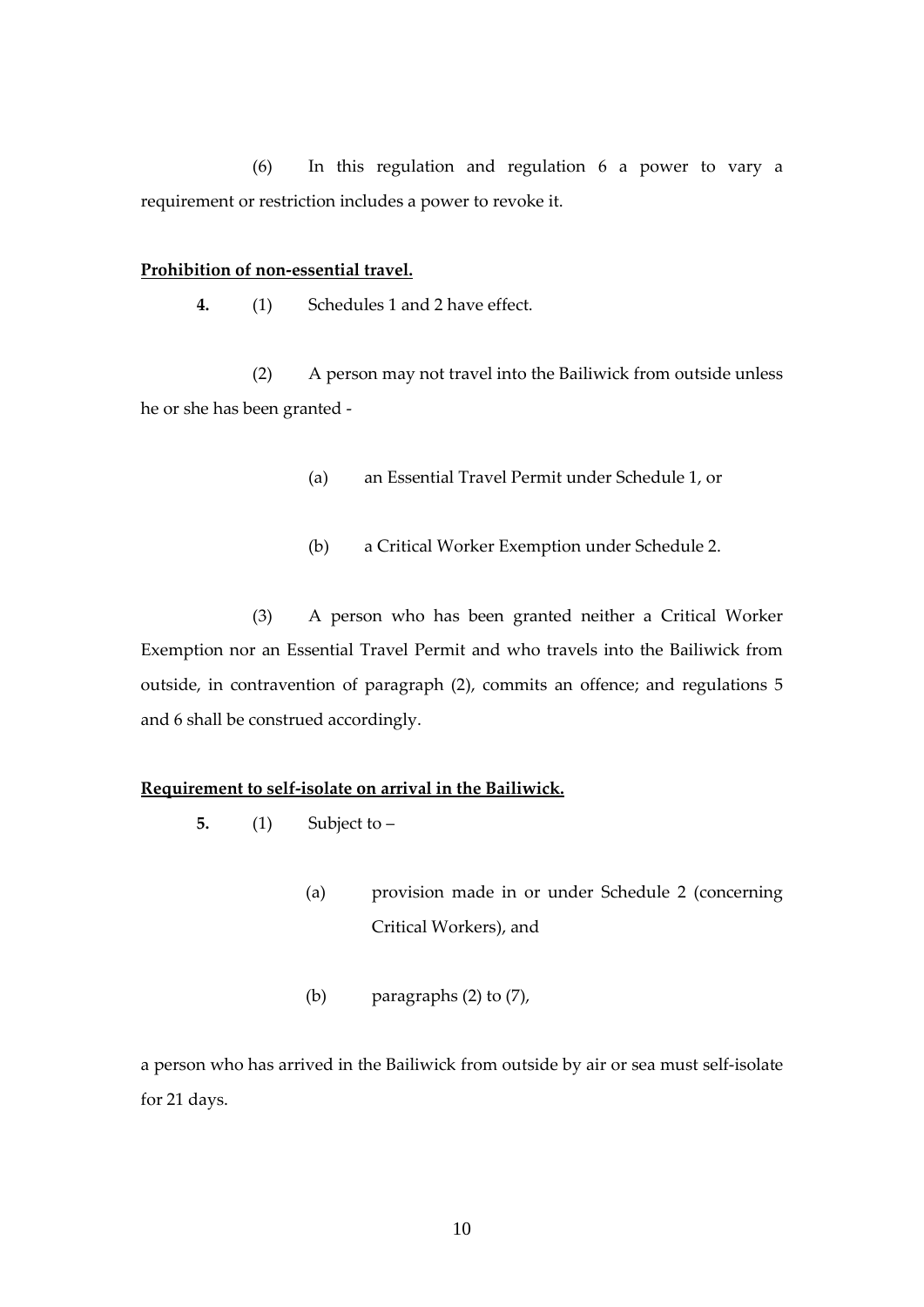(6) In this regulation and regulation 6 a power to vary a requirement or restriction includes a power to revoke it.

**Prohibition of non-essential travel.**

**4.** (1) Schedules 1 and 2 have effect.

(2) A person may not travel into the Bailiwick from outside unless he or she has been granted -

(a) an Essential Travel Permit under Schedule 1, or

(b) a Critical Worker Exemption under Schedule 2.

(3) A person who has been granted neither a Critical Worker Exemption nor an Essential Travel Permit and who travels into the Bailiwick from outside, in contravention of paragraph (2), commits an offence; and regulations 5 and 6 shall be construed accordingly.

**Requirement to self-isolate on arrival in the Bailiwick.**

**5.** (1) Subject to –

(a) provision made in or under Schedule 2 (concerning Critical Workers), and

(b) paragraphs (2) to (7),

a person who has arrived in the Bailiwick from outside by air or sea must self-isolate for 21 days.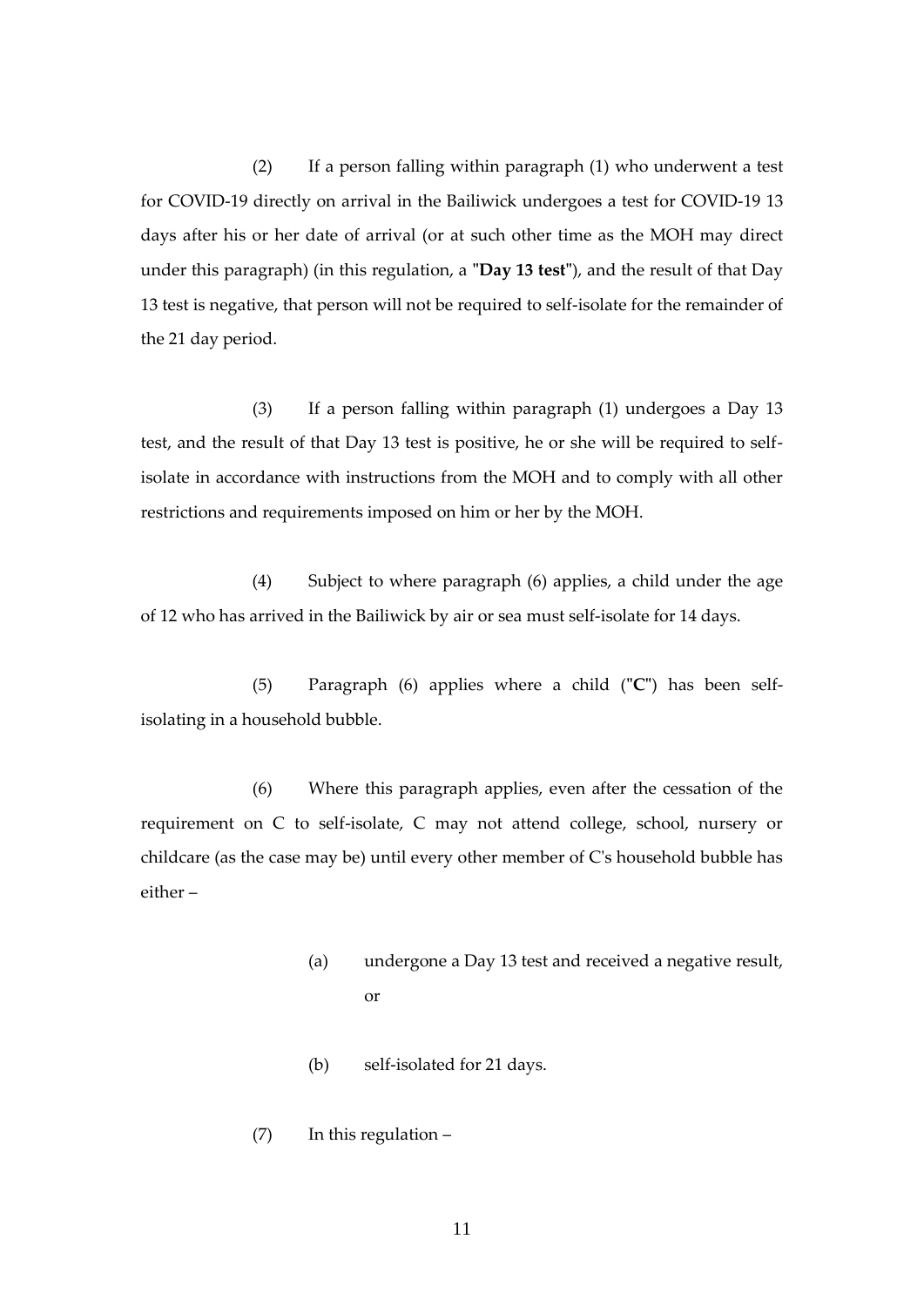(2) If a person falling within paragraph (1) who underwent a test for COVID-19 directly on arrival in the Bailiwick undergoes a test for COVID-19 13 days after his or her date of arrival (or at such other time as the MOH may direct under this paragraph) (in this regulation, a "**Day 13 test**"), and the result of that Day 13 test is negative, that person will not be required to self-isolate for the remainder of the 21 day period.

(3) If a person falling within paragraph (1) undergoes a Day 13 test, and the result of that Day 13 test is positive, he or she will be required to self-isolate in accordance with instructions from the MOH and to comply with all other restrictions and requirements imposed on him or her by the MOH.

(4) Subject to where paragraph (6) applies, a child under the age of 12 who has arrived in the Bailiwick by air or sea must self-isolate for 14 days.

(5) Paragraph (6) applies where a child ("**C**") has been self-isolating in a household bubble.

(6) Where this paragraph applies, even after the cessation of the requirement on C to self-isolate, C may not attend college, school, nursery or childcare (as the case may be) until every other member of C's household bubble has either –

> (a) undergone a Day 13 test and received a negative result, or
>
> (b) self-isolated for 21 days.

(7) In this regulation –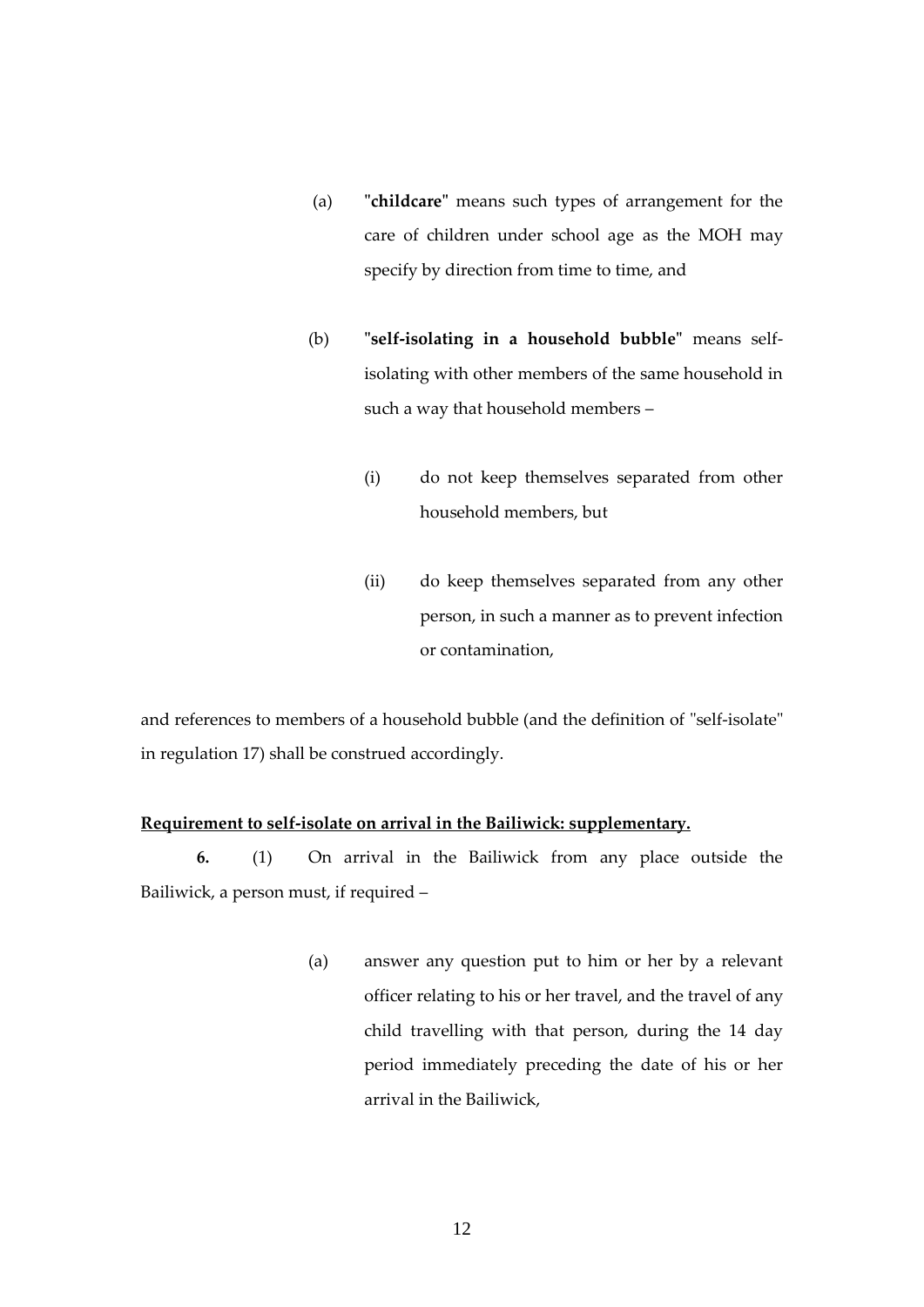(a) "**childcare**" means such types of arrangement for the care of children under school age as the MOH may specify by direction from time to time, and

(b) "**self-isolating in a household bubble**" means self-isolating with other members of the same household in such a way that household members –

(i) do not keep themselves separated from other household members, but

(ii) do keep themselves separated from any other person, in such a manner as to prevent infection or contamination,

and references to members of a household bubble (and the definition of "self-isolate" in regulation 17) shall be construed accordingly.

**Requirement to self-isolate on arrival in the Bailiwick: supplementary.**

**6.** (1) On arrival in the Bailiwick from any place outside the Bailiwick, a person must, if required –

(a) answer any question put to him or her by a relevant officer relating to his or her travel, and the travel of any child travelling with that person, during the 14 day period immediately preceding the date of his or her arrival in the Bailiwick,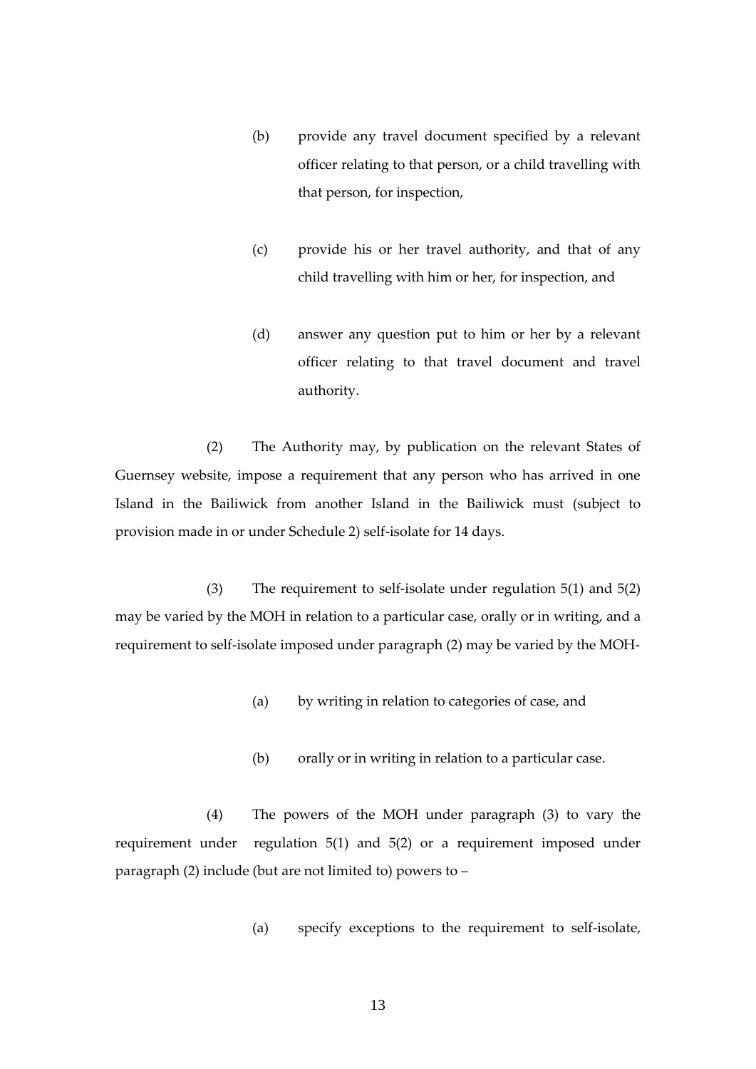(b) provide any travel document specified by a relevant officer relating to that person, or a child travelling with that person, for inspection,

(c) provide his or her travel authority, and that of any child travelling with him or her, for inspection, and

(d) answer any question put to him or her by a relevant officer relating to that travel document and travel authority.

(2) The Authority may, by publication on the relevant States of Guernsey website, impose a requirement that any person who has arrived in one Island in the Bailiwick from another Island in the Bailiwick must (subject to provision made in or under Schedule 2) self-isolate for 14 days.

(3) The requirement to self-isolate under regulation 5(1) and 5(2) may be varied by the MOH in relation to a particular case, orally or in writing, and a requirement to self-isolate imposed under paragraph (2) may be varied by the MOH-

(a) by writing in relation to categories of case, and

(b) orally or in writing in relation to a particular case.

(4) The powers of the MOH under paragraph (3) to vary the requirement under regulation 5(1) and 5(2) or a requirement imposed under paragraph (2) include (but are not limited to) powers to –

(a) specify exceptions to the requirement to self-isolate,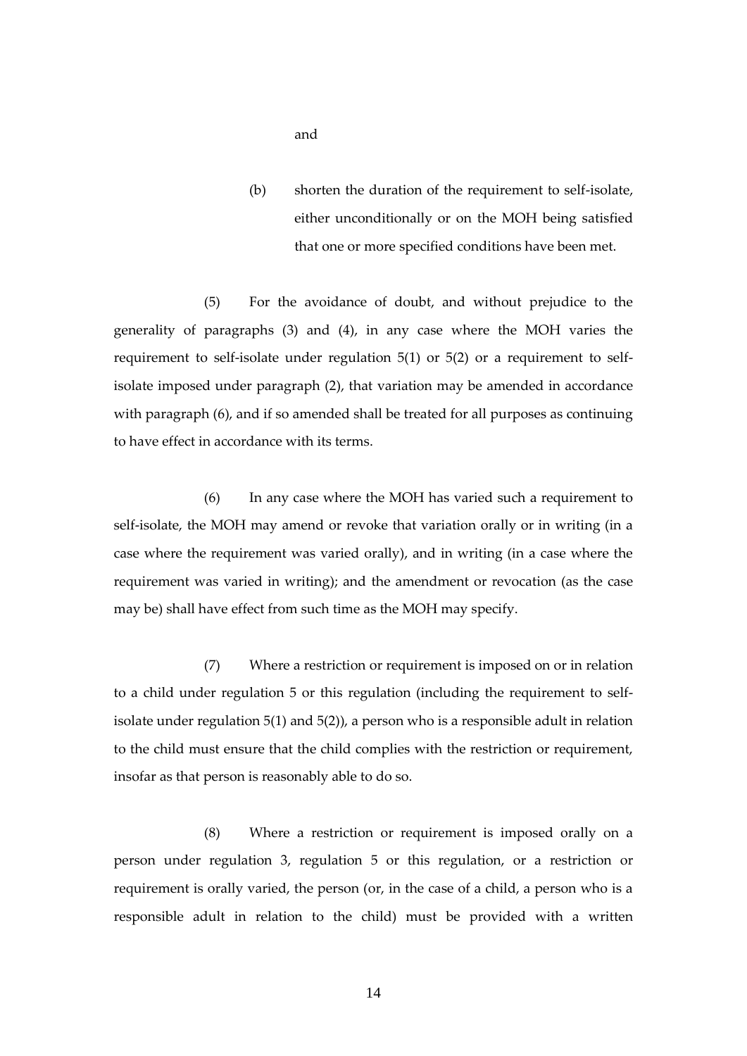and

(b) shorten the duration of the requirement to self-isolate, either unconditionally or on the MOH being satisfied that one or more specified conditions have been met.

(5) For the avoidance of doubt, and without prejudice to the generality of paragraphs (3) and (4), in any case where the MOH varies the requirement to self-isolate under regulation 5(1) or 5(2) or a requirement to self-isolate imposed under paragraph (2), that variation may be amended in accordance with paragraph (6), and if so amended shall be treated for all purposes as continuing to have effect in accordance with its terms.

(6) In any case where the MOH has varied such a requirement to self-isolate, the MOH may amend or revoke that variation orally or in writing (in a case where the requirement was varied orally), and in writing (in a case where the requirement was varied in writing); and the amendment or revocation (as the case may be) shall have effect from such time as the MOH may specify.

(7) Where a restriction or requirement is imposed on or in relation to a child under regulation 5 or this regulation (including the requirement to self-isolate under regulation 5(1) and 5(2)), a person who is a responsible adult in relation to the child must ensure that the child complies with the restriction or requirement, insofar as that person is reasonably able to do so.

(8) Where a restriction or requirement is imposed orally on a person under regulation 3, regulation 5 or this regulation, or a restriction or requirement is orally varied, the person (or, in the case of a child, a person who is a responsible adult in relation to the child) must be provided with a written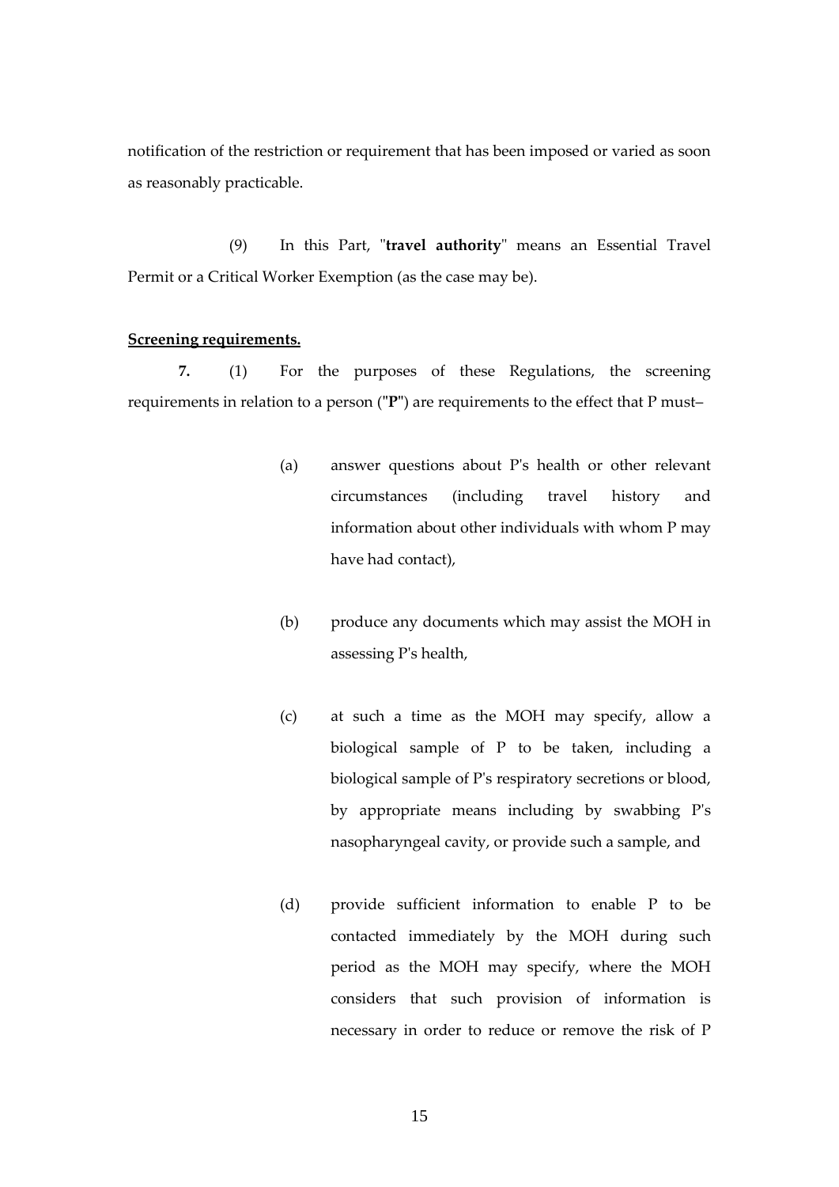notification of the restriction or requirement that has been imposed or varied as soon as reasonably practicable.

(9) In this Part, "**travel authority**" means an Essential Travel Permit or a Critical Worker Exemption (as the case may be).

**Screening requirements.**

**7.** (1) For the purposes of these Regulations, the screening requirements in relation to a person ("**P**") are requirements to the effect that P must–

(a) answer questions about P's health or other relevant circumstances (including travel history and information about other individuals with whom P may have had contact),

(b) produce any documents which may assist the MOH in assessing P's health,

(c) at such a time as the MOH may specify, allow a biological sample of P to be taken, including a biological sample of P's respiratory secretions or blood, by appropriate means including by swabbing P's nasopharyngeal cavity, or provide such a sample, and

(d) provide sufficient information to enable P to be contacted immediately by the MOH during such period as the MOH may specify, where the MOH considers that such provision of information is necessary in order to reduce or remove the risk of P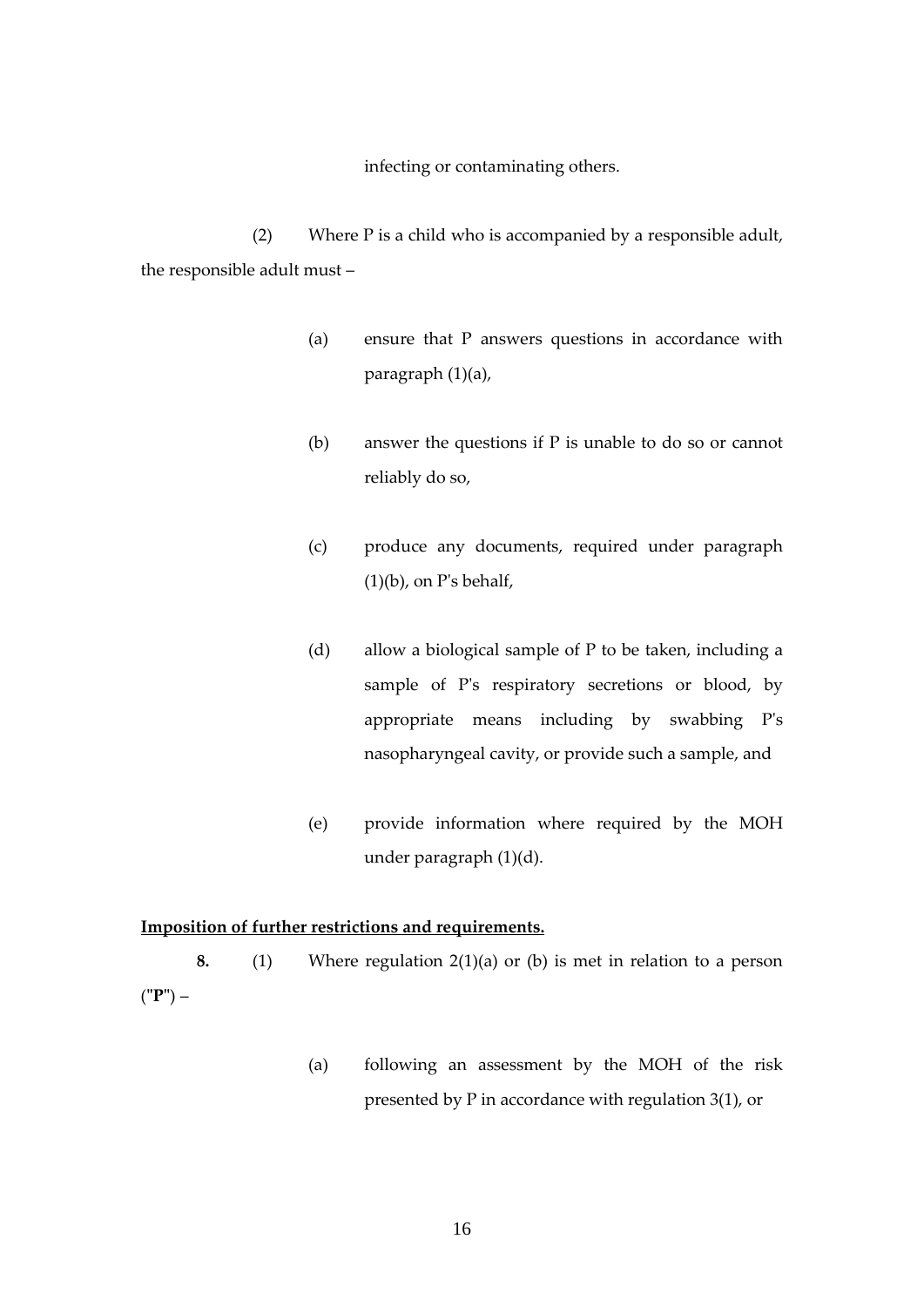infecting or contaminating others.

(2) Where P is a child who is accompanied by a responsible adult, the responsible adult must –

(a) ensure that P answers questions in accordance with paragraph (1)(a),

(b) answer the questions if P is unable to do so or cannot reliably do so,

(c) produce any documents, required under paragraph (1)(b), on P's behalf,

(d) allow a biological sample of P to be taken, including a sample of P's respiratory secretions or blood, by appropriate means including by swabbing P's nasopharyngeal cavity, or provide such a sample, and

(e) provide information where required by the MOH under paragraph (1)(d).

**Imposition of further restrictions and requirements.**

**8.** (1) Where regulation 2(1)(a) or (b) is met in relation to a person ("**P**") –

(a) following an assessment by the MOH of the risk presented by P in accordance with regulation 3(1), or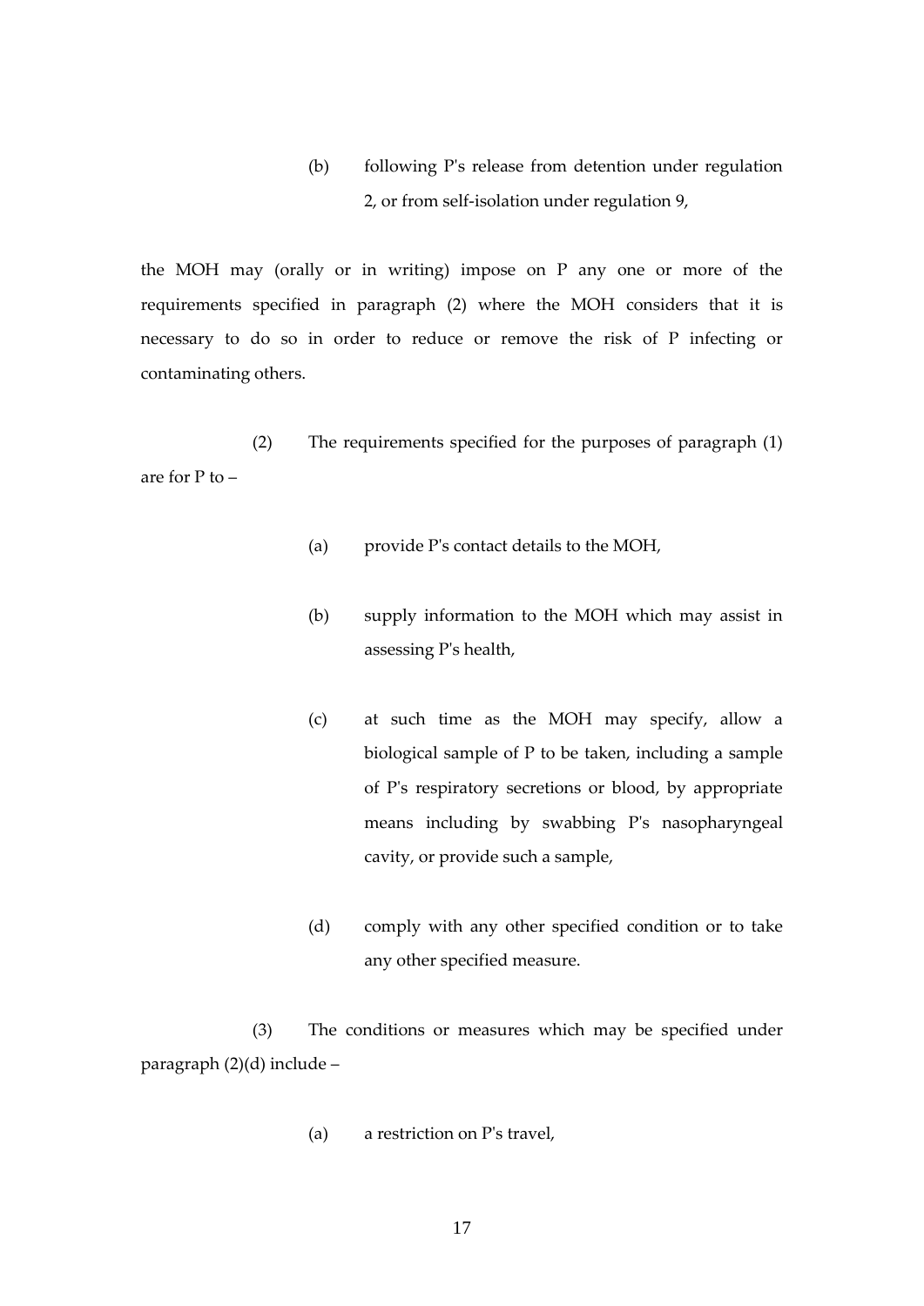(b) following P's release from detention under regulation 2, or from self-isolation under regulation 9,

the MOH may (orally or in writing) impose on P any one or more of the requirements specified in paragraph (2) where the MOH considers that it is necessary to do so in order to reduce or remove the risk of P infecting or contaminating others.

(2) The requirements specified for the purposes of paragraph (1) are for P to –

(a) provide P's contact details to the MOH,

(b) supply information to the MOH which may assist in assessing P's health,

(c) at such time as the MOH may specify, allow a biological sample of P to be taken, including a sample of P's respiratory secretions or blood, by appropriate means including by swabbing P's nasopharyngeal cavity, or provide such a sample,

(d) comply with any other specified condition or to take any other specified measure.

(3) The conditions or measures which may be specified under paragraph (2)(d) include –

(a) a restriction on P's travel,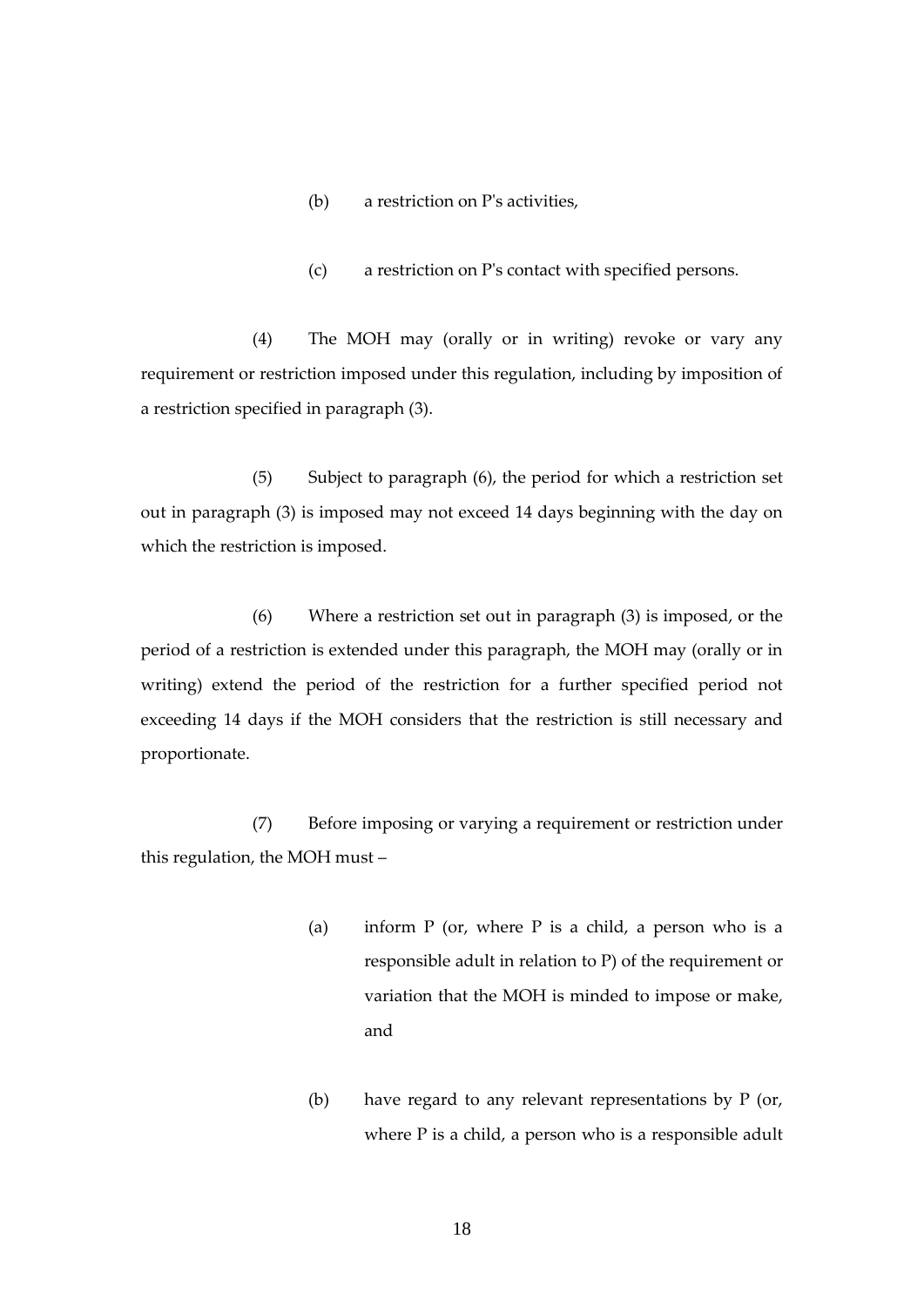(b) a restriction on P's activities,

(c) a restriction on P's contact with specified persons.

(4) The MOH may (orally or in writing) revoke or vary any requirement or restriction imposed under this regulation, including by imposition of a restriction specified in paragraph (3).

(5) Subject to paragraph (6), the period for which a restriction set out in paragraph (3) is imposed may not exceed 14 days beginning with the day on which the restriction is imposed.

(6) Where a restriction set out in paragraph (3) is imposed, or the period of a restriction is extended under this paragraph, the MOH may (orally or in writing) extend the period of the restriction for a further specified period not exceeding 14 days if the MOH considers that the restriction is still necessary and proportionate.

(7) Before imposing or varying a requirement or restriction under this regulation, the MOH must –

(a) inform P (or, where P is a child, a person who is a responsible adult in relation to P) of the requirement or variation that the MOH is minded to impose or make, and

(b) have regard to any relevant representations by P (or, where P is a child, a person who is a responsible adult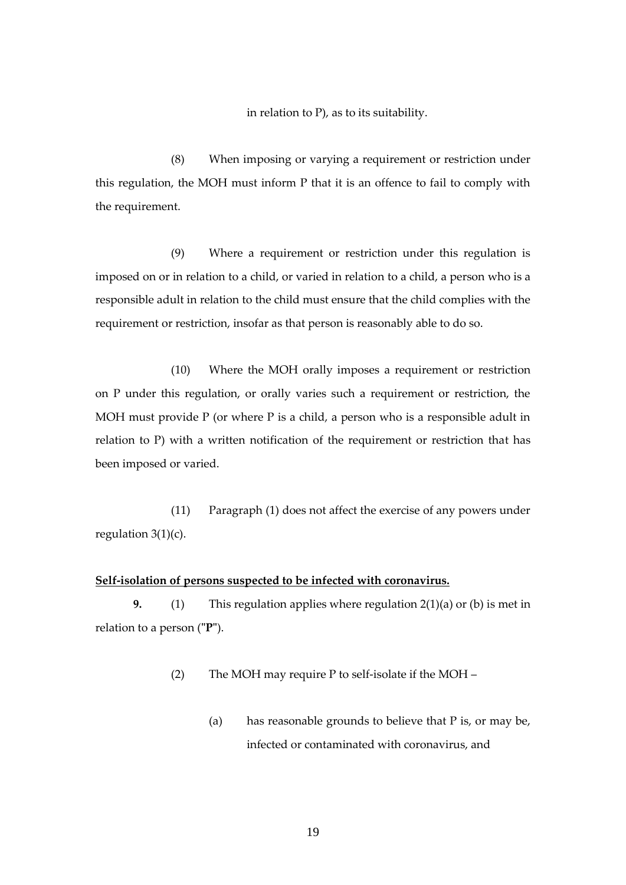in relation to P), as to its suitability.

(8) When imposing or varying a requirement or restriction under this regulation, the MOH must inform P that it is an offence to fail to comply with the requirement.

(9) Where a requirement or restriction under this regulation is imposed on or in relation to a child, or varied in relation to a child, a person who is a responsible adult in relation to the child must ensure that the child complies with the requirement or restriction, insofar as that person is reasonably able to do so.

(10) Where the MOH orally imposes a requirement or restriction on P under this regulation, or orally varies such a requirement or restriction, the MOH must provide P (or where P is a child, a person who is a responsible adult in relation to P) with a written notification of the requirement or restriction that has been imposed or varied.

(11) Paragraph (1) does not affect the exercise of any powers under regulation 3(1)(c).

**Self-isolation of persons suspected to be infected with coronavirus.**

**9.** (1) This regulation applies where regulation 2(1)(a) or (b) is met in relation to a person ("**P**").

(2) The MOH may require P to self-isolate if the MOH –

(a) has reasonable grounds to believe that P is, or may be, infected or contaminated with coronavirus, and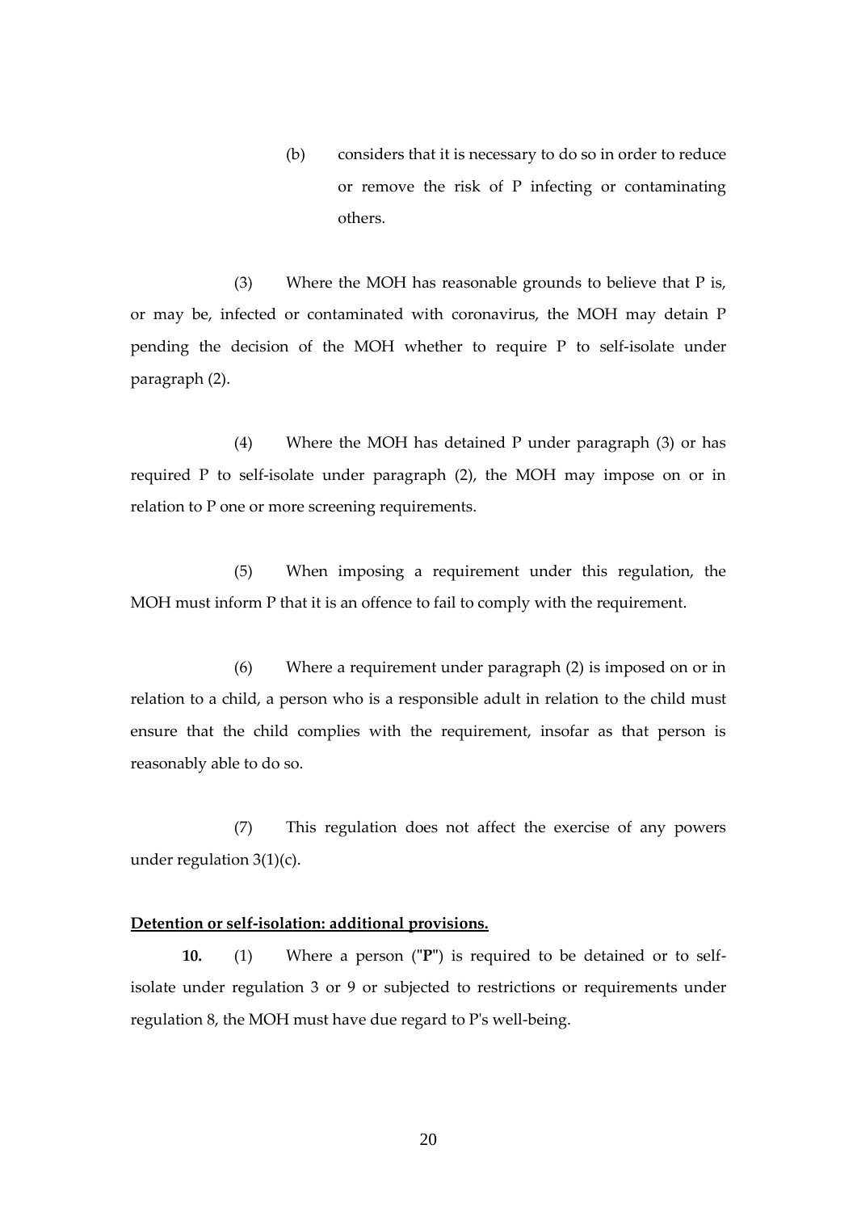(b) considers that it is necessary to do so in order to reduce or remove the risk of P infecting or contaminating others.

(3) Where the MOH has reasonable grounds to believe that P is, or may be, infected or contaminated with coronavirus, the MOH may detain P pending the decision of the MOH whether to require P to self-isolate under paragraph (2).

(4) Where the MOH has detained P under paragraph (3) or has required P to self-isolate under paragraph (2), the MOH may impose on or in relation to P one or more screening requirements.

(5) When imposing a requirement under this regulation, the MOH must inform P that it is an offence to fail to comply with the requirement.

(6) Where a requirement under paragraph (2) is imposed on or in relation to a child, a person who is a responsible adult in relation to the child must ensure that the child complies with the requirement, insofar as that person is reasonably able to do so.

(7) This regulation does not affect the exercise of any powers under regulation 3(1)(c).

**Detention or self-isolation: additional provisions.**

**10.** (1) Where a person ("**P**") is required to be detained or to self-isolate under regulation 3 or 9 or subjected to restrictions or requirements under regulation 8, the MOH must have due regard to P's well-being.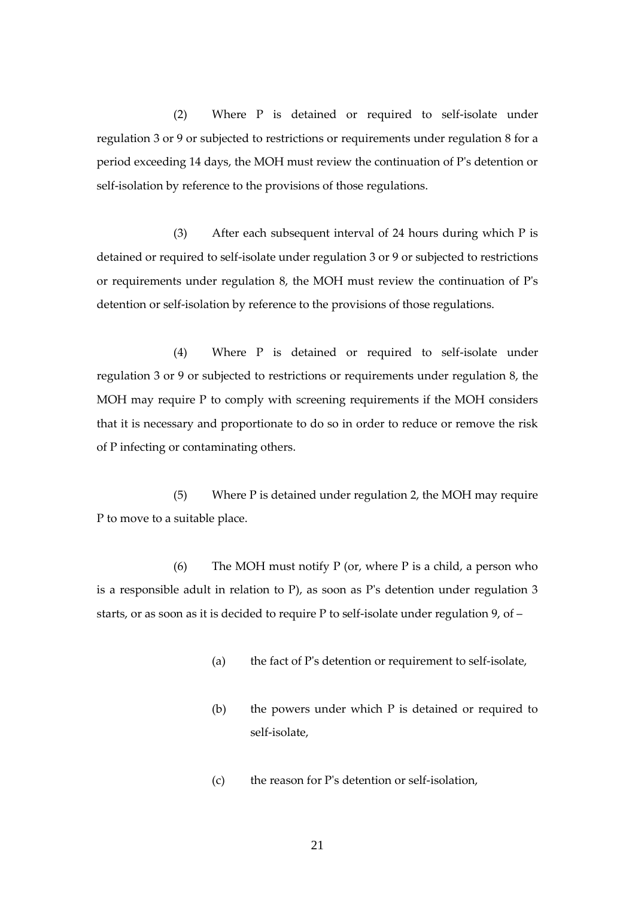(2) Where P is detained or required to self-isolate under regulation 3 or 9 or subjected to restrictions or requirements under regulation 8 for a period exceeding 14 days, the MOH must review the continuation of P's detention or self-isolation by reference to the provisions of those regulations.

(3) After each subsequent interval of 24 hours during which P is detained or required to self-isolate under regulation 3 or 9 or subjected to restrictions or requirements under regulation 8, the MOH must review the continuation of P's detention or self-isolation by reference to the provisions of those regulations.

(4) Where P is detained or required to self-isolate under regulation 3 or 9 or subjected to restrictions or requirements under regulation 8, the MOH may require P to comply with screening requirements if the MOH considers that it is necessary and proportionate to do so in order to reduce or remove the risk of P infecting or contaminating others.

(5) Where P is detained under regulation 2, the MOH may require P to move to a suitable place.

(6) The MOH must notify P (or, where P is a child, a person who is a responsible adult in relation to P), as soon as P's detention under regulation 3 starts, or as soon as it is decided to require P to self-isolate under regulation 9, of –

(a) the fact of P's detention or requirement to self-isolate,

(b) the powers under which P is detained or required to self-isolate,

(c) the reason for P's detention or self-isolation,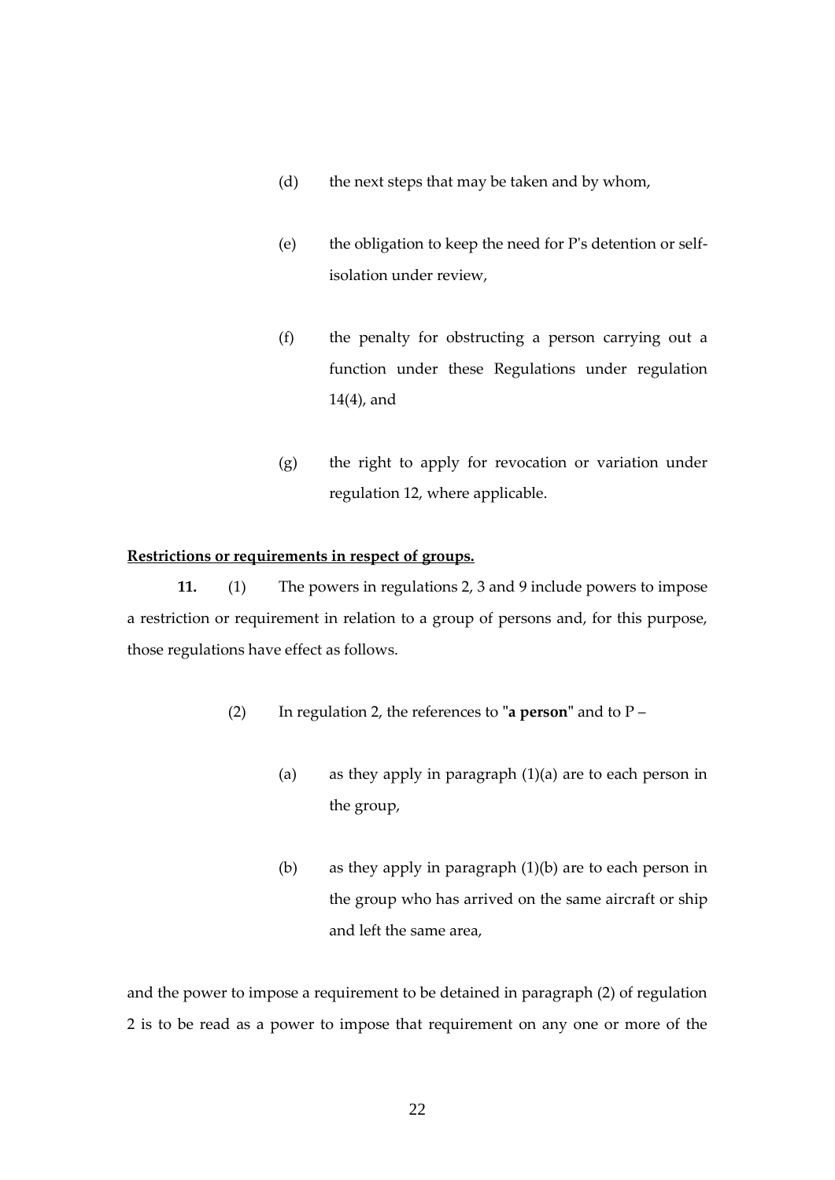(d) the next steps that may be taken and by whom,

(e) the obligation to keep the need for P's detention or self-isolation under review,

(f) the penalty for obstructing a person carrying out a function under these Regulations under regulation 14(4), and

(g) the right to apply for revocation or variation under regulation 12, where applicable.

**Restrictions or requirements in respect of groups.**

**11.** (1) The powers in regulations 2, 3 and 9 include powers to impose a restriction or requirement in relation to a group of persons and, for this purpose, those regulations have effect as follows.

(2) In regulation 2, the references to "**a person**" and to P –

(a) as they apply in paragraph (1)(a) are to each person in the group,

(b) as they apply in paragraph (1)(b) are to each person in the group who has arrived on the same aircraft or ship and left the same area,

and the power to impose a requirement to be detained in paragraph (2) of regulation 2 is to be read as a power to impose that requirement on any one or more of the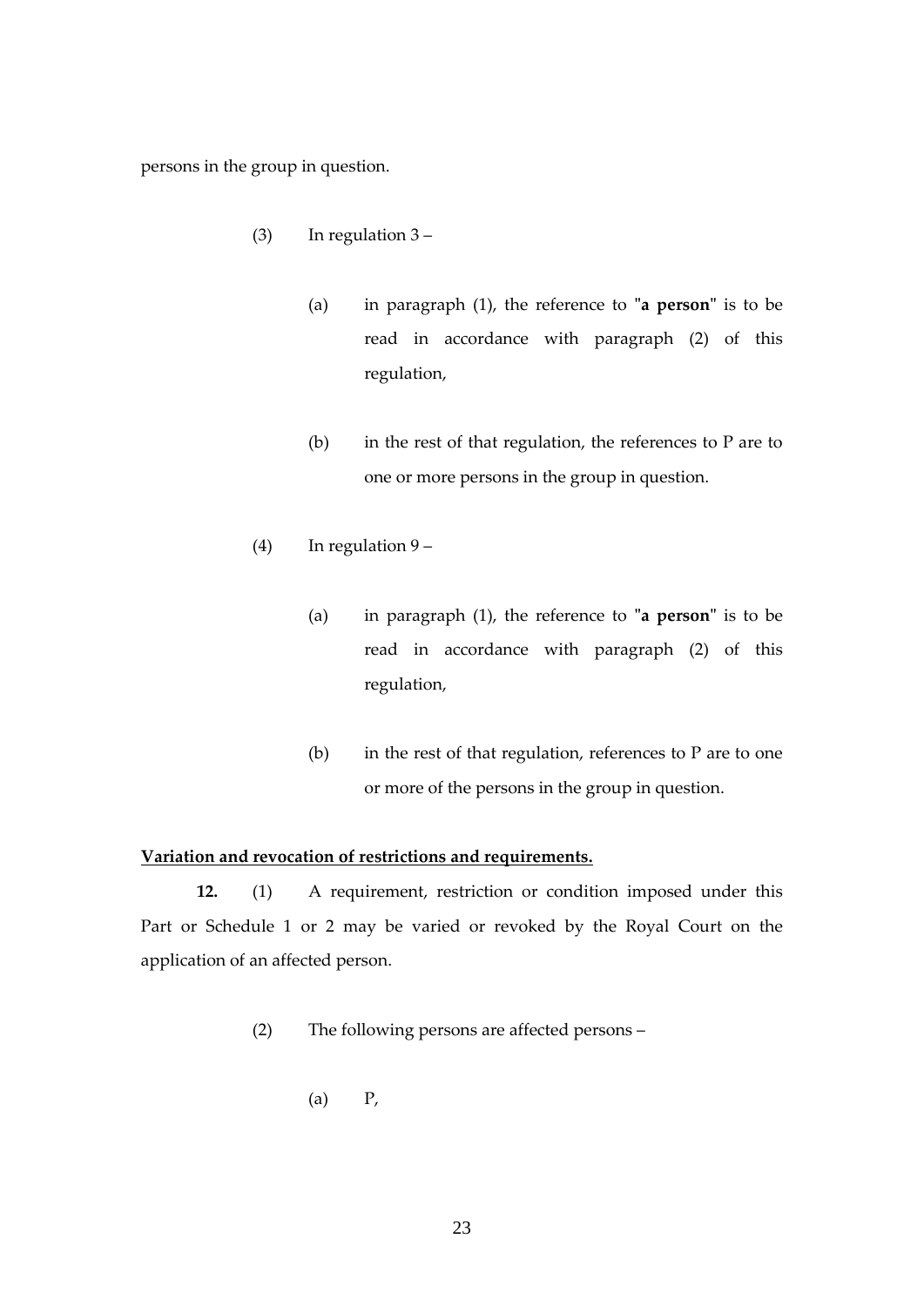persons in the group in question.

(3) In regulation 3 –

(a) in paragraph (1), the reference to "**a person**" is to be read in accordance with paragraph (2) of this regulation,

(b) in the rest of that regulation, the references to P are to one or more persons in the group in question.

(4) In regulation 9 –

(a) in paragraph (1), the reference to "**a person**" is to be read in accordance with paragraph (2) of this regulation,

(b) in the rest of that regulation, references to P are to one or more of the persons in the group in question.

**Variation and revocation of restrictions and requirements.**

**12.** (1) A requirement, restriction or condition imposed under this Part or Schedule 1 or 2 may be varied or revoked by the Royal Court on the application of an affected person.

(2) The following persons are affected persons –

(a) P,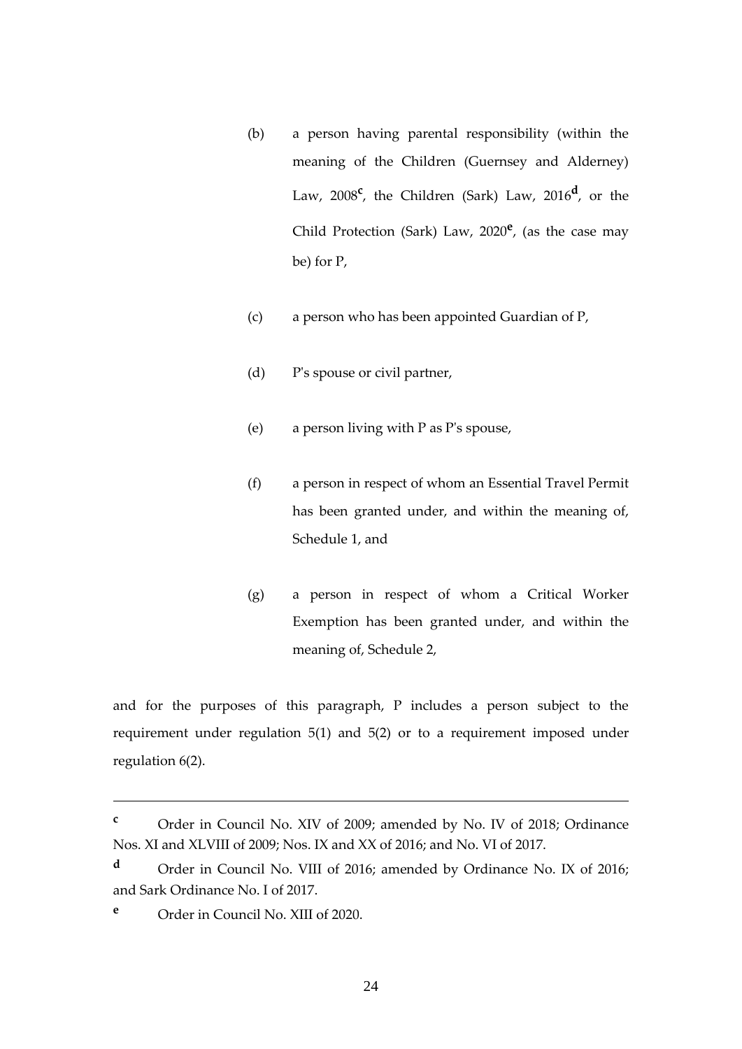(b) a person having parental responsibility (within the meaning of the Children (Guernsey and Alderney) Law, 2008[c], the Children (Sark) Law, 2016[d], or the Child Protection (Sark) Law, 2020[e], (as the case may be) for P,

(c) a person who has been appointed Guardian of P,

(d) P's spouse or civil partner,

(e) a person living with P as P's spouse,

(f) a person in respect of whom an Essential Travel Permit has been granted under, and within the meaning of, Schedule 1, and

(g) a person in respect of whom a Critical Worker Exemption has been granted under, and within the meaning of, Schedule 2,

and for the purposes of this paragraph, P includes a person subject to the requirement under regulation 5(1) and 5(2) or to a requirement imposed under regulation 6(2).

---

[c] Order in Council No. XIV of 2009; amended by No. IV of 2018; Ordinance Nos. XI and XLVIII of 2009; Nos. IX and XX of 2016; and No. VI of 2017.

[d] Order in Council No. VIII of 2016; amended by Ordinance No. IX of 2016; and Sark Ordinance No. I of 2017.

[e] Order in Council No. XIII of 2020.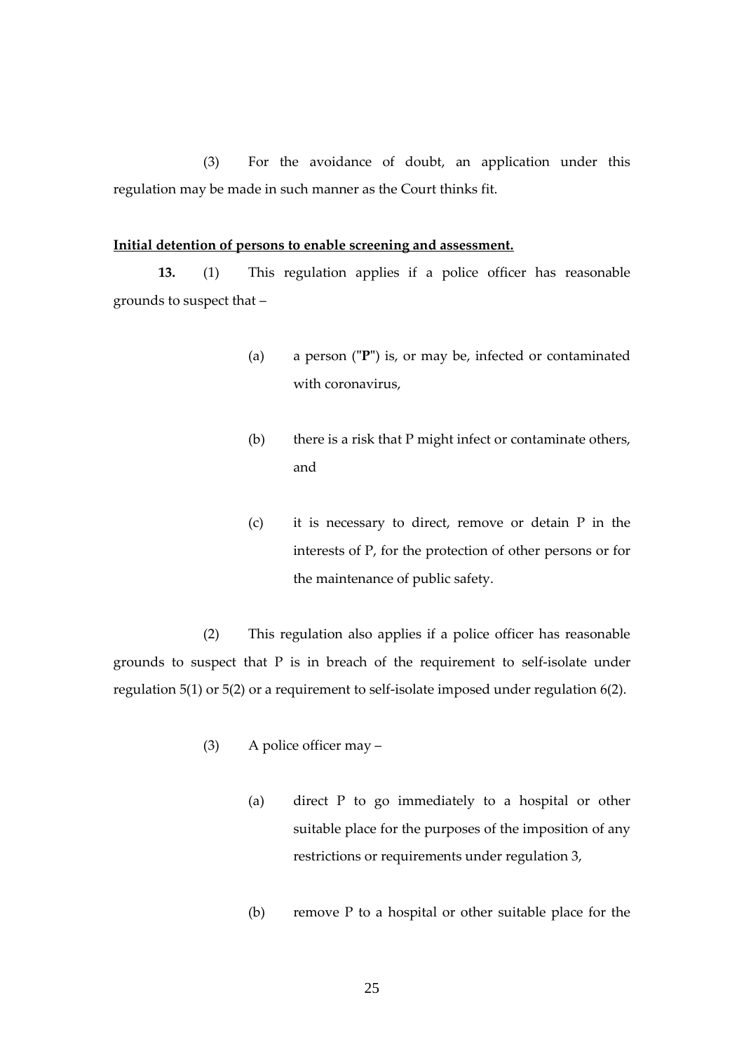(3) For the avoidance of doubt, an application under this regulation may be made in such manner as the Court thinks fit.

**Initial detention of persons to enable screening and assessment.**

**13.** (1) This regulation applies if a police officer has reasonable grounds to suspect that –

(a) a person ("**P**") is, or may be, infected or contaminated with coronavirus,

(b) there is a risk that P might infect or contaminate others, and

(c) it is necessary to direct, remove or detain P in the interests of P, for the protection of other persons or for the maintenance of public safety.

(2) This regulation also applies if a police officer has reasonable grounds to suspect that P is in breach of the requirement to self-isolate under regulation 5(1) or 5(2) or a requirement to self-isolate imposed under regulation 6(2).

(3) A police officer may –

(a) direct P to go immediately to a hospital or other suitable place for the purposes of the imposition of any restrictions or requirements under regulation 3,

(b) remove P to a hospital or other suitable place for the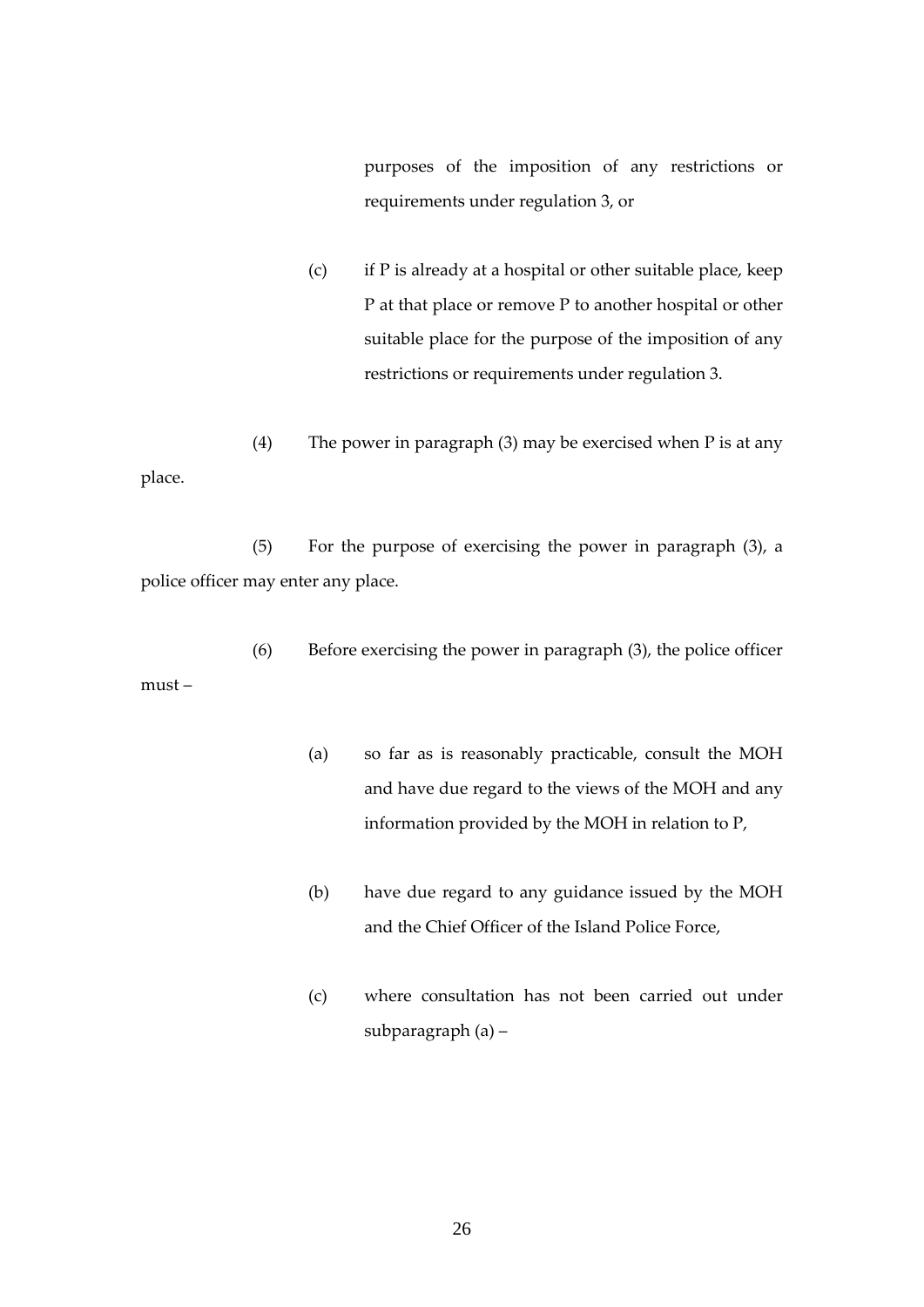purposes of the imposition of any restrictions or requirements under regulation 3, or

(c) if P is already at a hospital or other suitable place, keep P at that place or remove P to another hospital or other suitable place for the purpose of the imposition of any restrictions or requirements under regulation 3.

(4) The power in paragraph (3) may be exercised when P is at any place.

(5) For the purpose of exercising the power in paragraph (3), a police officer may enter any place.

(6) Before exercising the power in paragraph (3), the police officer must –

(a) so far as is reasonably practicable, consult the MOH and have due regard to the views of the MOH and any information provided by the MOH in relation to P,

(b) have due regard to any guidance issued by the MOH and the Chief Officer of the Island Police Force,

(c) where consultation has not been carried out under subparagraph (a) –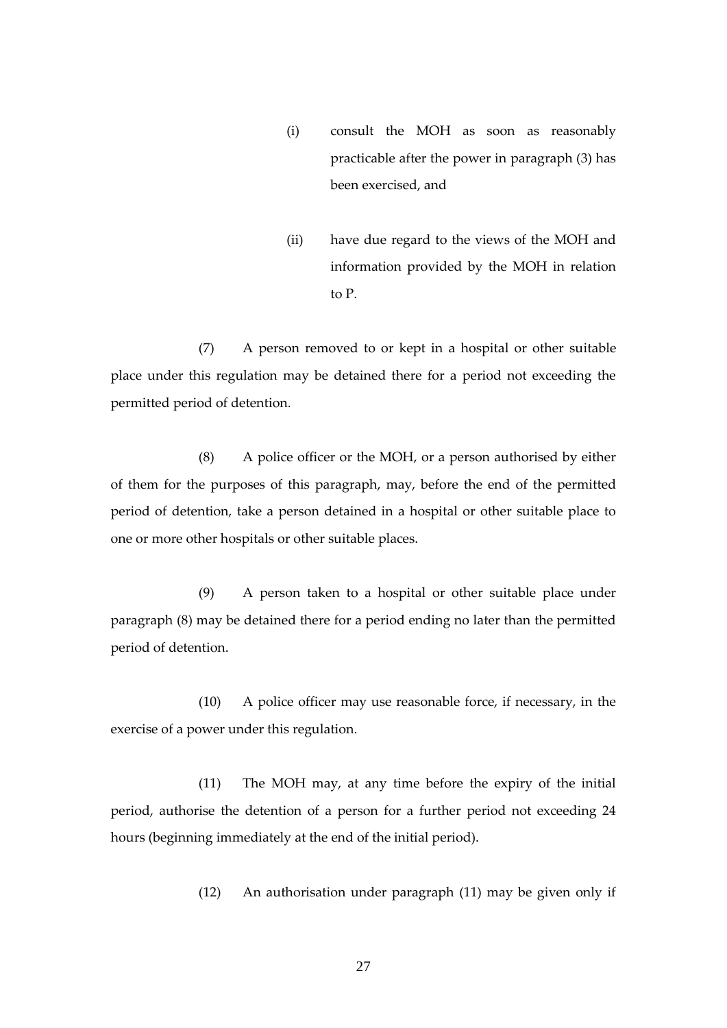(i) consult the MOH as soon as reasonably practicable after the power in paragraph (3) has been exercised, and

(ii) have due regard to the views of the MOH and information provided by the MOH in relation to P.

(7) A person removed to or kept in a hospital or other suitable place under this regulation may be detained there for a period not exceeding the permitted period of detention.

(8) A police officer or the MOH, or a person authorised by either of them for the purposes of this paragraph, may, before the end of the permitted period of detention, take a person detained in a hospital or other suitable place to one or more other hospitals or other suitable places.

(9) A person taken to a hospital or other suitable place under paragraph (8) may be detained there for a period ending no later than the permitted period of detention.

(10) A police officer may use reasonable force, if necessary, in the exercise of a power under this regulation.

(11) The MOH may, at any time before the expiry of the initial period, authorise the detention of a person for a further period not exceeding 24 hours (beginning immediately at the end of the initial period).

(12) An authorisation under paragraph (11) may be given only if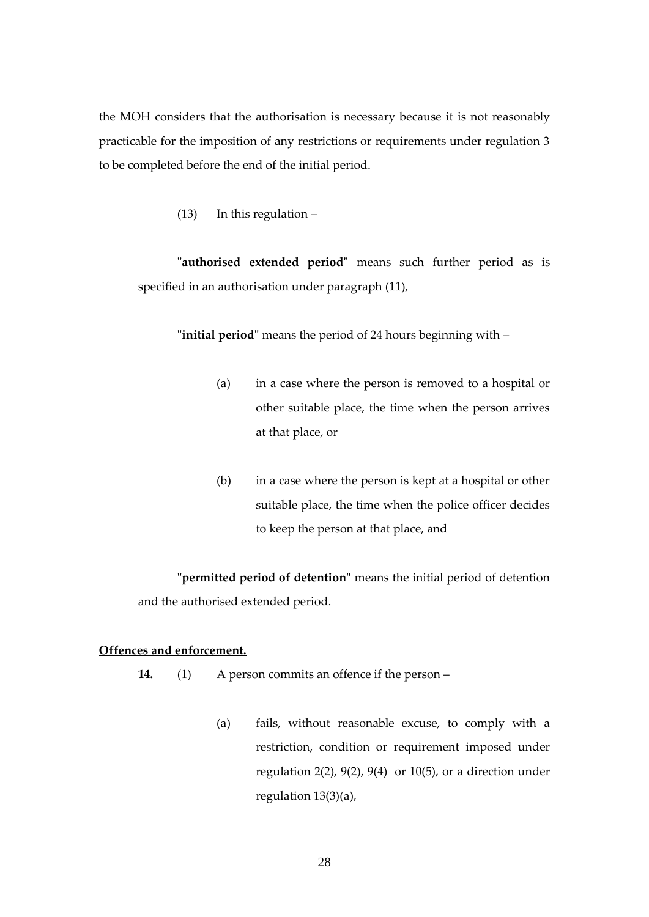the MOH considers that the authorisation is necessary because it is not reasonably practicable for the imposition of any restrictions or requirements under regulation 3 to be completed before the end of the initial period.

(13) In this regulation –

"**authorised extended period**" means such further period as is specified in an authorisation under paragraph (11),

"**initial period**" means the period of 24 hours beginning with –

(a) in a case where the person is removed to a hospital or other suitable place, the time when the person arrives at that place, or

(b) in a case where the person is kept at a hospital or other suitable place, the time when the police officer decides to keep the person at that place, and

"**permitted period of detention**" means the initial period of detention and the authorised extended period.

**Offences and enforcement.**

**14.** (1) A person commits an offence if the person –

(a) fails, without reasonable excuse, to comply with a restriction, condition or requirement imposed under regulation 2(2), 9(2), 9(4) or 10(5), or a direction under regulation 13(3)(a),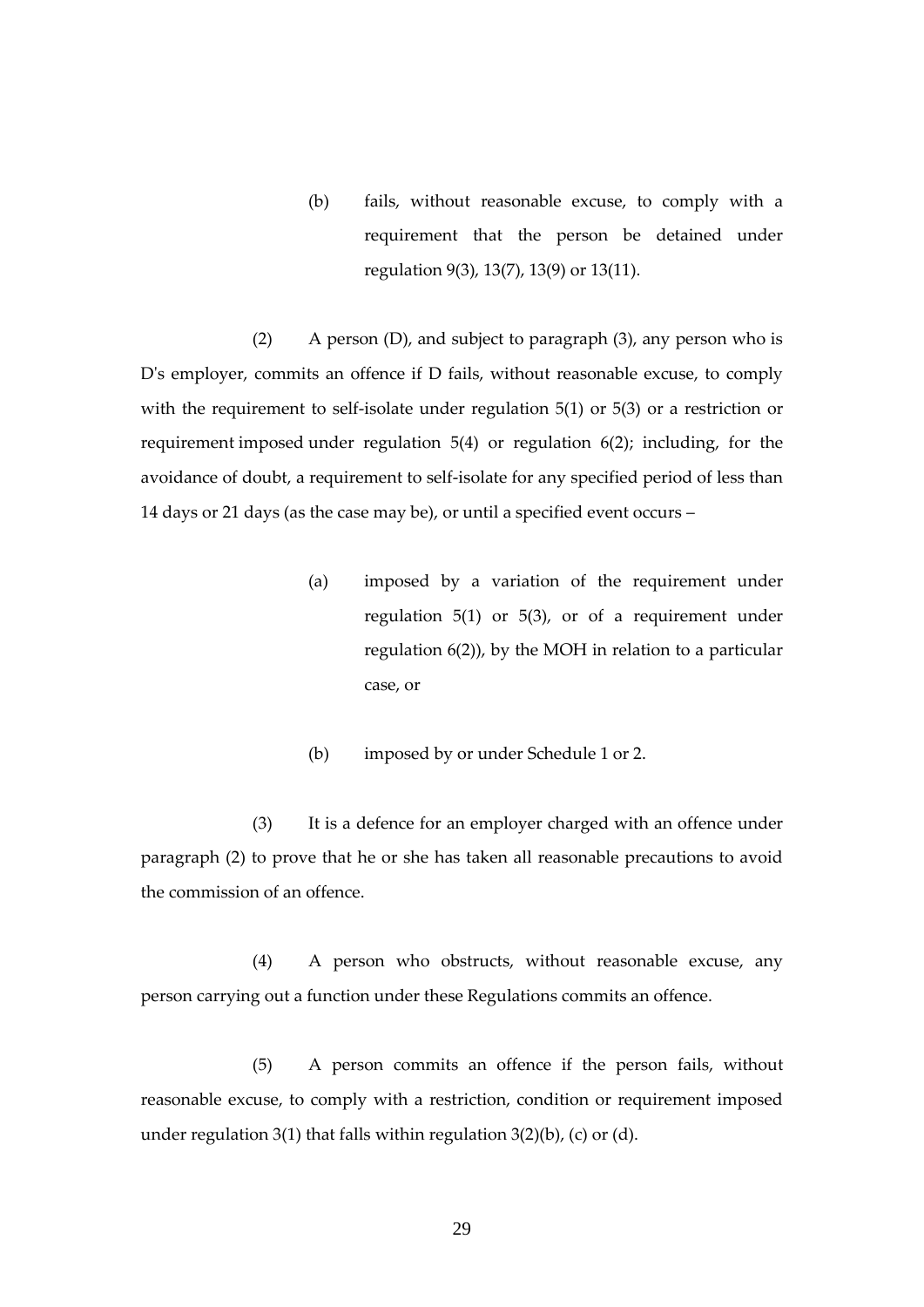(b) fails, without reasonable excuse, to comply with a requirement that the person be detained under regulation 9(3), 13(7), 13(9) or 13(11).

(2) A person (D), and subject to paragraph (3), any person who is D's employer, commits an offence if D fails, without reasonable excuse, to comply with the requirement to self-isolate under regulation 5(1) or 5(3) or a restriction or requirement imposed under regulation 5(4) or regulation 6(2); including, for the avoidance of doubt, a requirement to self-isolate for any specified period of less than 14 days or 21 days (as the case may be), or until a specified event occurs –

(a) imposed by a variation of the requirement under regulation 5(1) or 5(3), or of a requirement under regulation 6(2)), by the MOH in relation to a particular case, or

(b) imposed by or under Schedule 1 or 2.

(3) It is a defence for an employer charged with an offence under paragraph (2) to prove that he or she has taken all reasonable precautions to avoid the commission of an offence.

(4) A person who obstructs, without reasonable excuse, any person carrying out a function under these Regulations commits an offence.

(5) A person commits an offence if the person fails, without reasonable excuse, to comply with a restriction, condition or requirement imposed under regulation 3(1) that falls within regulation 3(2)(b), (c) or (d).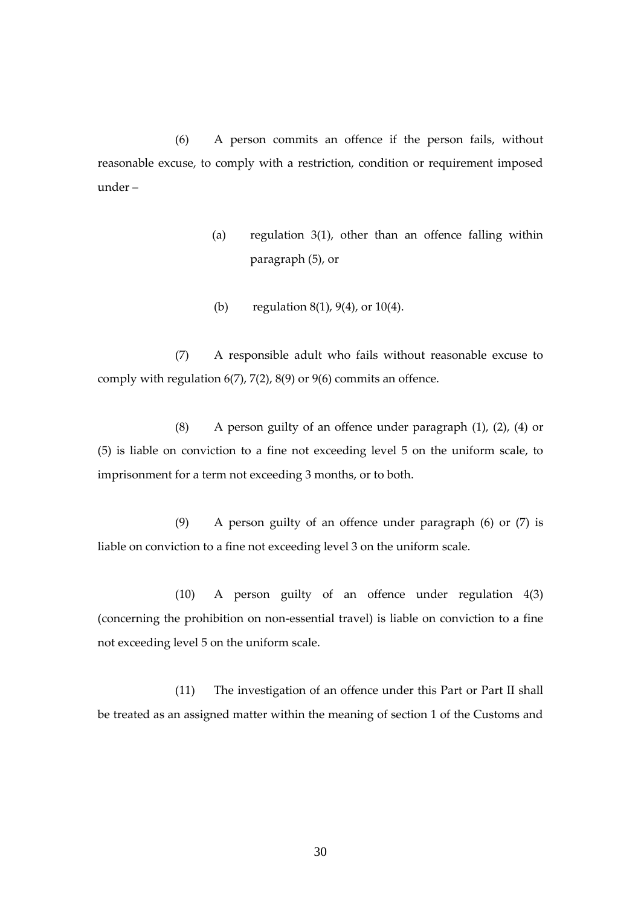(6) A person commits an offence if the person fails, without reasonable excuse, to comply with a restriction, condition or requirement imposed under –

(a) regulation 3(1), other than an offence falling within paragraph (5), or

(b) regulation 8(1), 9(4), or 10(4).

(7) A responsible adult who fails without reasonable excuse to comply with regulation 6(7), 7(2), 8(9) or 9(6) commits an offence.

(8) A person guilty of an offence under paragraph (1), (2), (4) or (5) is liable on conviction to a fine not exceeding level 5 on the uniform scale, to imprisonment for a term not exceeding 3 months, or to both.

(9) A person guilty of an offence under paragraph (6) or (7) is liable on conviction to a fine not exceeding level 3 on the uniform scale.

(10) A person guilty of an offence under regulation 4(3) (concerning the prohibition on non-essential travel) is liable on conviction to a fine not exceeding level 5 on the uniform scale.

(11) The investigation of an offence under this Part or Part II shall be treated as an assigned matter within the meaning of section 1 of the Customs and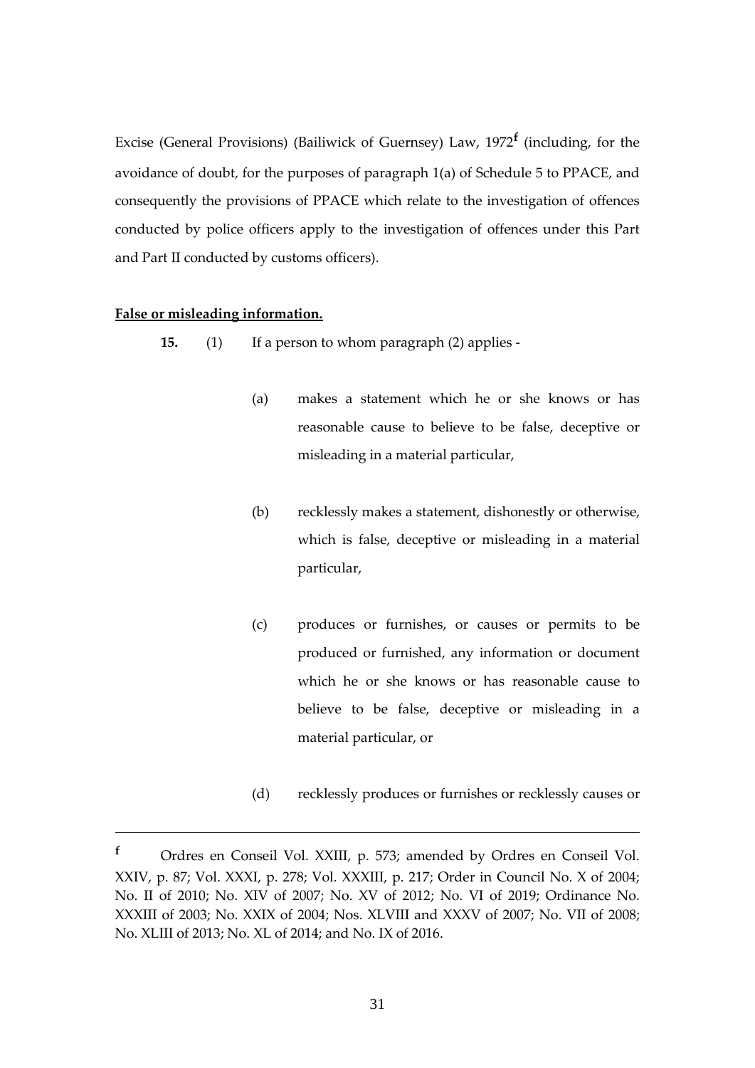Excise (General Provisions) (Bailiwick of Guernsey) Law, 1972[f] (including, for the avoidance of doubt, for the purposes of paragraph 1(a) of Schedule 5 to PPACE, and consequently the provisions of PPACE which relate to the investigation of offences conducted by police officers apply to the investigation of offences under this Part and Part II conducted by customs officers).

**False or misleading information.**

**15.** (1) If a person to whom paragraph (2) applies -

(a) makes a statement which he or she knows or has reasonable cause to believe to be false, deceptive or misleading in a material particular,

(b) recklessly makes a statement, dishonestly or otherwise, which is false, deceptive or misleading in a material particular,

(c) produces or furnishes, or causes or permits to be produced or furnished, any information or document which he or she knows or has reasonable cause to believe to be false, deceptive or misleading in a material particular, or

(d) recklessly produces or furnishes or recklessly causes or

---

[f] Ordres en Conseil Vol. XXIII, p. 573; amended by Ordres en Conseil Vol. XXIV, p. 87; Vol. XXXI, p. 278; Vol. XXXIII, p. 217; Order in Council No. X of 2004; No. II of 2010; No. XIV of 2007; No. XV of 2012; No. VI of 2019; Ordinance No. XXXIII of 2003; No. XXIX of 2004; Nos. XLVIII and XXXV of 2007; No. VII of 2008; No. XLIII of 2013; No. XL of 2014; and No. IX of 2016.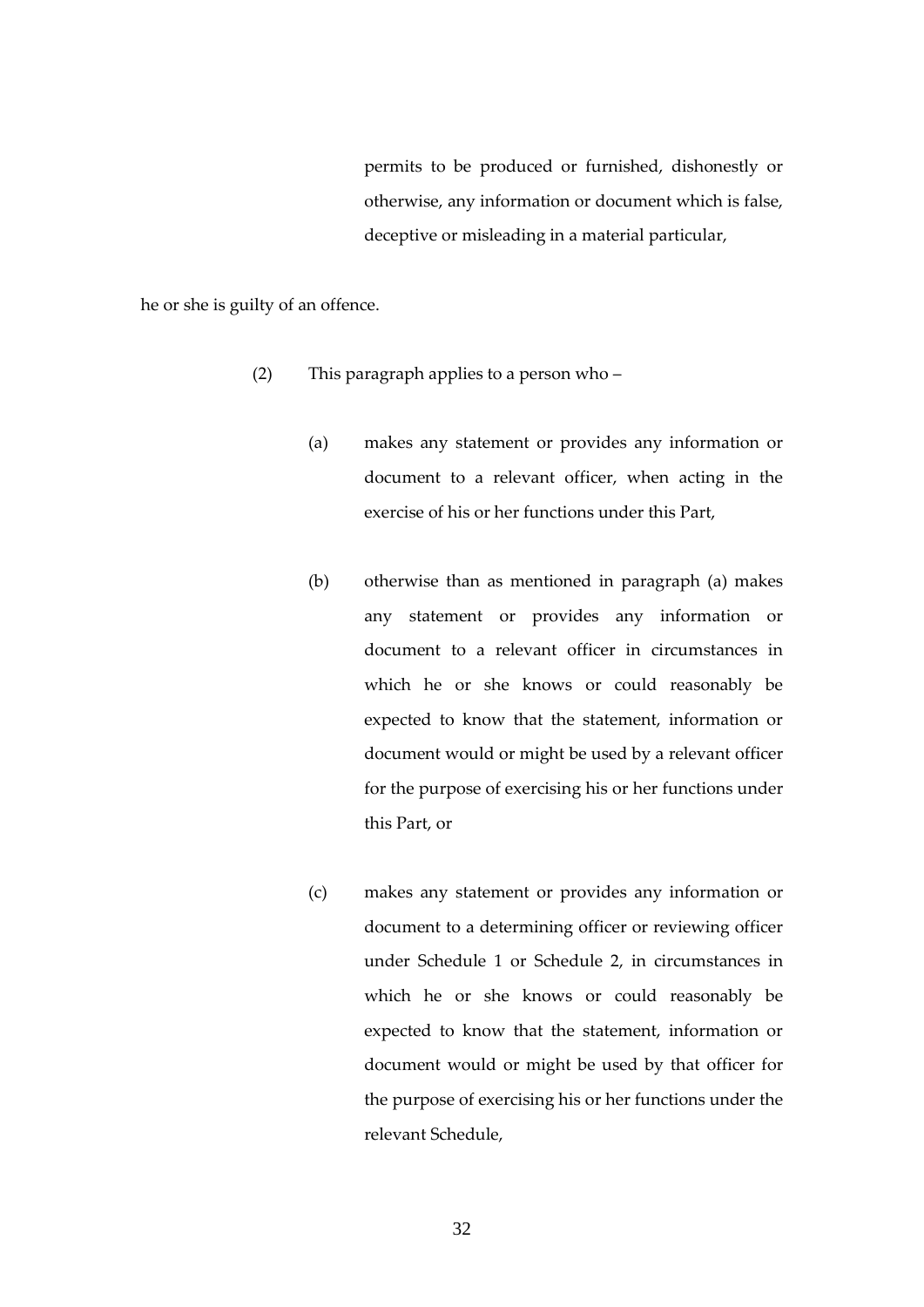permits to be produced or furnished, dishonestly or otherwise, any information or document which is false, deceptive or misleading in a material particular,

he or she is guilty of an offence.

(2) This paragraph applies to a person who –

(a) makes any statement or provides any information or document to a relevant officer, when acting in the exercise of his or her functions under this Part,

(b) otherwise than as mentioned in paragraph (a) makes any statement or provides any information or document to a relevant officer in circumstances in which he or she knows or could reasonably be expected to know that the statement, information or document would or might be used by a relevant officer for the purpose of exercising his or her functions under this Part, or

(c) makes any statement or provides any information or document to a determining officer or reviewing officer under Schedule 1 or Schedule 2, in circumstances in which he or she knows or could reasonably be expected to know that the statement, information or document would or might be used by that officer for the purpose of exercising his or her functions under the relevant Schedule,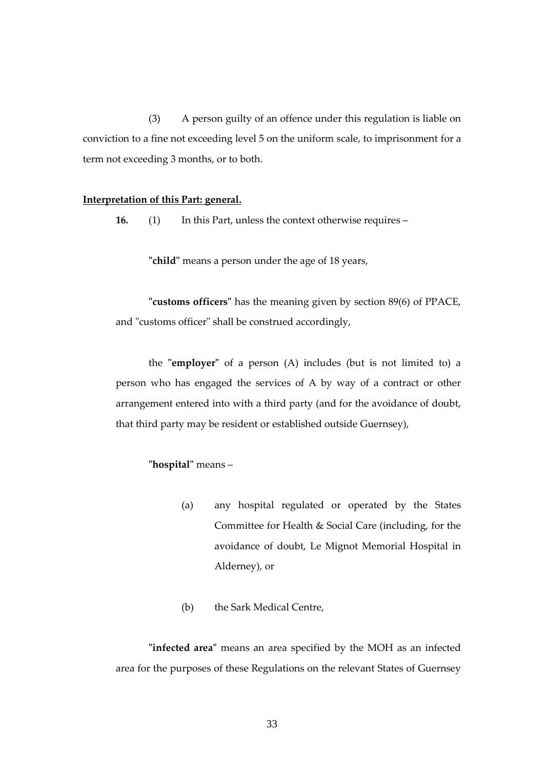(3) A person guilty of an offence under this regulation is liable on conviction to a fine not exceeding level 5 on the uniform scale, to imprisonment for a term not exceeding 3 months, or to both.

**Interpretation of this Part: general.**

**16.** (1) In this Part, unless the context otherwise requires –

"**child**" means a person under the age of 18 years,

"**customs officers**" has the meaning given by section 89(6) of PPACE, and "customs officer" shall be construed accordingly,

the "**employer**" of a person (A) includes (but is not limited to) a person who has engaged the services of A by way of a contract or other arrangement entered into with a third party (and for the avoidance of doubt, that third party may be resident or established outside Guernsey),

"**hospital**" means –

(a) any hospital regulated or operated by the States Committee for Health & Social Care (including, for the avoidance of doubt, Le Mignot Memorial Hospital in Alderney), or

(b) the Sark Medical Centre,

"**infected area**" means an area specified by the MOH as an infected area for the purposes of these Regulations on the relevant States of Guernsey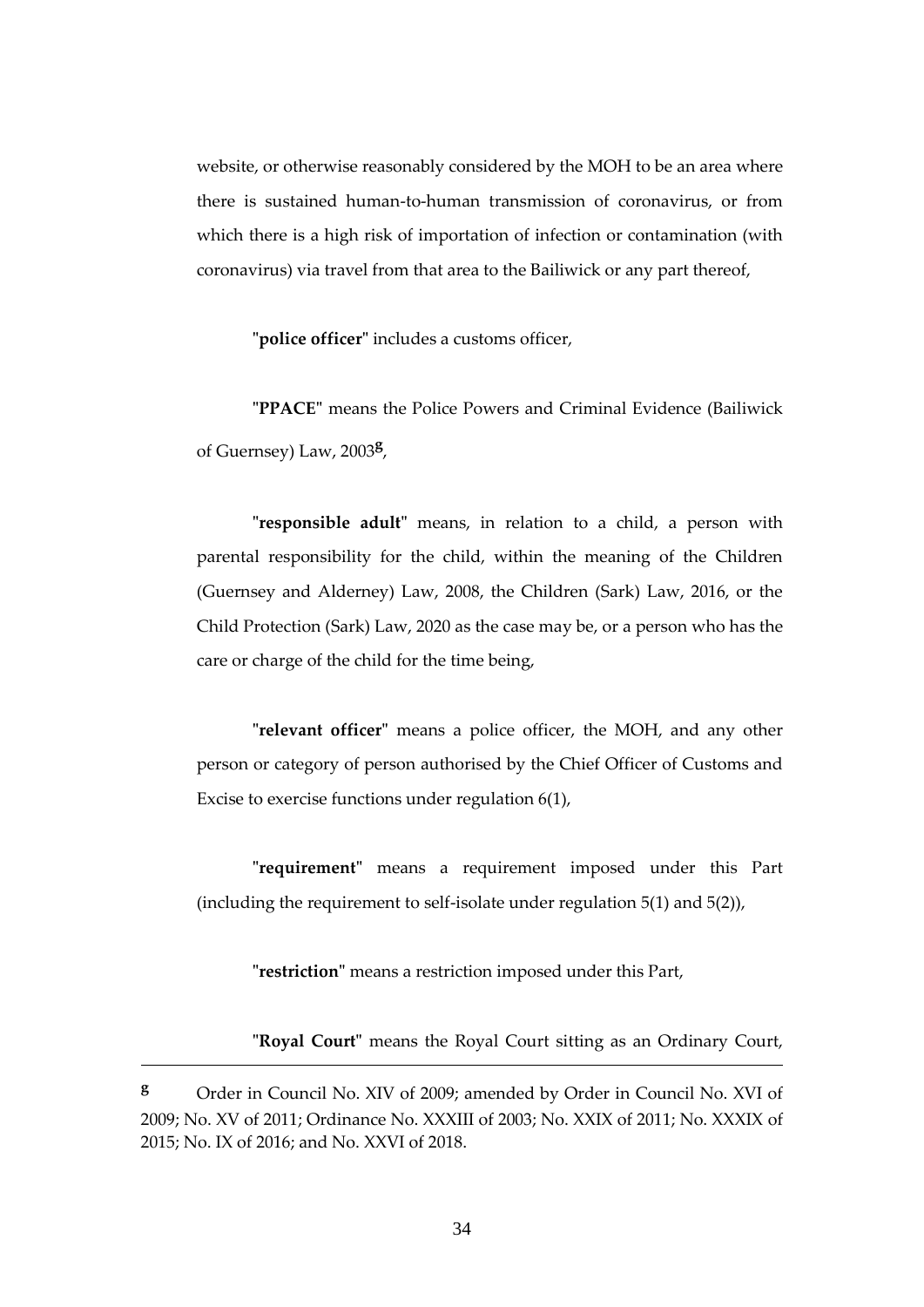website, or otherwise reasonably considered by the MOH to be an area where there is sustained human-to-human transmission of coronavirus, or from which there is a high risk of importation of infection or contamination (with coronavirus) via travel from that area to the Bailiwick or any part thereof,

"**police officer**" includes a customs officer,

"**PPACE**" means the Police Powers and Criminal Evidence (Bailiwick of Guernsey) Law, 2003[g],

"**responsible adult**" means, in relation to a child, a person with parental responsibility for the child, within the meaning of the Children (Guernsey and Alderney) Law, 2008, the Children (Sark) Law, 2016, or the Child Protection (Sark) Law, 2020 as the case may be, or a person who has the care or charge of the child for the time being,

"**relevant officer**" means a police officer, the MOH, and any other person or category of person authorised by the Chief Officer of Customs and Excise to exercise functions under regulation 6(1),

"**requirement**" means a requirement imposed under this Part (including the requirement to self-isolate under regulation 5(1) and 5(2)),

"**restriction**" means a restriction imposed under this Part,

"**Royal Court**" means the Royal Court sitting as an Ordinary Court,

---

[g] Order in Council No. XIV of 2009; amended by Order in Council No. XVI of 2009; No. XV of 2011; Ordinance No. XXXIII of 2003; No. XXIX of 2011; No. XXXIX of 2015; No. IX of 2016; and No. XXVI of 2018.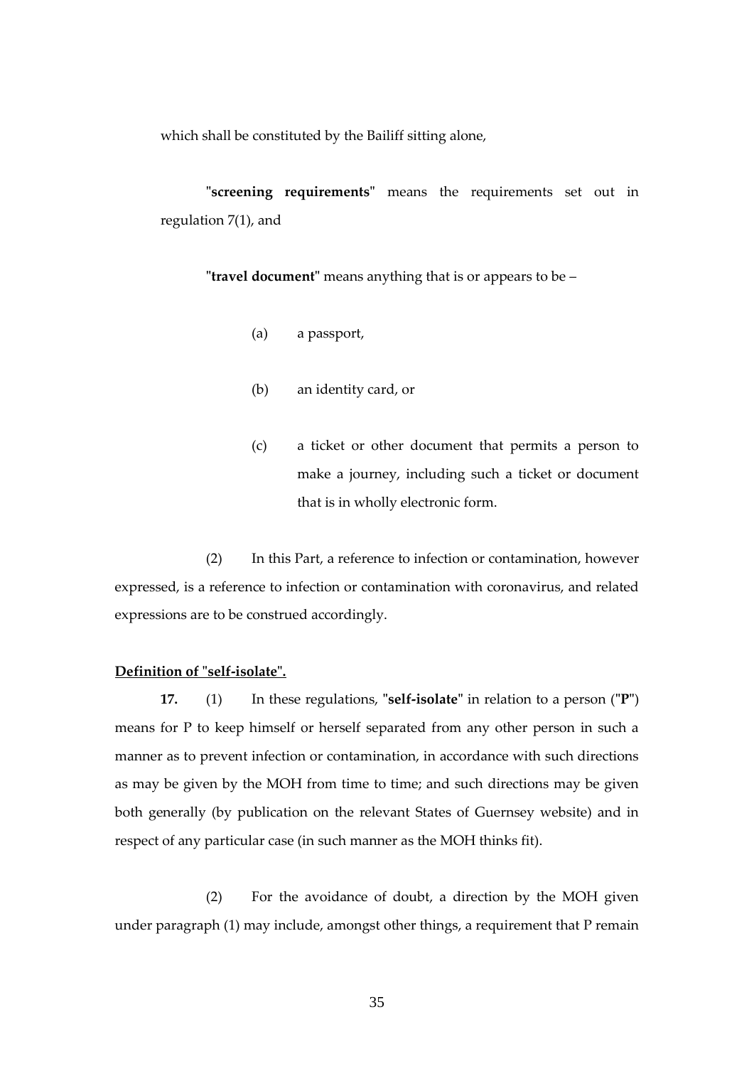which shall be constituted by the Bailiff sitting alone,

"**screening requirements**" means the requirements set out in regulation 7(1), and

"**travel document**" means anything that is or appears to be –

(a) a passport,

(b) an identity card, or

(c) a ticket or other document that permits a person to make a journey, including such a ticket or document that is in wholly electronic form.

(2) In this Part, a reference to infection or contamination, however expressed, is a reference to infection or contamination with coronavirus, and related expressions are to be construed accordingly.

**Definition of "self-isolate".**

**17.** (1) In these regulations, "**self-isolate**" in relation to a person ("**P**") means for P to keep himself or herself separated from any other person in such a manner as to prevent infection or contamination, in accordance with such directions as may be given by the MOH from time to time; and such directions may be given both generally (by publication on the relevant States of Guernsey website) and in respect of any particular case (in such manner as the MOH thinks fit).

(2) For the avoidance of doubt, a direction by the MOH given under paragraph (1) may include, amongst other things, a requirement that P remain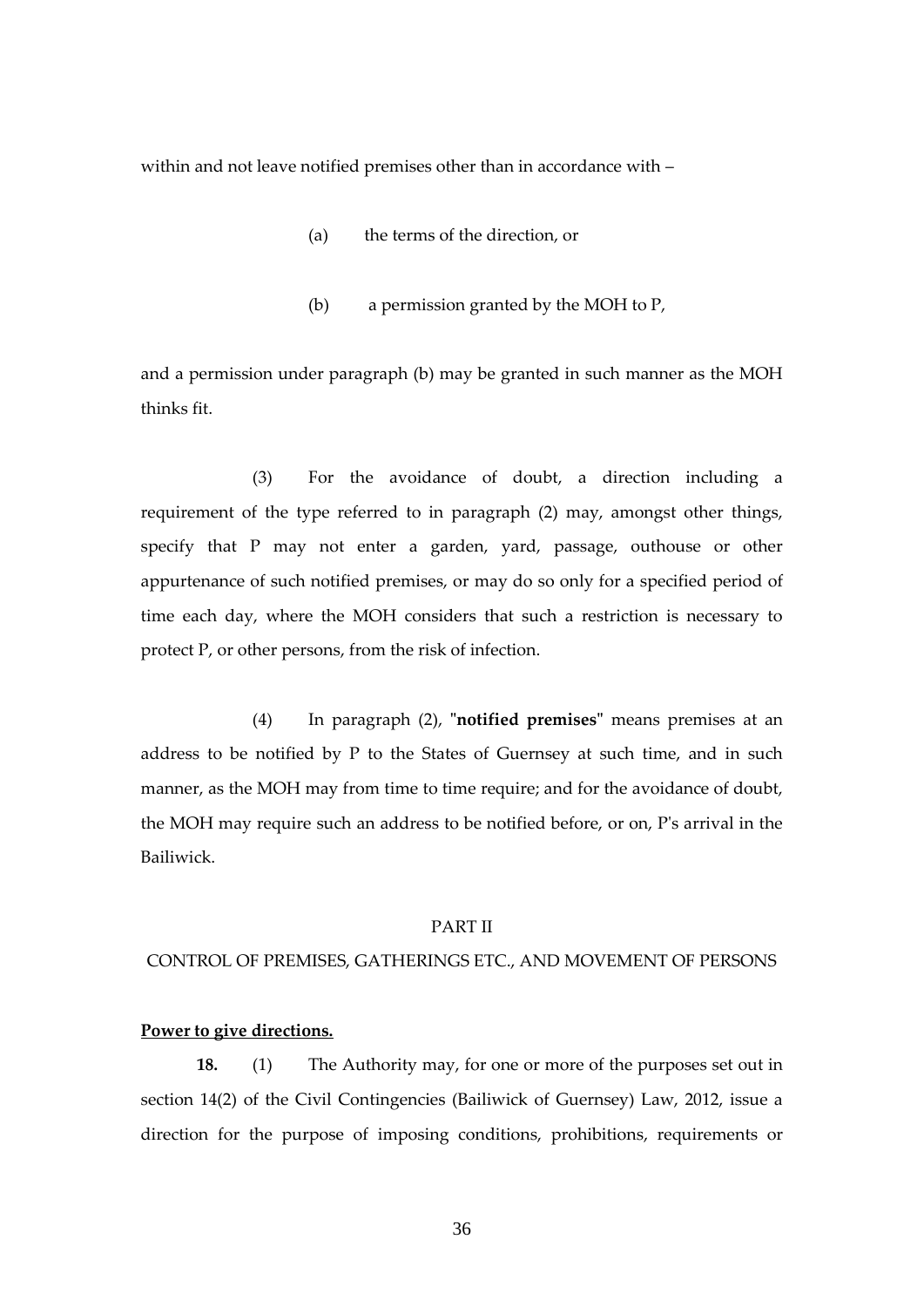within and not leave notified premises other than in accordance with –

(a) the terms of the direction, or

(b) a permission granted by the MOH to P,

and a permission under paragraph (b) may be granted in such manner as the MOH thinks fit.

(3) For the avoidance of doubt, a direction including a requirement of the type referred to in paragraph (2) may, amongst other things, specify that P may not enter a garden, yard, passage, outhouse or other appurtenance of such notified premises, or may do so only for a specified period of time each day, where the MOH considers that such a restriction is necessary to protect P, or other persons, from the risk of infection.

(4) In paragraph (2), "**notified premises**" means premises at an address to be notified by P to the States of Guernsey at such time, and in such manner, as the MOH may from time to time require; and for the avoidance of doubt, the MOH may require such an address to be notified before, or on, P's arrival in the Bailiwick.

PART II

CONTROL OF PREMISES, GATHERINGS ETC., AND MOVEMENT OF PERSONS

**Power to give directions.**

**18.** (1) The Authority may, for one or more of the purposes set out in section 14(2) of the Civil Contingencies (Bailiwick of Guernsey) Law, 2012, issue a direction for the purpose of imposing conditions, prohibitions, requirements or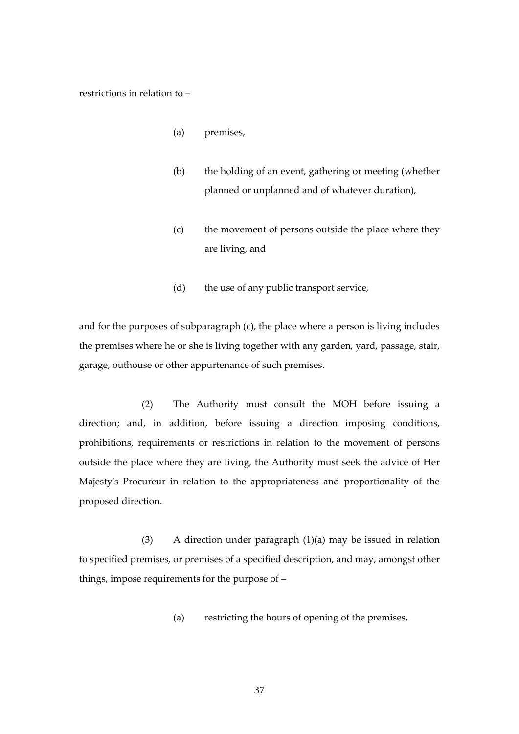restrictions in relation to –

(a) premises,

(b) the holding of an event, gathering or meeting (whether planned or unplanned and of whatever duration),

(c) the movement of persons outside the place where they are living, and

(d) the use of any public transport service,

and for the purposes of subparagraph (c), the place where a person is living includes the premises where he or she is living together with any garden, yard, passage, stair, garage, outhouse or other appurtenance of such premises.

(2) The Authority must consult the MOH before issuing a direction; and, in addition, before issuing a direction imposing conditions, prohibitions, requirements or restrictions in relation to the movement of persons outside the place where they are living, the Authority must seek the advice of Her Majesty's Procureur in relation to the appropriateness and proportionality of the proposed direction.

(3) A direction under paragraph (1)(a) may be issued in relation to specified premises, or premises of a specified description, and may, amongst other things, impose requirements for the purpose of –

(a) restricting the hours of opening of the premises,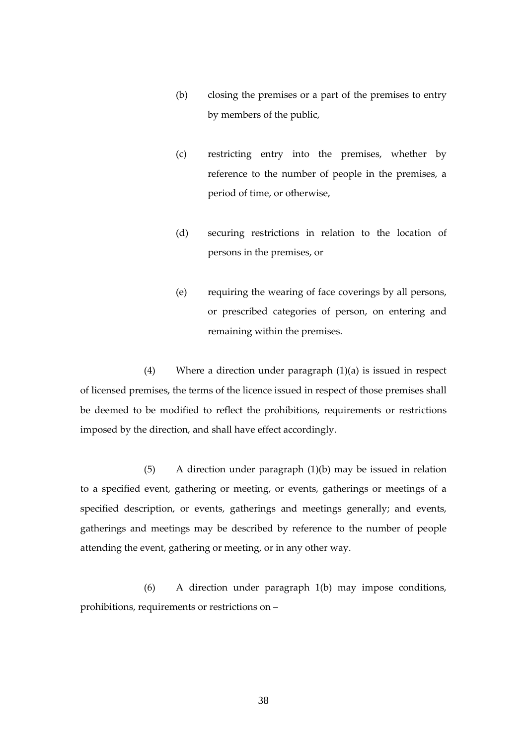(b) closing the premises or a part of the premises to entry by members of the public,

(c) restricting entry into the premises, whether by reference to the number of people in the premises, a period of time, or otherwise,

(d) securing restrictions in relation to the location of persons in the premises, or

(e) requiring the wearing of face coverings by all persons, or prescribed categories of person, on entering and remaining within the premises.

(4) Where a direction under paragraph (1)(a) is issued in respect of licensed premises, the terms of the licence issued in respect of those premises shall be deemed to be modified to reflect the prohibitions, requirements or restrictions imposed by the direction, and shall have effect accordingly.

(5) A direction under paragraph (1)(b) may be issued in relation to a specified event, gathering or meeting, or events, gatherings or meetings of a specified description, or events, gatherings and meetings generally; and events, gatherings and meetings may be described by reference to the number of people attending the event, gathering or meeting, or in any other way.

(6) A direction under paragraph 1(b) may impose conditions, prohibitions, requirements or restrictions on –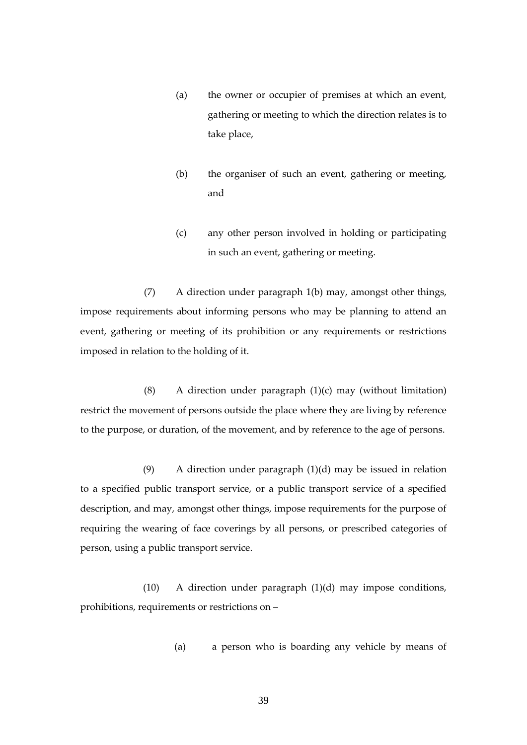(a) the owner or occupier of premises at which an event, gathering or meeting to which the direction relates is to take place,

(b) the organiser of such an event, gathering or meeting, and

(c) any other person involved in holding or participating in such an event, gathering or meeting.

(7) A direction under paragraph 1(b) may, amongst other things, impose requirements about informing persons who may be planning to attend an event, gathering or meeting of its prohibition or any requirements or restrictions imposed in relation to the holding of it.

(8) A direction under paragraph (1)(c) may (without limitation) restrict the movement of persons outside the place where they are living by reference to the purpose, or duration, of the movement, and by reference to the age of persons.

(9) A direction under paragraph (1)(d) may be issued in relation to a specified public transport service, or a public transport service of a specified description, and may, amongst other things, impose requirements for the purpose of requiring the wearing of face coverings by all persons, or prescribed categories of person, using a public transport service.

(10) A direction under paragraph (1)(d) may impose conditions, prohibitions, requirements or restrictions on –

(a) a person who is boarding any vehicle by means of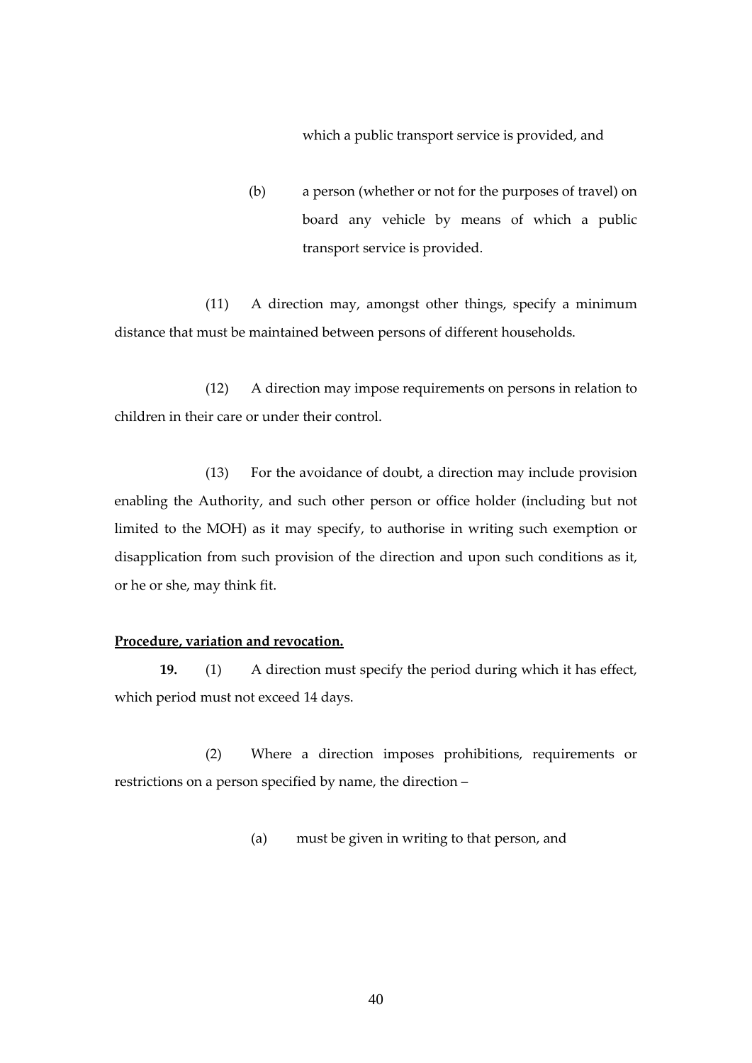which a public transport service is provided, and

(b) a person (whether or not for the purposes of travel) on board any vehicle by means of which a public transport service is provided.

(11) A direction may, amongst other things, specify a minimum distance that must be maintained between persons of different households.

(12) A direction may impose requirements on persons in relation to children in their care or under their control.

(13) For the avoidance of doubt, a direction may include provision enabling the Authority, and such other person or office holder (including but not limited to the MOH) as it may specify, to authorise in writing such exemption or disapplication from such provision of the direction and upon such conditions as it, or he or she, may think fit.

**Procedure, variation and revocation.**

**19.** (1) A direction must specify the period during which it has effect, which period must not exceed 14 days.

(2) Where a direction imposes prohibitions, requirements or restrictions on a person specified by name, the direction –

(a) must be given in writing to that person, and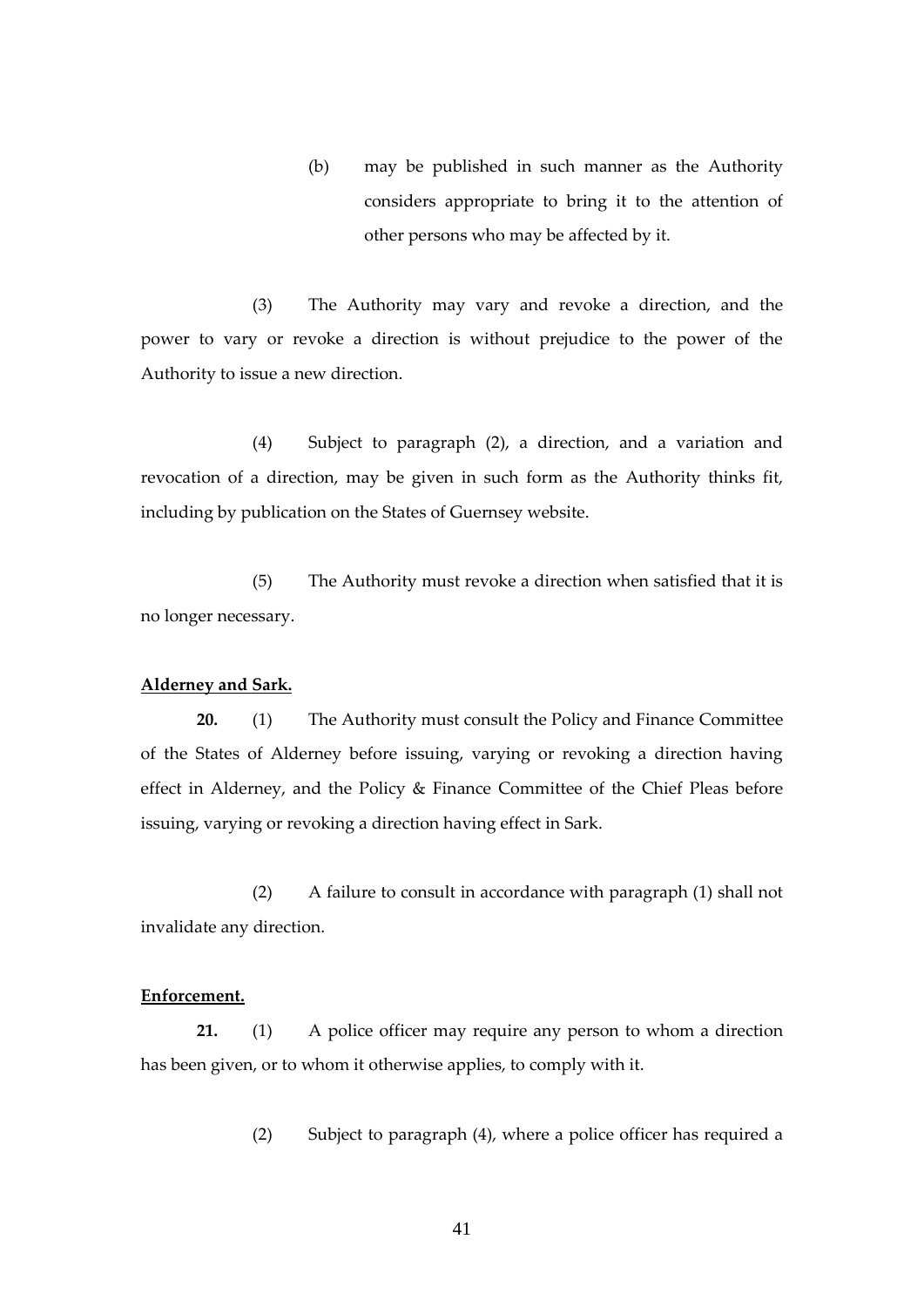(b) may be published in such manner as the Authority considers appropriate to bring it to the attention of other persons who may be affected by it.

(3) The Authority may vary and revoke a direction, and the power to vary or revoke a direction is without prejudice to the power of the Authority to issue a new direction.

(4) Subject to paragraph (2), a direction, and a variation and revocation of a direction, may be given in such form as the Authority thinks fit, including by publication on the States of Guernsey website.

(5) The Authority must revoke a direction when satisfied that it is no longer necessary.

**Alderney and Sark.**

**20.** (1) The Authority must consult the Policy and Finance Committee of the States of Alderney before issuing, varying or revoking a direction having effect in Alderney, and the Policy & Finance Committee of the Chief Pleas before issuing, varying or revoking a direction having effect in Sark.

(2) A failure to consult in accordance with paragraph (1) shall not invalidate any direction.

**Enforcement.**

**21.** (1) A police officer may require any person to whom a direction has been given, or to whom it otherwise applies, to comply with it.

(2) Subject to paragraph (4), where a police officer has required a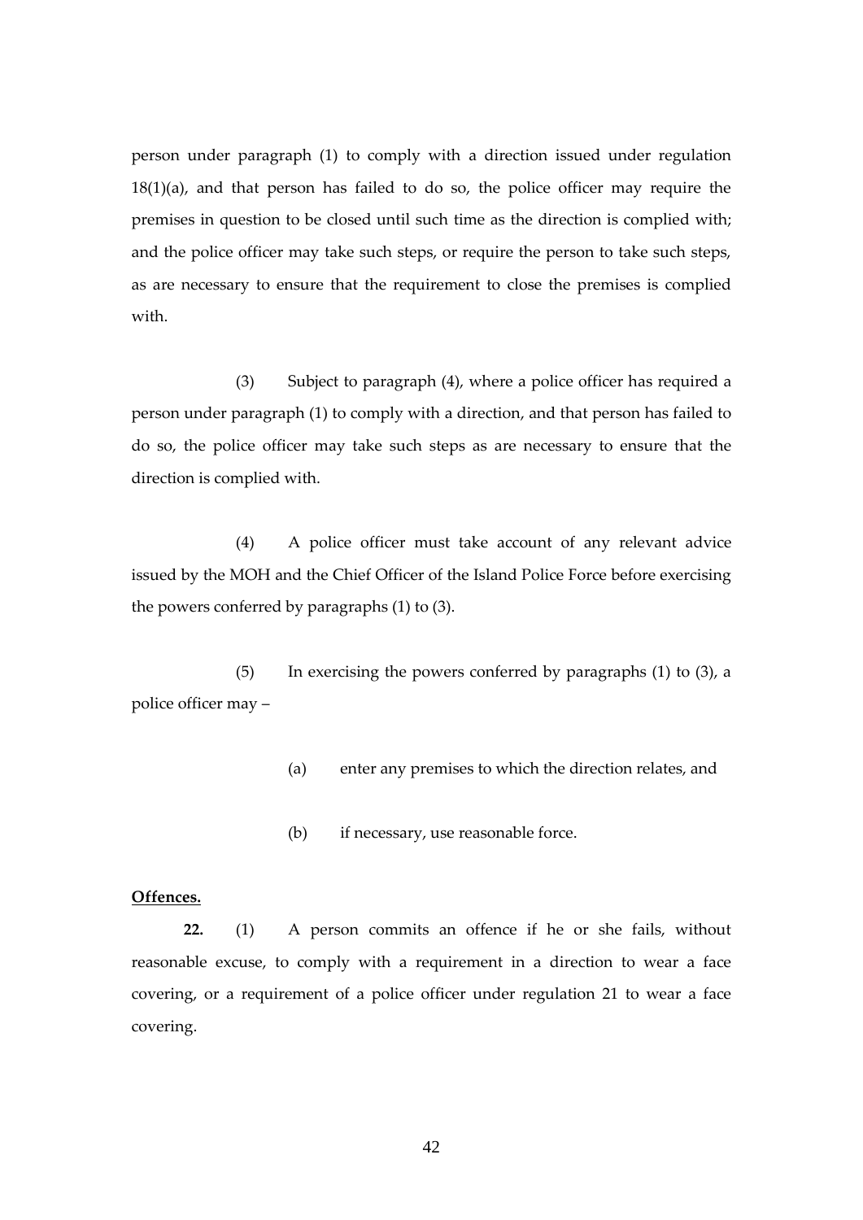person under paragraph (1) to comply with a direction issued under regulation 18(1)(a), and that person has failed to do so, the police officer may require the premises in question to be closed until such time as the direction is complied with; and the police officer may take such steps, or require the person to take such steps, as are necessary to ensure that the requirement to close the premises is complied with.

(3) Subject to paragraph (4), where a police officer has required a person under paragraph (1) to comply with a direction, and that person has failed to do so, the police officer may take such steps as are necessary to ensure that the direction is complied with.

(4) A police officer must take account of any relevant advice issued by the MOH and the Chief Officer of the Island Police Force before exercising the powers conferred by paragraphs (1) to (3).

(5) In exercising the powers conferred by paragraphs (1) to (3), a police officer may –

(a) enter any premises to which the direction relates, and

(b) if necessary, use reasonable force.

**Offences.**

**22.** (1) A person commits an offence if he or she fails, without reasonable excuse, to comply with a requirement in a direction to wear a face covering, or a requirement of a police officer under regulation 21 to wear a face covering.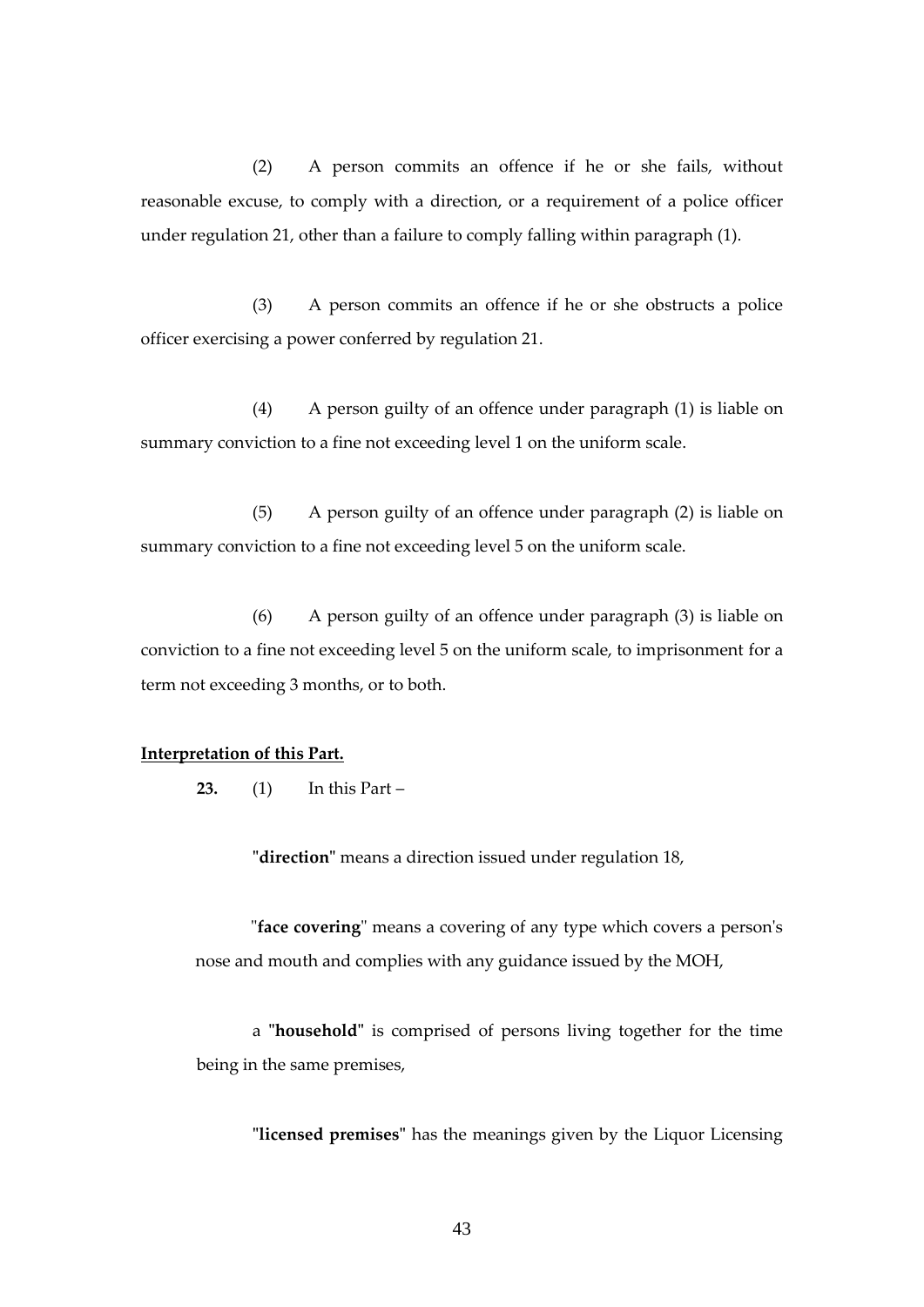(2) A person commits an offence if he or she fails, without reasonable excuse, to comply with a direction, or a requirement of a police officer under regulation 21, other than a failure to comply falling within paragraph (1).

(3) A person commits an offence if he or she obstructs a police officer exercising a power conferred by regulation 21.

(4) A person guilty of an offence under paragraph (1) is liable on summary conviction to a fine not exceeding level 1 on the uniform scale.

(5) A person guilty of an offence under paragraph (2) is liable on summary conviction to a fine not exceeding level 5 on the uniform scale.

(6) A person guilty of an offence under paragraph (3) is liable on conviction to a fine not exceeding level 5 on the uniform scale, to imprisonment for a term not exceeding 3 months, or to both.

**Interpretation of this Part.**

**23.** (1) In this Part –

"**direction**" means a direction issued under regulation 18,

"**face covering**" means a covering of any type which covers a person's nose and mouth and complies with any guidance issued by the MOH,

a "**household**" is comprised of persons living together for the time being in the same premises,

"**licensed premises**" has the meanings given by the Liquor Licensing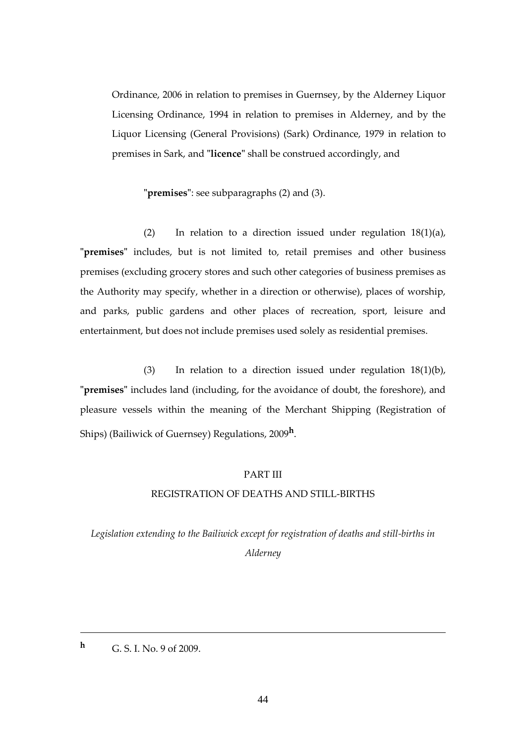Ordinance, 2006 in relation to premises in Guernsey, by the Alderney Liquor Licensing Ordinance, 1994 in relation to premises in Alderney, and by the Liquor Licensing (General Provisions) (Sark) Ordinance, 1979 in relation to premises in Sark, and "**licence**" shall be construed accordingly, and

"**premises**": see subparagraphs (2) and (3).

(2) In relation to a direction issued under regulation 18(1)(a), "**premises**" includes, but is not limited to, retail premises and other business premises (excluding grocery stores and such other categories of business premises as the Authority may specify, whether in a direction or otherwise), places of worship, and parks, public gardens and other places of recreation, sport, leisure and entertainment, but does not include premises used solely as residential premises.

(3) In relation to a direction issued under regulation 18(1)(b), "**premises**" includes land (including, for the avoidance of doubt, the foreshore), and pleasure vessels within the meaning of the Merchant Shipping (Registration of Ships) (Bailiwick of Guernsey) Regulations, 2009[h].

## PART III
## REGISTRATION OF DEATHS AND STILL-BIRTHS

*Legislation extending to the Bailiwick except for registration of deaths and still-births in Alderney*

---

[h] G. S. I. No. 9 of 2009.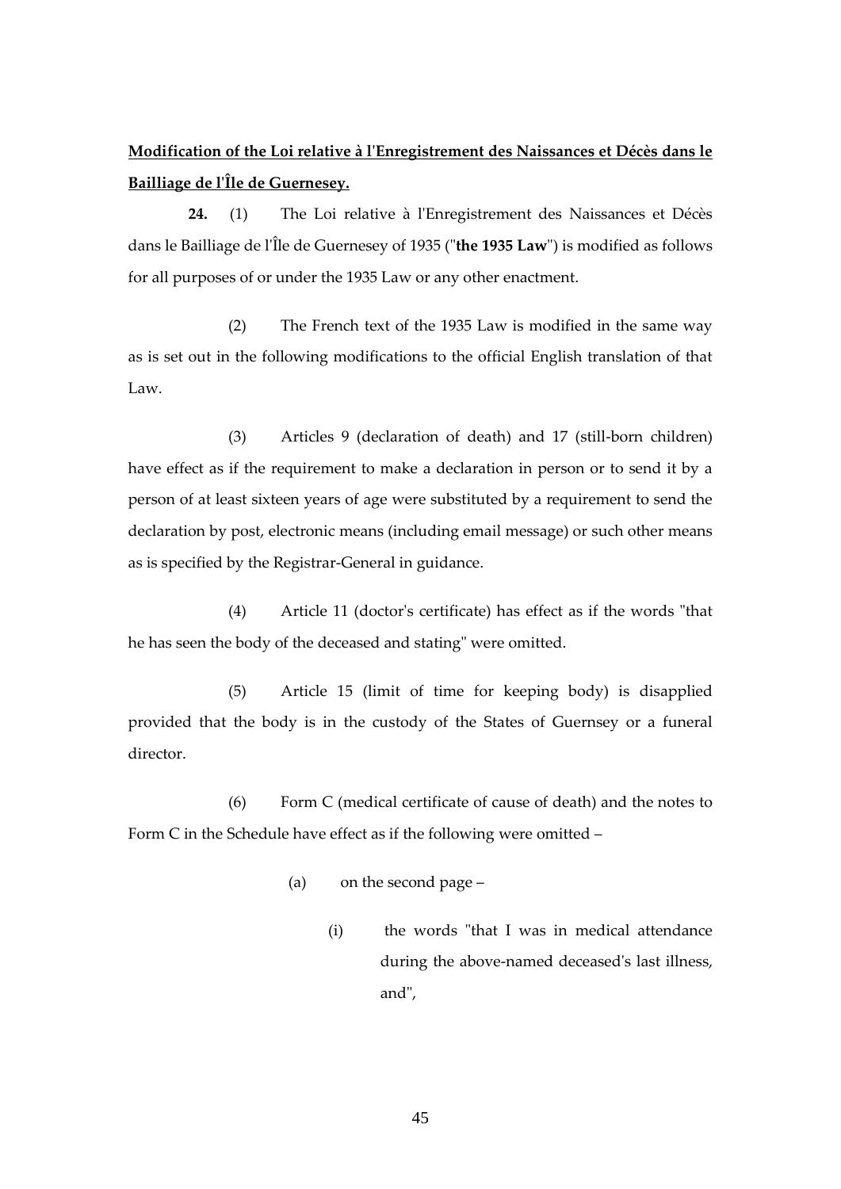**<u>Modification of the Loi relative à l'Enregistrement des Naissances et Décès dans le Bailliage de l'Île de Guernesey.</u>**

**24.** (1) The Loi relative à l'Enregistrement des Naissances et Décès dans le Bailliage de l'Île de Guernesey of 1935 ("**the 1935 Law**") is modified as follows for all purposes of or under the 1935 Law or any other enactment.

(2) The French text of the 1935 Law is modified in the same way as is set out in the following modifications to the official English translation of that Law.

(3) Articles 9 (declaration of death) and 17 (still-born children) have effect as if the requirement to make a declaration in person or to send it by a person of at least sixteen years of age were substituted by a requirement to send the declaration by post, electronic means (including email message) or such other means as is specified by the Registrar-General in guidance.

(4) Article 11 (doctor's certificate) has effect as if the words "that he has seen the body of the deceased and stating" were omitted.

(5) Article 15 (limit of time for keeping body) is disapplied provided that the body is in the custody of the States of Guernsey or a funeral director.

(6) Form C (medical certificate of cause of death) and the notes to Form C in the Schedule have effect as if the following were omitted –

- (a) on the second page –
  - (i) the words "that I was in medical attendance during the above-named deceased's last illness, and",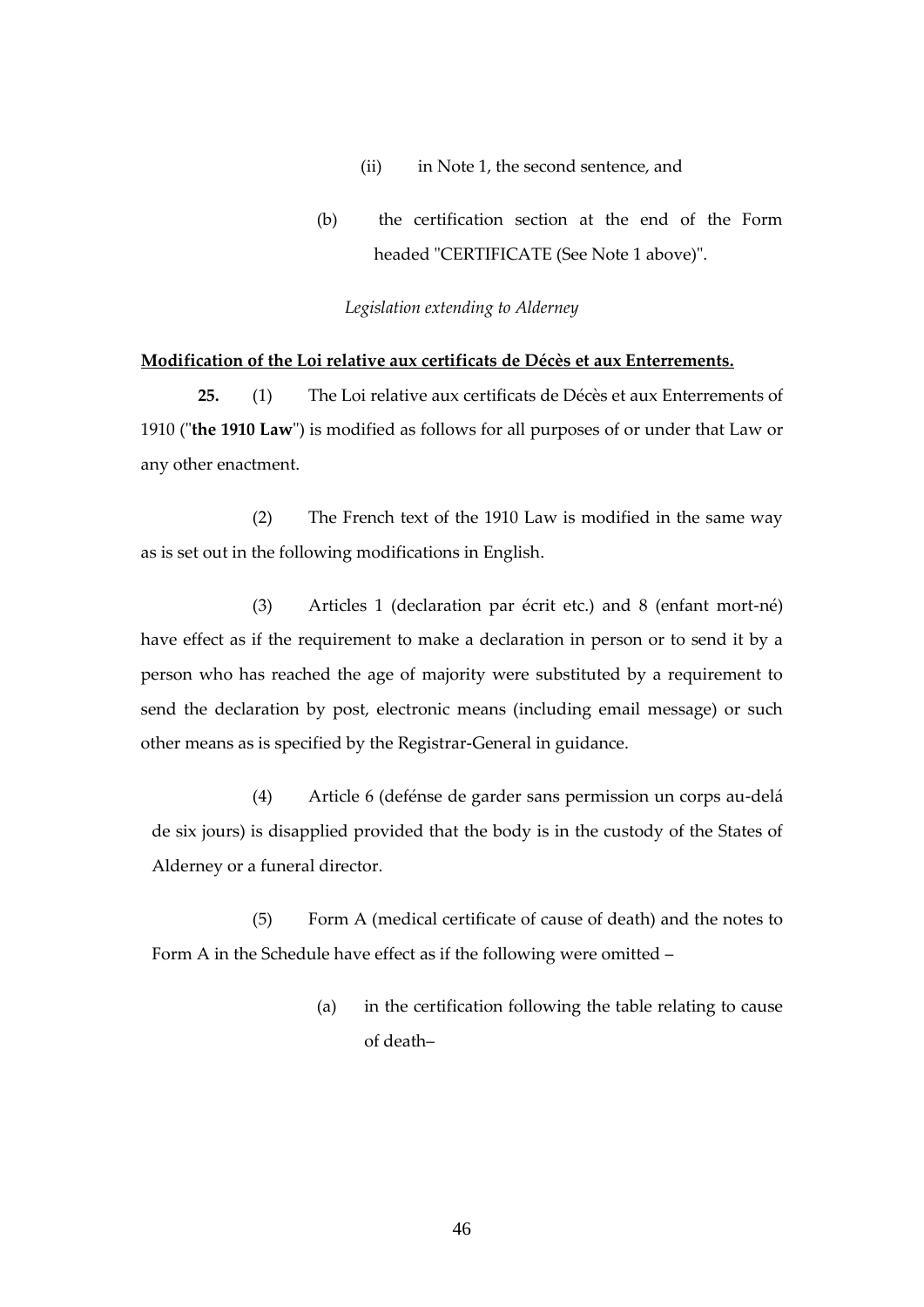(ii) in Note 1, the second sentence, and

(b) the certification section at the end of the Form headed "CERTIFICATE (See Note 1 above)".

*Legislation extending to Alderney*

**Modification of the Loi relative aux certificats de Décès et aux Enterrements.**

**25.** (1) The Loi relative aux certificats de Décès et aux Enterrements of 1910 ("**the 1910 Law**") is modified as follows for all purposes of or under that Law or any other enactment.

(2) The French text of the 1910 Law is modified in the same way as is set out in the following modifications in English.

(3) Articles 1 (declaration par écrit etc.) and 8 (enfant mort-né) have effect as if the requirement to make a declaration in person or to send it by a person who has reached the age of majority were substituted by a requirement to send the declaration by post, electronic means (including email message) or such other means as is specified by the Registrar-General in guidance.

(4) Article 6 (defénse de garder sans permission un corps au-delá de six jours) is disapplied provided that the body is in the custody of the States of Alderney or a funeral director.

(5) Form A (medical certificate of cause of death) and the notes to Form A in the Schedule have effect as if the following were omitted –

(a) in the certification following the table relating to cause of death–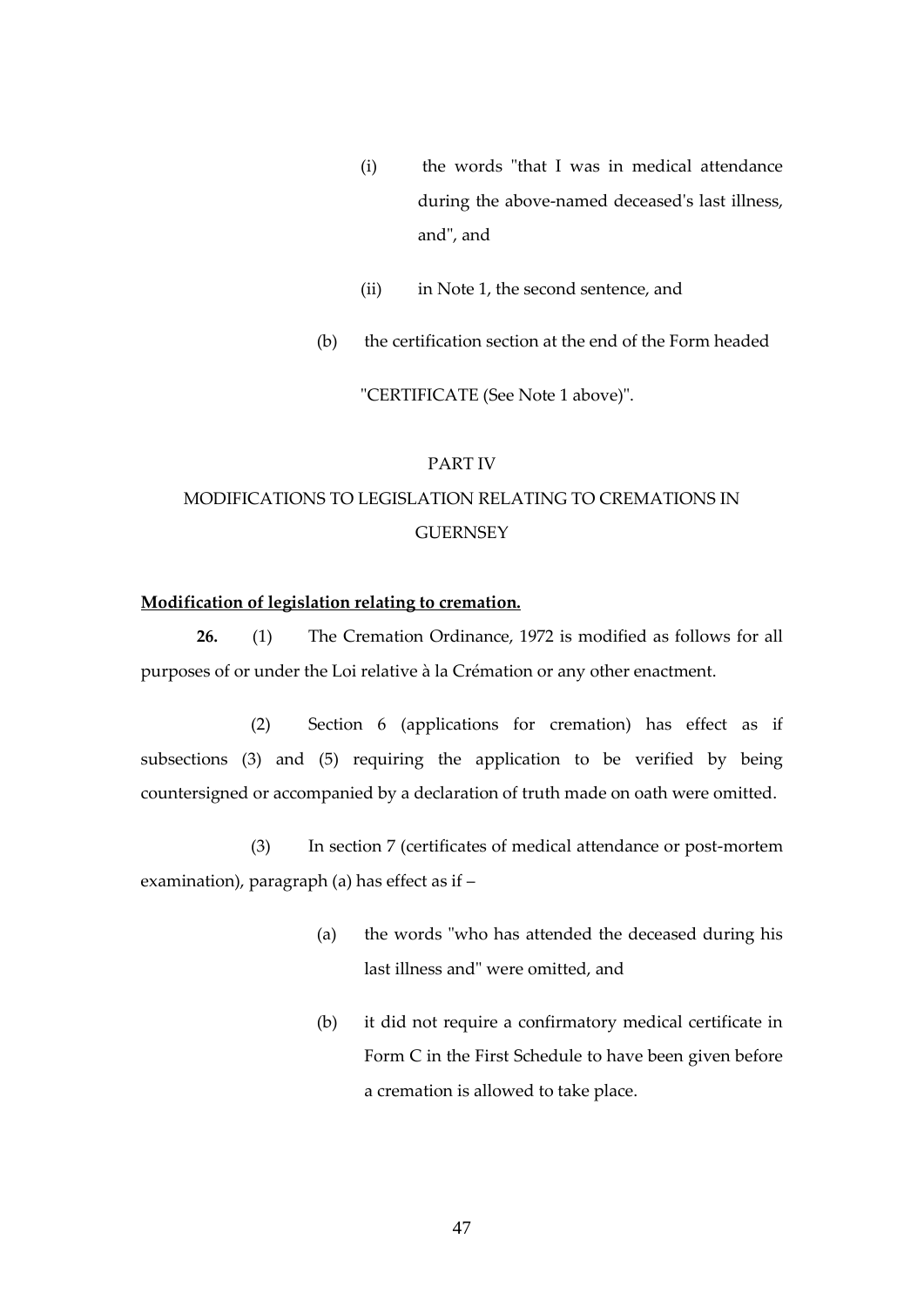(i) the words "that I was in medical attendance during the above-named deceased's last illness, and", and

(ii) in Note 1, the second sentence, and

(b) the certification section at the end of the Form headed

"CERTIFICATE (See Note 1 above)".

PART IV

MODIFICATIONS TO LEGISLATION RELATING TO CREMATIONS IN GUERNSEY

**Modification of legislation relating to cremation.**

**26.** (1) The Cremation Ordinance, 1972 is modified as follows for all purposes of or under the Loi relative à la Crémation or any other enactment.

(2) Section 6 (applications for cremation) has effect as if subsections (3) and (5) requiring the application to be verified by being countersigned or accompanied by a declaration of truth made on oath were omitted.

(3) In section 7 (certificates of medical attendance or post-mortem examination), paragraph (a) has effect as if –

(a) the words "who has attended the deceased during his last illness and" were omitted, and

(b) it did not require a confirmatory medical certificate in Form C in the First Schedule to have been given before a cremation is allowed to take place.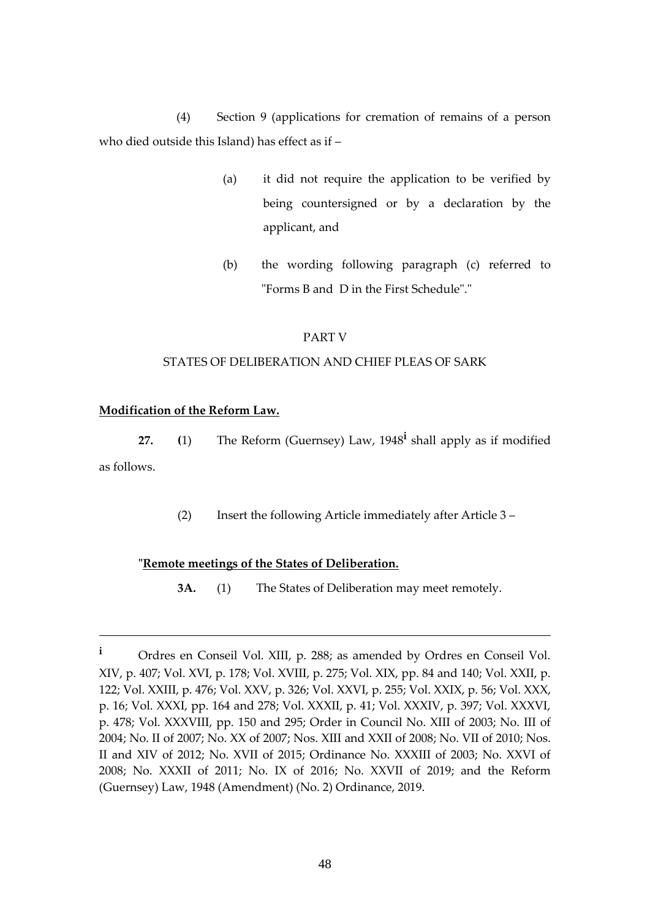(4) Section 9 (applications for cremation of remains of a person who died outside this Island) has effect as if –

> (a) it did not require the application to be verified by being countersigned or by a declaration by the applicant, and
>
> (b) the wording following paragraph (c) referred to "Forms B and D in the First Schedule"."

PART V

STATES OF DELIBERATION AND CHIEF PLEAS OF SARK

**Modification of the Reform Law.**

**27.** **(**1) The Reform (Guernsey) Law, 1948[i] shall apply as if modified as follows.

(2) Insert the following Article immediately after Article 3 –

"**Remote meetings of the States of Deliberation.**

**3A.** (1) The States of Deliberation may meet remotely.

---

[i] Ordres en Conseil Vol. XIII, p. 288; as amended by Ordres en Conseil Vol. XIV, p. 407; Vol. XVI, p. 178; Vol. XVIII, p. 275; Vol. XIX, pp. 84 and 140; Vol. XXII, p. 122; Vol. XXIII, p. 476; Vol. XXV, p. 326; Vol. XXVI, p. 255; Vol. XXIX, p. 56; Vol. XXX, p. 16; Vol. XXXI, pp. 164 and 278; Vol. XXXII, p. 41; Vol. XXXIV, p. 397; Vol. XXXVI, p. 478; Vol. XXXVIII, pp. 150 and 295; Order in Council No. XIII of 2003; No. III of 2004; No. II of 2007; No. XX of 2007; Nos. XIII and XXII of 2008; No. VII of 2010; Nos. II and XIV of 2012; No. XVII of 2015; Ordinance No. XXXIII of 2003; No. XXVI of 2008; No. XXXII of 2011; No. IX of 2016; No. XXVII of 2019; and the Reform (Guernsey) Law, 1948 (Amendment) (No. 2) Ordinance, 2019.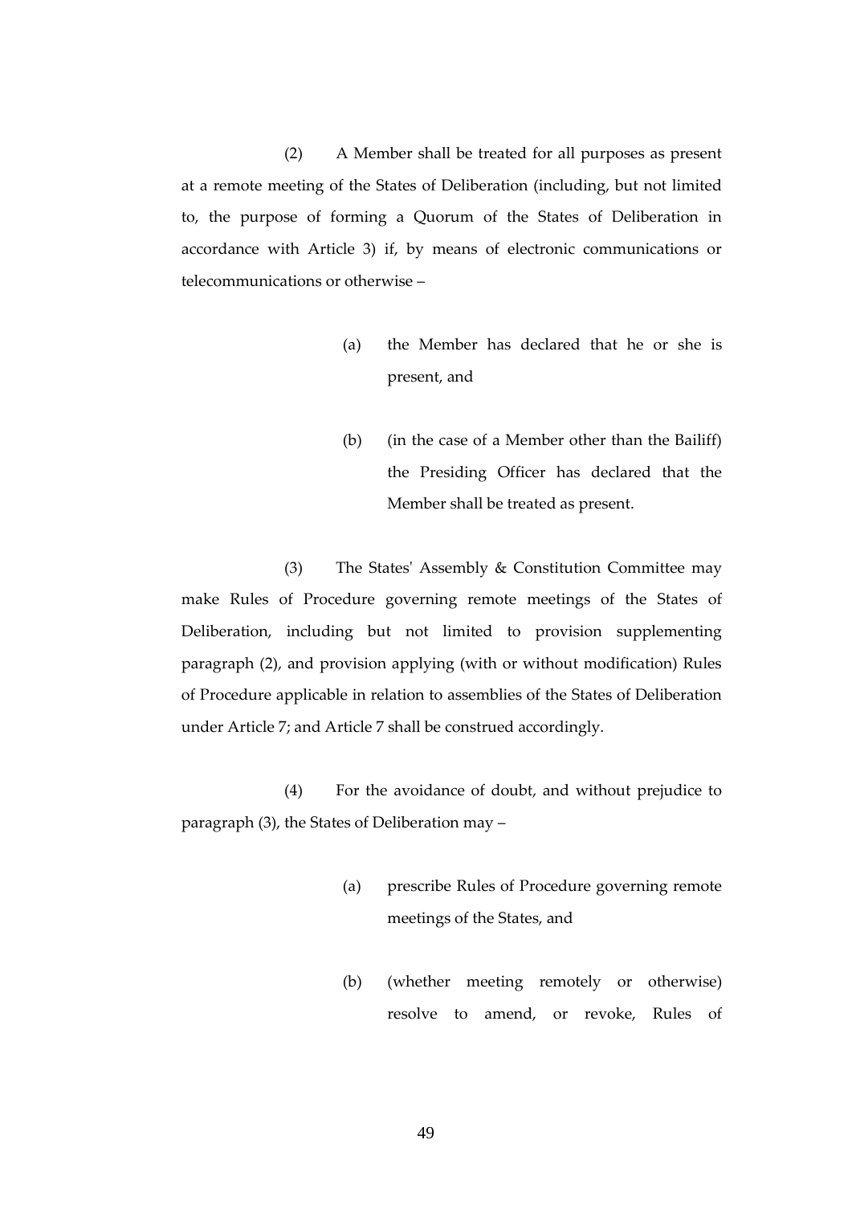(2) A Member shall be treated for all purposes as present at a remote meeting of the States of Deliberation (including, but not limited to, the purpose of forming a Quorum of the States of Deliberation in accordance with Article 3) if, by means of electronic communications or telecommunications or otherwise –

(a) the Member has declared that he or she is present, and

(b) (in the case of a Member other than the Bailiff) the Presiding Officer has declared that the Member shall be treated as present.

(3) The States' Assembly & Constitution Committee may make Rules of Procedure governing remote meetings of the States of Deliberation, including but not limited to provision supplementing paragraph (2), and provision applying (with or without modification) Rules of Procedure applicable in relation to assemblies of the States of Deliberation under Article 7; and Article 7 shall be construed accordingly.

(4) For the avoidance of doubt, and without prejudice to paragraph (3), the States of Deliberation may –

(a) prescribe Rules of Procedure governing remote meetings of the States, and

(b) (whether meeting remotely or otherwise) resolve to amend, or revoke, Rules of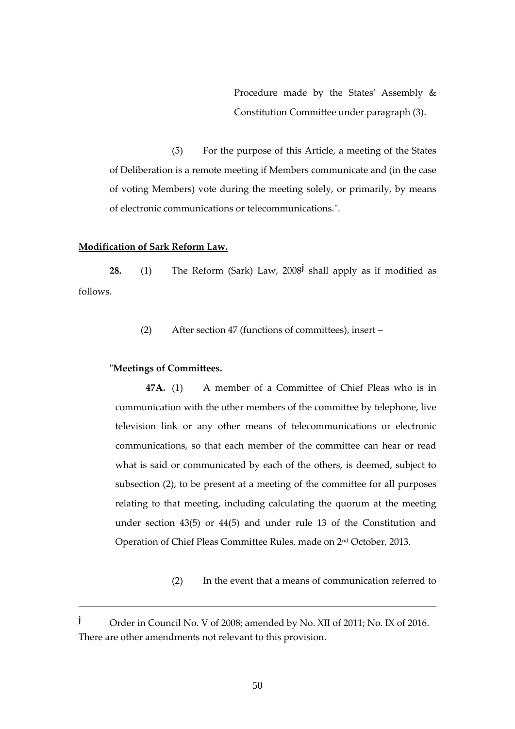Procedure made by the States' Assembly & Constitution Committee under paragraph (3).

(5) For the purpose of this Article, a meeting of the States of Deliberation is a remote meeting if Members communicate and (in the case of voting Members) vote during the meeting solely, or primarily, by means of electronic communications or telecommunications.".

**Modification of Sark Reform Law.**

**28.** (1) The Reform (Sark) Law, 2008[j] shall apply as if modified as follows.

(2) After section 47 (functions of committees), insert –

"**Meetings of Committees.**

**47A.** (1) A member of a Committee of Chief Pleas who is in communication with the other members of the committee by telephone, live television link or any other means of telecommunications or electronic communications, so that each member of the committee can hear or read what is said or communicated by each of the others, is deemed, subject to subsection (2), to be present at a meeting of the committee for all purposes relating to that meeting, including calculating the quorum at the meeting under section 43(5) or 44(5) and under rule 13 of the Constitution and Operation of Chief Pleas Committee Rules, made on 2nd October, 2013.

(2) In the event that a means of communication referred to

---

[j] Order in Council No. V of 2008; amended by No. XII of 2011; No. IX of 2016. There are other amendments not relevant to this provision.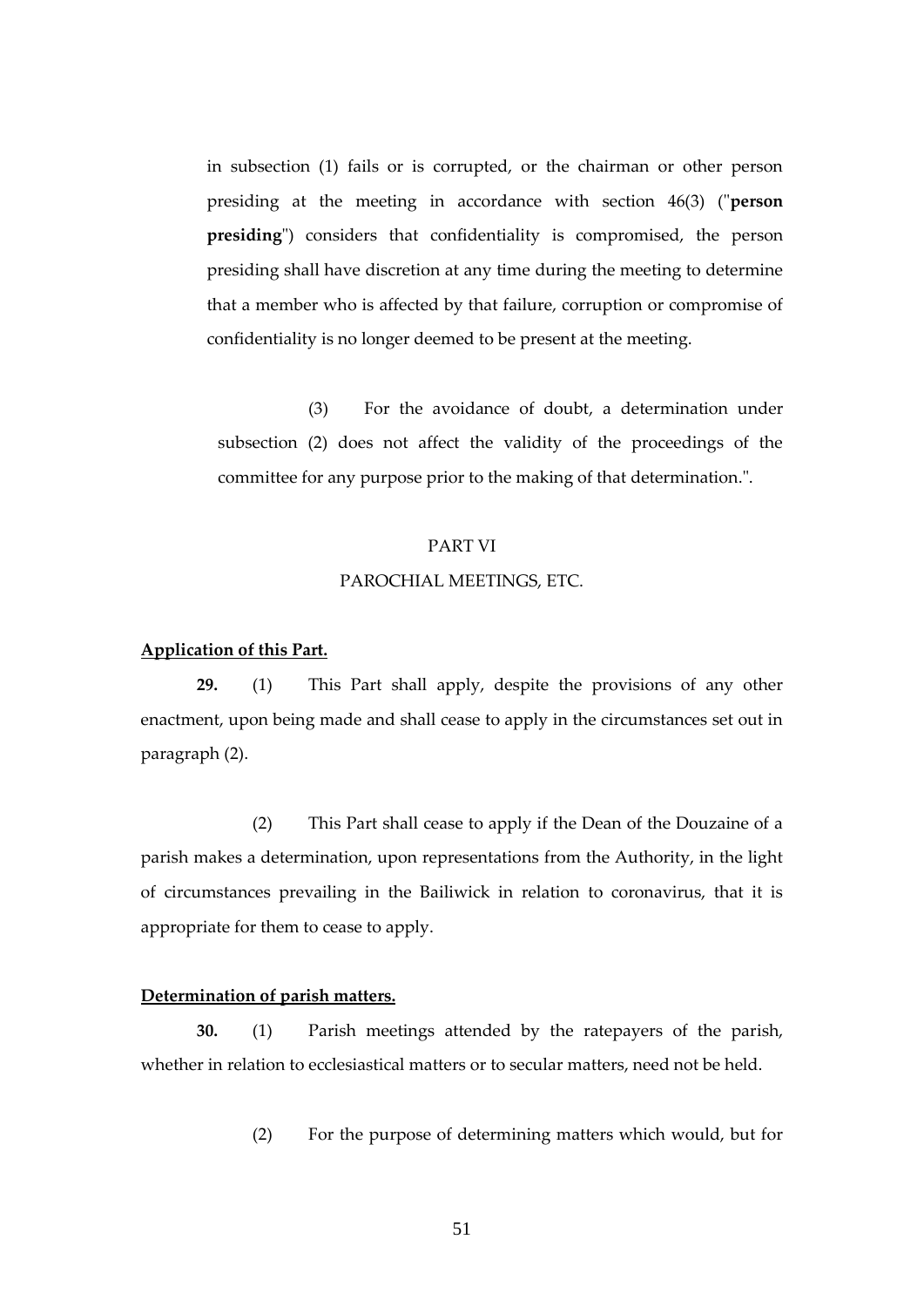in subsection (1) fails or is corrupted, or the chairman or other person presiding at the meeting in accordance with section 46(3) ("**person presiding**") considers that confidentiality is compromised, the person presiding shall have discretion at any time during the meeting to determine that a member who is affected by that failure, corruption or compromise of confidentiality is no longer deemed to be present at the meeting.

(3) For the avoidance of doubt, a determination under subsection (2) does not affect the validity of the proceedings of the committee for any purpose prior to the making of that determination.".

## PART VI

## PAROCHIAL MEETINGS, ETC.

**Application of this Part.**

**29.** (1) This Part shall apply, despite the provisions of any other enactment, upon being made and shall cease to apply in the circumstances set out in paragraph (2).

(2) This Part shall cease to apply if the Dean of the Douzaine of a parish makes a determination, upon representations from the Authority, in the light of circumstances prevailing in the Bailiwick in relation to coronavirus, that it is appropriate for them to cease to apply.

**Determination of parish matters.**

**30.** (1) Parish meetings attended by the ratepayers of the parish, whether in relation to ecclesiastical matters or to secular matters, need not be held.

(2) For the purpose of determining matters which would, but for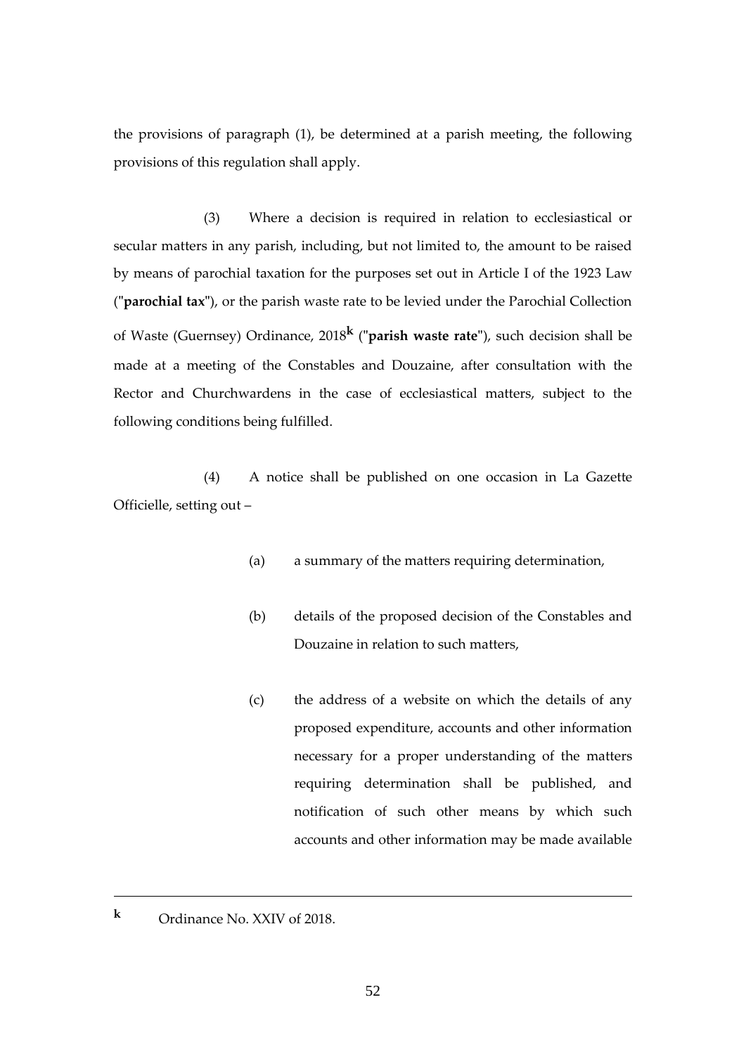the provisions of paragraph (1), be determined at a parish meeting, the following provisions of this regulation shall apply.

(3) Where a decision is required in relation to ecclesiastical or secular matters in any parish, including, but not limited to, the amount to be raised by means of parochial taxation for the purposes set out in Article I of the 1923 Law ("**parochial tax**"), or the parish waste rate to be levied under the Parochial Collection of Waste (Guernsey) Ordinance, 2018[k] ("**parish waste rate**"), such decision shall be made at a meeting of the Constables and Douzaine, after consultation with the Rector and Churchwardens in the case of ecclesiastical matters, subject to the following conditions being fulfilled.

(4) A notice shall be published on one occasion in La Gazette Officielle, setting out –

(a) a summary of the matters requiring determination,

(b) details of the proposed decision of the Constables and Douzaine in relation to such matters,

(c) the address of a website on which the details of any proposed expenditure, accounts and other information necessary for a proper understanding of the matters requiring determination shall be published, and notification of such other means by which such accounts and other information may be made available

---

[k] Ordinance No. XXIV of 2018.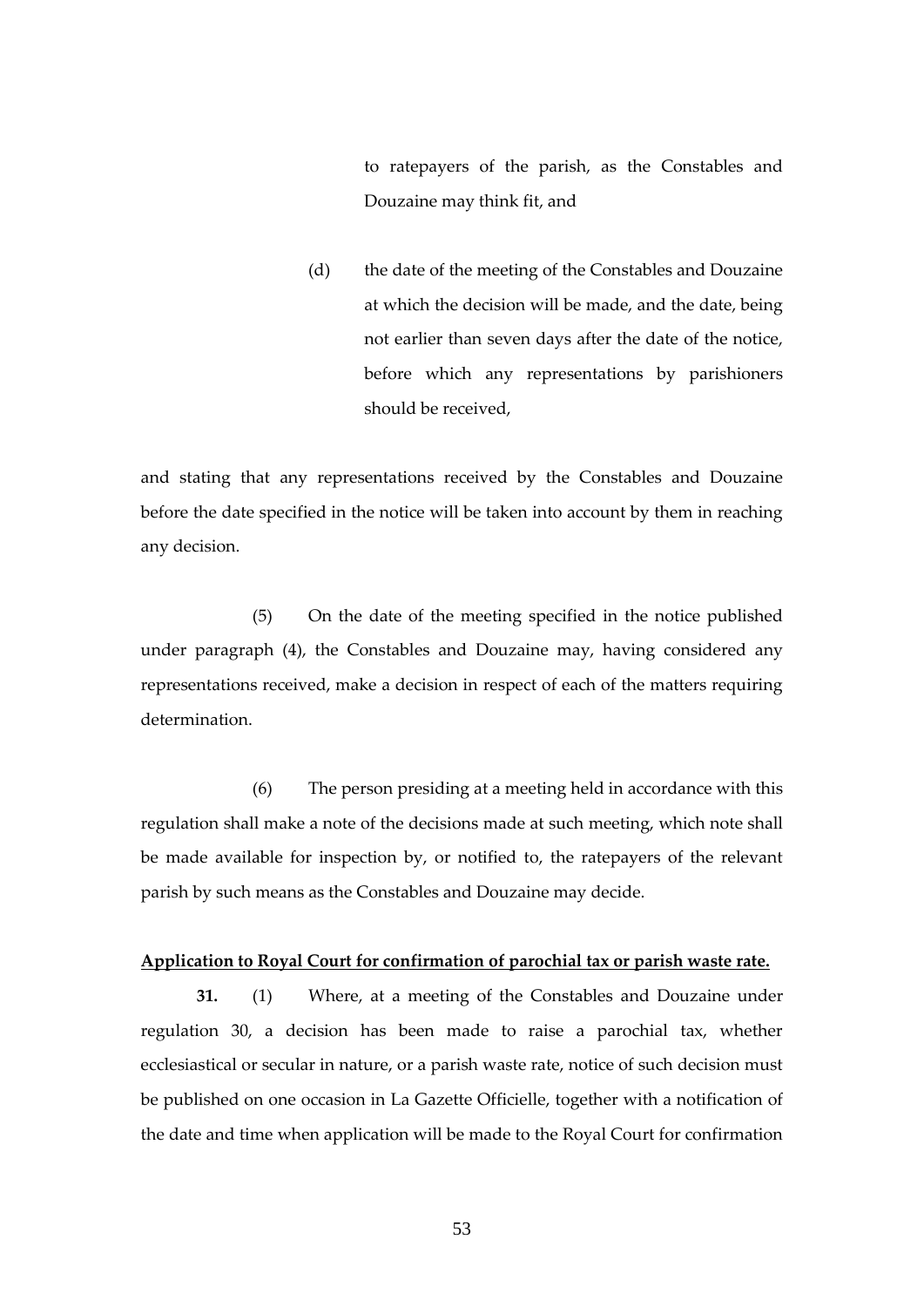to ratepayers of the parish, as the Constables and Douzaine may think fit, and

(d) the date of the meeting of the Constables and Douzaine at which the decision will be made, and the date, being not earlier than seven days after the date of the notice, before which any representations by parishioners should be received,

and stating that any representations received by the Constables and Douzaine before the date specified in the notice will be taken into account by them in reaching any decision.

(5) On the date of the meeting specified in the notice published under paragraph (4), the Constables and Douzaine may, having considered any representations received, make a decision in respect of each of the matters requiring determination.

(6) The person presiding at a meeting held in accordance with this regulation shall make a note of the decisions made at such meeting, which note shall be made available for inspection by, or notified to, the ratepayers of the relevant parish by such means as the Constables and Douzaine may decide.

**Application to Royal Court for confirmation of parochial tax or parish waste rate.**

**31.** (1) Where, at a meeting of the Constables and Douzaine under regulation 30, a decision has been made to raise a parochial tax, whether ecclesiastical or secular in nature, or a parish waste rate, notice of such decision must be published on one occasion in La Gazette Officielle, together with a notification of the date and time when application will be made to the Royal Court for confirmation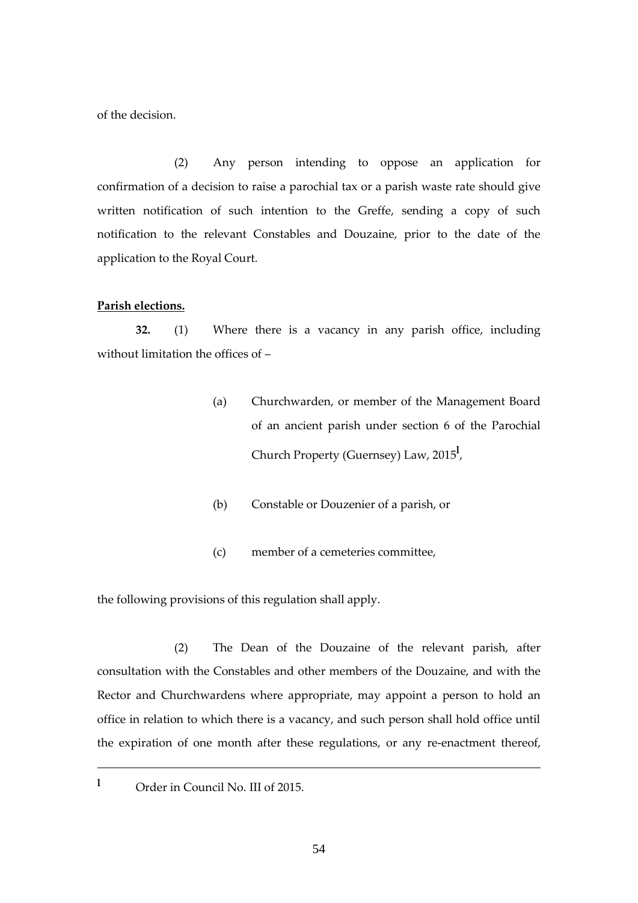of the decision.

(2) Any person intending to oppose an application for confirmation of a decision to raise a parochial tax or a parish waste rate should give written notification of such intention to the Greffe, sending a copy of such notification to the relevant Constables and Douzaine, prior to the date of the application to the Royal Court.

**Parish elections.**

**32.** (1) Where there is a vacancy in any parish office, including without limitation the offices of –

(a) Churchwarden, or member of the Management Board of an ancient parish under section 6 of the Parochial Church Property (Guernsey) Law, 2015[l],

(b) Constable or Douzenier of a parish, or

(c) member of a cemeteries committee,

the following provisions of this regulation shall apply.

(2) The Dean of the Douzaine of the relevant parish, after consultation with the Constables and other members of the Douzaine, and with the Rector and Churchwardens where appropriate, may appoint a person to hold an office in relation to which there is a vacancy, and such person shall hold office until the expiration of one month after these regulations, or any re-enactment thereof,

---

[l] Order in Council No. III of 2015.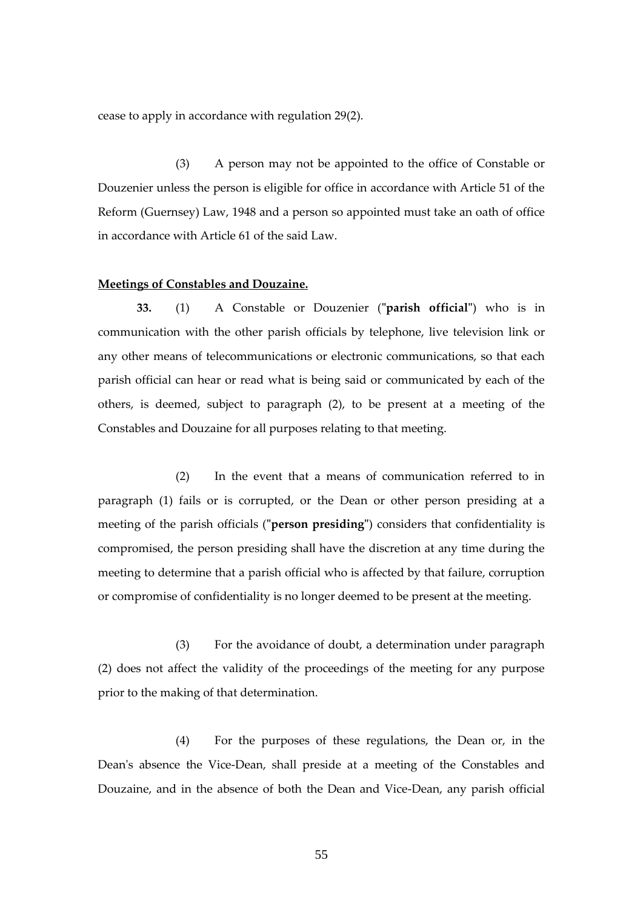cease to apply in accordance with regulation 29(2).

(3) A person may not be appointed to the office of Constable or Douzenier unless the person is eligible for office in accordance with Article 51 of the Reform (Guernsey) Law, 1948 and a person so appointed must take an oath of office in accordance with Article 61 of the said Law.

**Meetings of Constables and Douzaine.**

**33.** (1) A Constable or Douzenier ("**parish official**") who is in communication with the other parish officials by telephone, live television link or any other means of telecommunications or electronic communications, so that each parish official can hear or read what is being said or communicated by each of the others, is deemed, subject to paragraph (2), to be present at a meeting of the Constables and Douzaine for all purposes relating to that meeting.

(2) In the event that a means of communication referred to in paragraph (1) fails or is corrupted, or the Dean or other person presiding at a meeting of the parish officials ("**person presiding**") considers that confidentiality is compromised, the person presiding shall have the discretion at any time during the meeting to determine that a parish official who is affected by that failure, corruption or compromise of confidentiality is no longer deemed to be present at the meeting.

(3) For the avoidance of doubt, a determination under paragraph (2) does not affect the validity of the proceedings of the meeting for any purpose prior to the making of that determination.

(4) For the purposes of these regulations, the Dean or, in the Dean's absence the Vice-Dean, shall preside at a meeting of the Constables and Douzaine, and in the absence of both the Dean and Vice-Dean, any parish official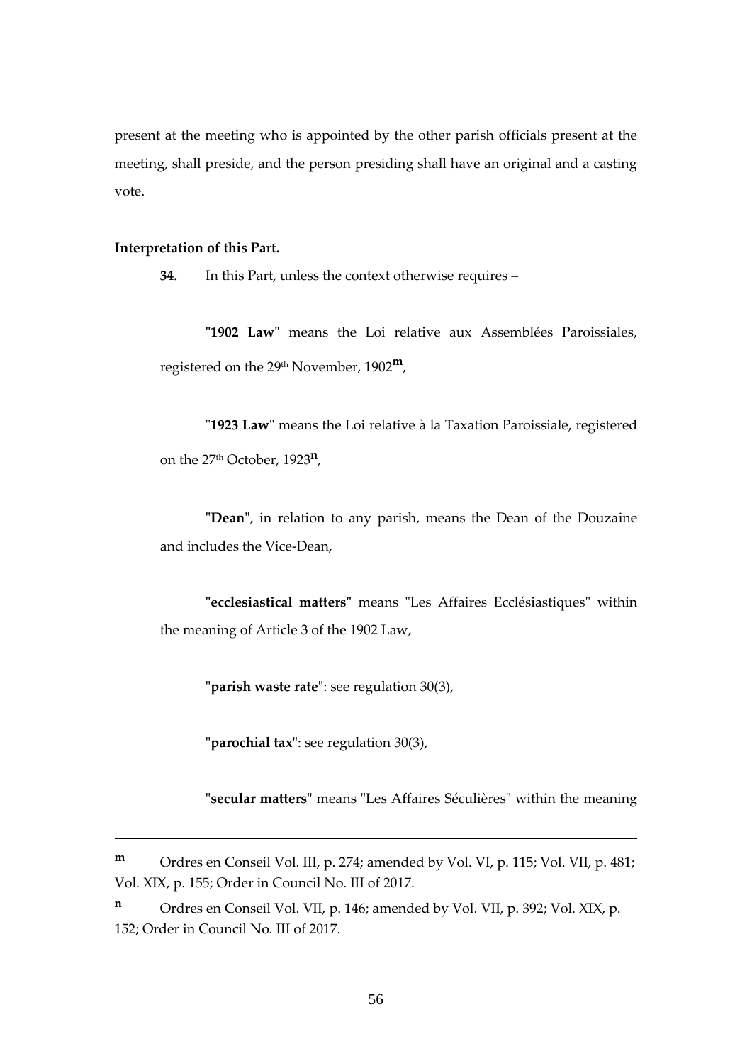present at the meeting who is appointed by the other parish officials present at the meeting, shall preside, and the person presiding shall have an original and a casting vote.

**Interpretation of this Part.**

**34.** In this Part, unless the context otherwise requires –

"**1902 Law**" means the Loi relative aux Assemblées Paroissiales, registered on the 29th November, 1902[m],

"**1923 Law**" means the Loi relative à la Taxation Paroissiale, registered on the 27th October, 1923[n],

"**Dean**", in relation to any parish, means the Dean of the Douzaine and includes the Vice-Dean,

"**ecclesiastical matters**" means "Les Affaires Ecclésiastiques" within the meaning of Article 3 of the 1902 Law,

"**parish waste rate**": see regulation 30(3),

"**parochial tax**": see regulation 30(3),

"**secular matters**" means "Les Affaires Séculières" within the meaning

---

[m] Ordres en Conseil Vol. III, p. 274; amended by Vol. VI, p. 115; Vol. VII, p. 481; Vol. XIX, p. 155; Order in Council No. III of 2017.

[n] Ordres en Conseil Vol. VII, p. 146; amended by Vol. VII, p. 392; Vol. XIX, p. 152; Order in Council No. III of 2017.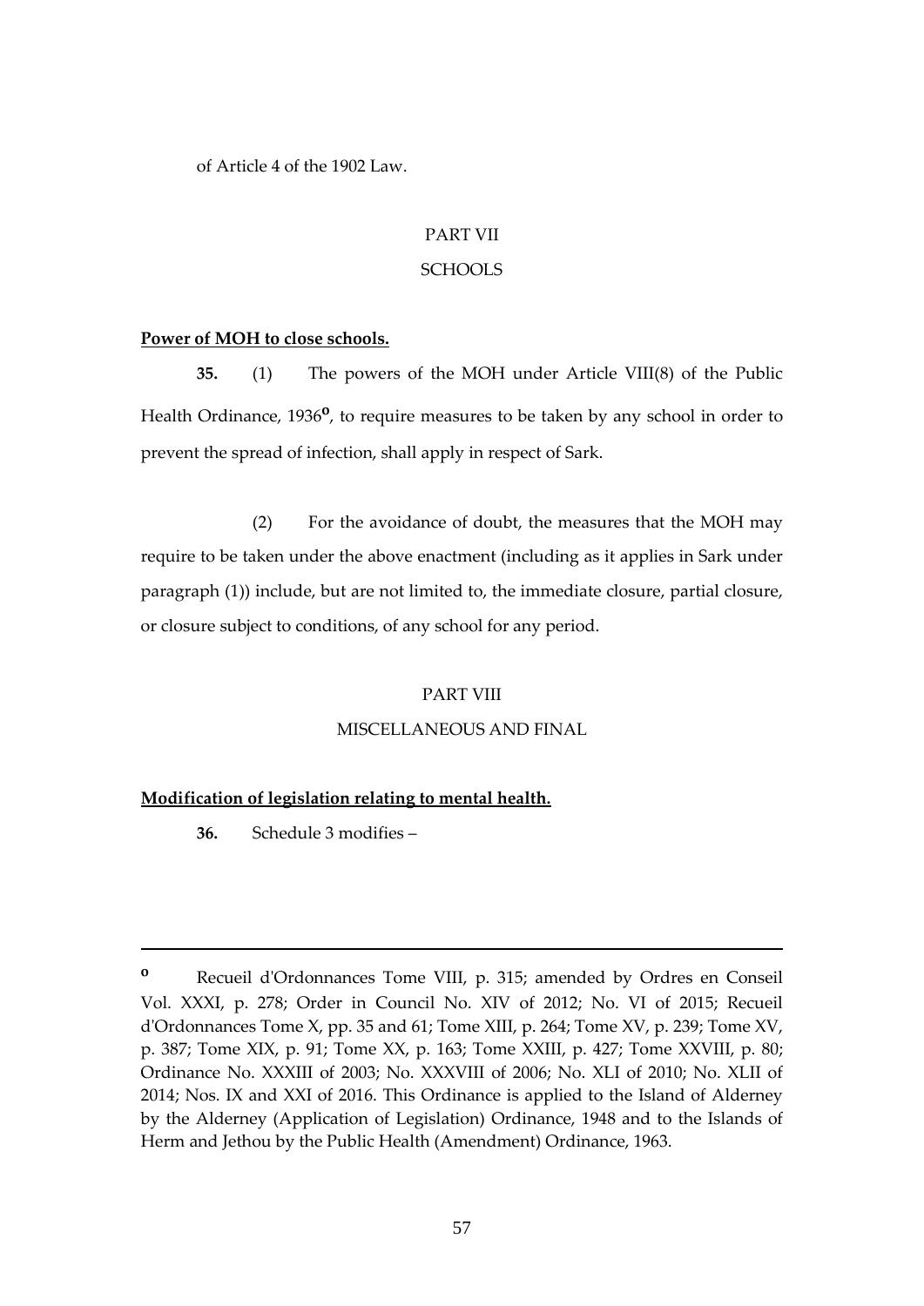of Article 4 of the 1902 Law.

PART VII

SCHOOLS

**Power of MOH to close schools.**

**35.** (1) The powers of the MOH under Article VIII(8) of the Public Health Ordinance, 1936[o], to require measures to be taken by any school in order to prevent the spread of infection, shall apply in respect of Sark.

(2) For the avoidance of doubt, the measures that the MOH may require to be taken under the above enactment (including as it applies in Sark under paragraph (1)) include, but are not limited to, the immediate closure, partial closure, or closure subject to conditions, of any school for any period.

PART VIII

MISCELLANEOUS AND FINAL

**Modification of legislation relating to mental health.**

**36.** Schedule 3 modifies –

---

[o] Recueil d'Ordonnances Tome VIII, p. 315; amended by Ordres en Conseil Vol. XXXI, p. 278; Order in Council No. XIV of 2012; No. VI of 2015; Recueil d'Ordonnances Tome X, pp. 35 and 61; Tome XIII, p. 264; Tome XV, p. 239; Tome XV, p. 387; Tome XIX, p. 91; Tome XX, p. 163; Tome XXIII, p. 427; Tome XXVIII, p. 80; Ordinance No. XXXIII of 2003; No. XXXVIII of 2006; No. XLI of 2010; No. XLII of 2014; Nos. IX and XXI of 2016. This Ordinance is applied to the Island of Alderney by the Alderney (Application of Legislation) Ordinance, 1948 and to the Islands of Herm and Jethou by the Public Health (Amendment) Ordinance, 1963.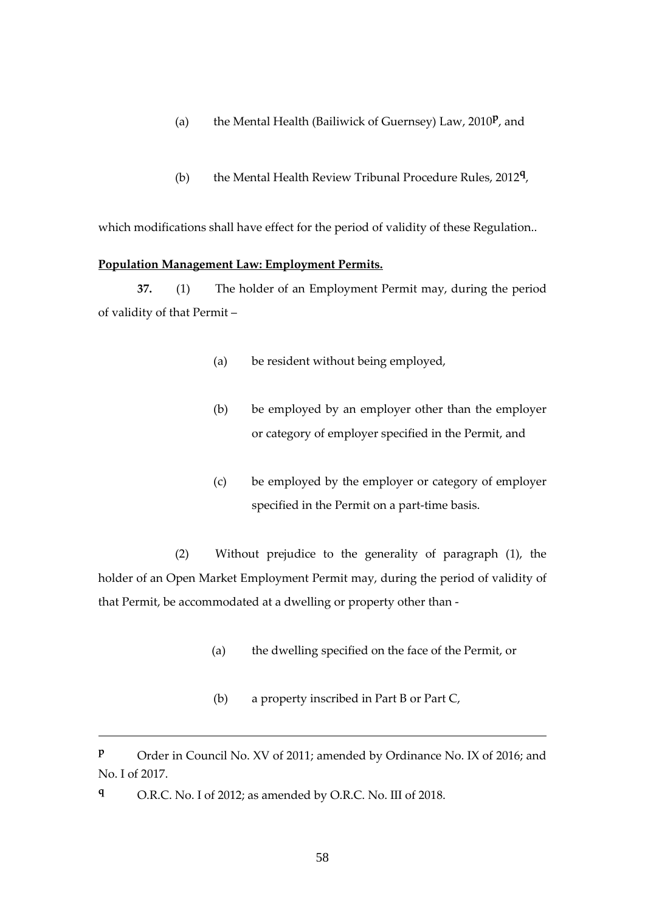(a) the Mental Health (Bailiwick of Guernsey) Law, 2010[p], and

(b) the Mental Health Review Tribunal Procedure Rules, 2012[q],

which modifications shall have effect for the period of validity of these Regulation..

**Population Management Law: Employment Permits.**

**37.** (1) The holder of an Employment Permit may, during the period of validity of that Permit –

(a) be resident without being employed,

(b) be employed by an employer other than the employer or category of employer specified in the Permit, and

(c) be employed by the employer or category of employer specified in the Permit on a part-time basis.

(2) Without prejudice to the generality of paragraph (1), the holder of an Open Market Employment Permit may, during the period of validity of that Permit, be accommodated at a dwelling or property other than -

(a) the dwelling specified on the face of the Permit, or

(b) a property inscribed in Part B or Part C,

---

[p] Order in Council No. XV of 2011; amended by Ordinance No. IX of 2016; and No. I of 2017.

[q] O.R.C. No. I of 2012; as amended by O.R.C. No. III of 2018.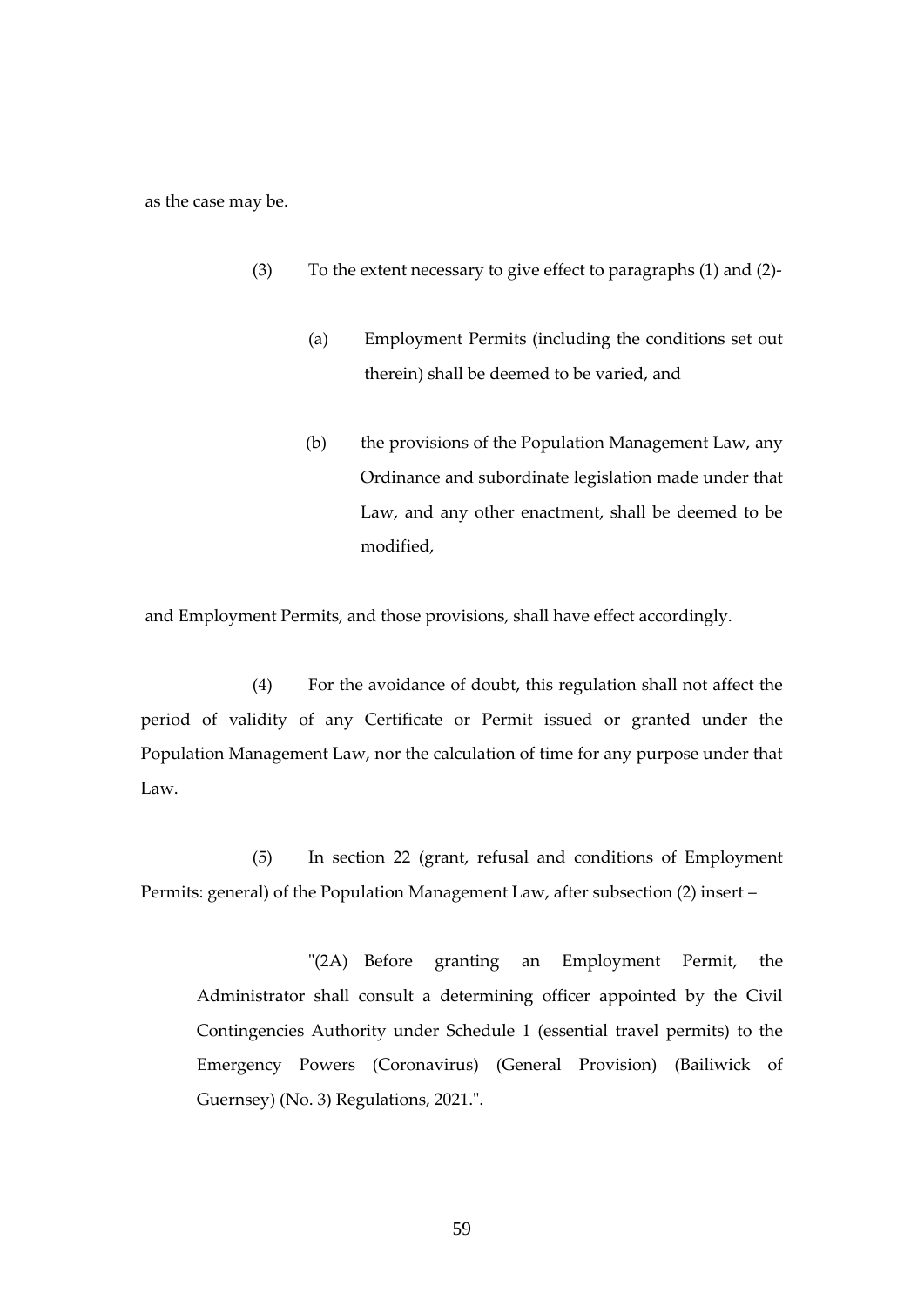as the case may be.

(3) To the extent necessary to give effect to paragraphs (1) and (2)-

(a) Employment Permits (including the conditions set out therein) shall be deemed to be varied, and

(b) the provisions of the Population Management Law, any Ordinance and subordinate legislation made under that Law, and any other enactment, shall be deemed to be modified,

and Employment Permits, and those provisions, shall have effect accordingly.

(4) For the avoidance of doubt, this regulation shall not affect the period of validity of any Certificate or Permit issued or granted under the Population Management Law, nor the calculation of time for any purpose under that Law.

(5) In section 22 (grant, refusal and conditions of Employment Permits: general) of the Population Management Law, after subsection (2) insert –

> "(2A) Before granting an Employment Permit, the Administrator shall consult a determining officer appointed by the Civil Contingencies Authority under Schedule 1 (essential travel permits) to the Emergency Powers (Coronavirus) (General Provision) (Bailiwick of Guernsey) (No. 3) Regulations, 2021.".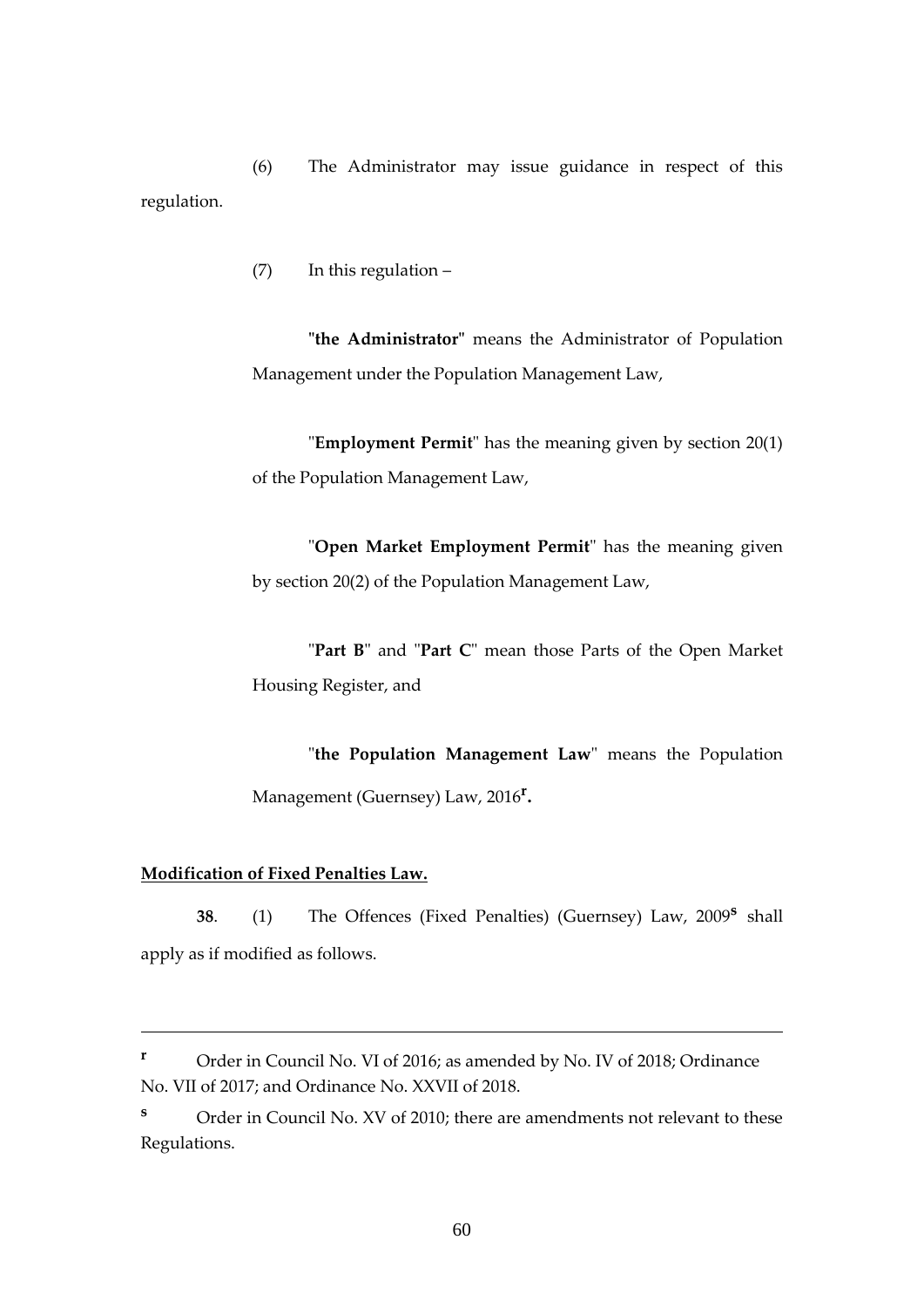(6) The Administrator may issue guidance in respect of this regulation.

(7) In this regulation –

"**the Administrator**" means the Administrator of Population Management under the Population Management Law,

"**Employment Permit**" has the meaning given by section 20(1) of the Population Management Law,

"**Open Market Employment Permit**" has the meaning given by section 20(2) of the Population Management Law,

"**Part B**" and "**Part C**" mean those Parts of the Open Market Housing Register, and

"**the Population Management Law**" means the Population Management (Guernsey) Law, 2016[r].

**Modification of Fixed Penalties Law.**

**38**. (1) The Offences (Fixed Penalties) (Guernsey) Law, 2009[s] shall apply as if modified as follows.

---

[r] Order in Council No. VI of 2016; as amended by No. IV of 2018; Ordinance No. VII of 2017; and Ordinance No. XXVII of 2018.

[s] Order in Council No. XV of 2010; there are amendments not relevant to these Regulations.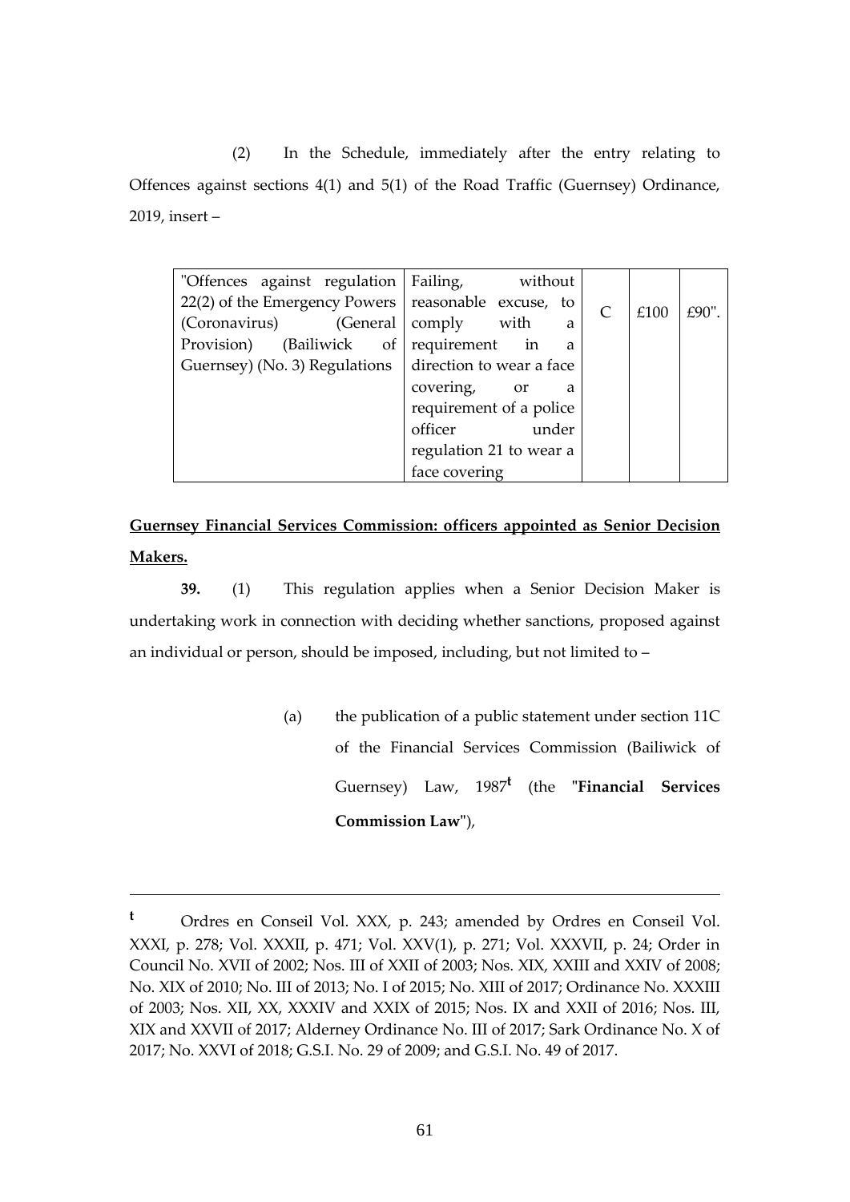(2) In the Schedule, immediately after the entry relating to Offences against sections 4(1) and 5(1) of the Road Traffic (Guernsey) Ordinance, 2019, insert –

| | | | | |
|---|---|---|---|---|
| "Offences against regulation 22(2) of the Emergency Powers (Coronavirus) (General Provision) (Bailiwick of Guernsey) (No. 3) Regulations | Failing, without reasonable excuse, to comply with a requirement in a direction to wear a face covering, or a requirement of a police officer under regulation 21 to wear a face covering | C | £100 | £90". |

**Guernsey Financial Services Commission: officers appointed as Senior Decision Makers.**

**39.** (1) This regulation applies when a Senior Decision Maker is undertaking work in connection with deciding whether sanctions, proposed against an individual or person, should be imposed, including, but not limited to –

(a) the publication of a public statement under section 11C of the Financial Services Commission (Bailiwick of Guernsey) Law, 1987[t] (the "**Financial Services Commission Law**"),

---

[t] Ordres en Conseil Vol. XXX, p. 243; amended by Ordres en Conseil Vol. XXXI, p. 278; Vol. XXXII, p. 471; Vol. XXV(1), p. 271; Vol. XXXVII, p. 24; Order in Council No. XVII of 2002; Nos. III of XXII of 2003; Nos. XIX, XXIII and XXIV of 2008; No. XIX of 2010; No. III of 2013; No. I of 2015; No. XIII of 2017; Ordinance No. XXXIII of 2003; Nos. XII, XX, XXXIV and XXIX of 2015; Nos. IX and XXII of 2016; Nos. III, XIX and XXVII of 2017; Alderney Ordinance No. III of 2017; Sark Ordinance No. X of 2017; No. XXVI of 2018; G.S.I. No. 29 of 2009; and G.S.I. No. 49 of 2017.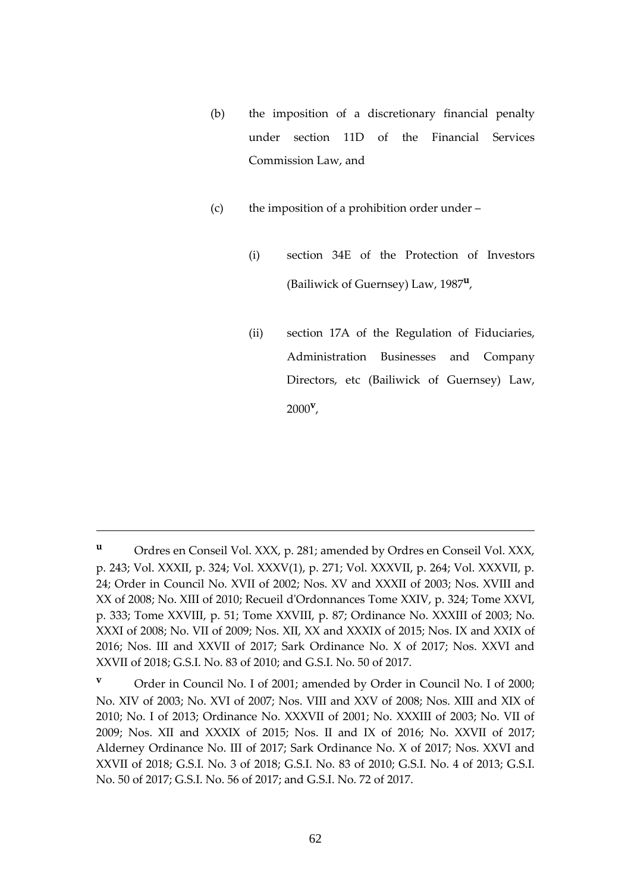(b) the imposition of a discretionary financial penalty under section 11D of the Financial Services Commission Law, and

(c) the imposition of a prohibition order under –

(i) section 34E of the Protection of Investors (Bailiwick of Guernsey) Law, 1987[u],

(ii) section 17A of the Regulation of Fiduciaries, Administration Businesses and Company Directors, etc (Bailiwick of Guernsey) Law, 2000[v],

---

[u] Ordres en Conseil Vol. XXX, p. 281; amended by Ordres en Conseil Vol. XXX, p. 243; Vol. XXXII, p. 324; Vol. XXXV(1), p. 271; Vol. XXXVII, p. 264; Vol. XXXVII, p. 24; Order in Council No. XVII of 2002; Nos. XV and XXXII of 2003; Nos. XVIII and XX of 2008; No. XIII of 2010; Recueil d'Ordonnances Tome XXIV, p. 324; Tome XXVI, p. 333; Tome XXVIII, p. 51; Tome XXVIII, p. 87; Ordinance No. XXXIII of 2003; No. XXXI of 2008; No. VII of 2009; Nos. XII, XX and XXXIX of 2015; Nos. IX and XXIX of 2016; Nos. III and XXVII of 2017; Sark Ordinance No. X of 2017; Nos. XXVI and XXVII of 2018; G.S.I. No. 83 of 2010; and G.S.I. No. 50 of 2017.

[v] Order in Council No. I of 2001; amended by Order in Council No. I of 2000; No. XIV of 2003; No. XVI of 2007; Nos. VIII and XXV of 2008; Nos. XIII and XIX of 2010; No. I of 2013; Ordinance No. XXXVII of 2001; No. XXXIII of 2003; No. VII of 2009; Nos. XII and XXXIX of 2015; Nos. II and IX of 2016; No. XXVII of 2017; Alderney Ordinance No. III of 2017; Sark Ordinance No. X of 2017; Nos. XXVI and XXVII of 2018; G.S.I. No. 3 of 2018; G.S.I. No. 83 of 2010; G.S.I. No. 4 of 2013; G.S.I. No. 50 of 2017; G.S.I. No. 56 of 2017; and G.S.I. No. 72 of 2017.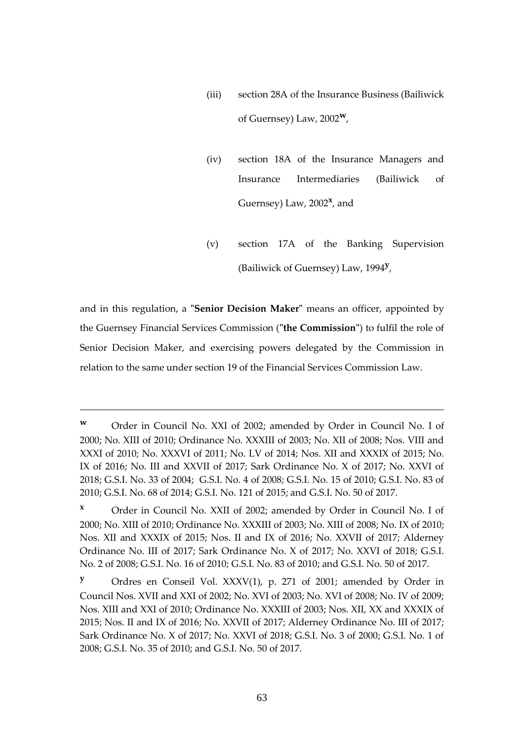(iii) section 28A of the Insurance Business (Bailiwick of Guernsey) Law, 2002[w],

(iv) section 18A of the Insurance Managers and Insurance Intermediaries (Bailiwick of Guernsey) Law, 2002[x], and

(v) section 17A of the Banking Supervision (Bailiwick of Guernsey) Law, 1994[y],

and in this regulation, a "**Senior Decision Maker**" means an officer, appointed by the Guernsey Financial Services Commission ("**the Commission**") to fulfil the role of Senior Decision Maker, and exercising powers delegated by the Commission in relation to the same under section 19 of the Financial Services Commission Law.

---

[w] Order in Council No. XXI of 2002; amended by Order in Council No. I of 2000; No. XIII of 2010; Ordinance No. XXXIII of 2003; No. XII of 2008; Nos. VIII and XXXI of 2010; No. XXXVI of 2011; No. LV of 2014; Nos. XII and XXXIX of 2015; No. IX of 2016; No. III and XXVII of 2017; Sark Ordinance No. X of 2017; No. XXVI of 2018; G.S.I. No. 33 of 2004; G.S.I. No. 4 of 2008; G.S.I. No. 15 of 2010; G.S.I. No. 83 of 2010; G.S.I. No. 68 of 2014; G.S.I. No. 121 of 2015; and G.S.I. No. 50 of 2017.

[x] Order in Council No. XXII of 2002; amended by Order in Council No. I of 2000; No. XIII of 2010; Ordinance No. XXXIII of 2003; No. XIII of 2008; No. IX of 2010; Nos. XII and XXXIX of 2015; Nos. II and IX of 2016; No. XXVII of 2017; Alderney Ordinance No. III of 2017; Sark Ordinance No. X of 2017; No. XXVI of 2018; G.S.I. No. 2 of 2008; G.S.I. No. 16 of 2010; G.S.I. No. 83 of 2010; and G.S.I. No. 50 of 2017.

[y] Ordres en Conseil Vol. XXXV(1), p. 271 of 2001; amended by Order in Council Nos. XVII and XXI of 2002; No. XVI of 2003; No. XVI of 2008; No. IV of 2009; Nos. XIII and XXI of 2010; Ordinance No. XXXIII of 2003; Nos. XII, XX and XXXIX of 2015; Nos. II and IX of 2016; No. XXVII of 2017; Alderney Ordinance No. III of 2017; Sark Ordinance No. X of 2017; No. XXVI of 2018; G.S.I. No. 3 of 2000; G.S.I. No. 1 of 2008; G.S.I. No. 35 of 2010; and G.S.I. No. 50 of 2017.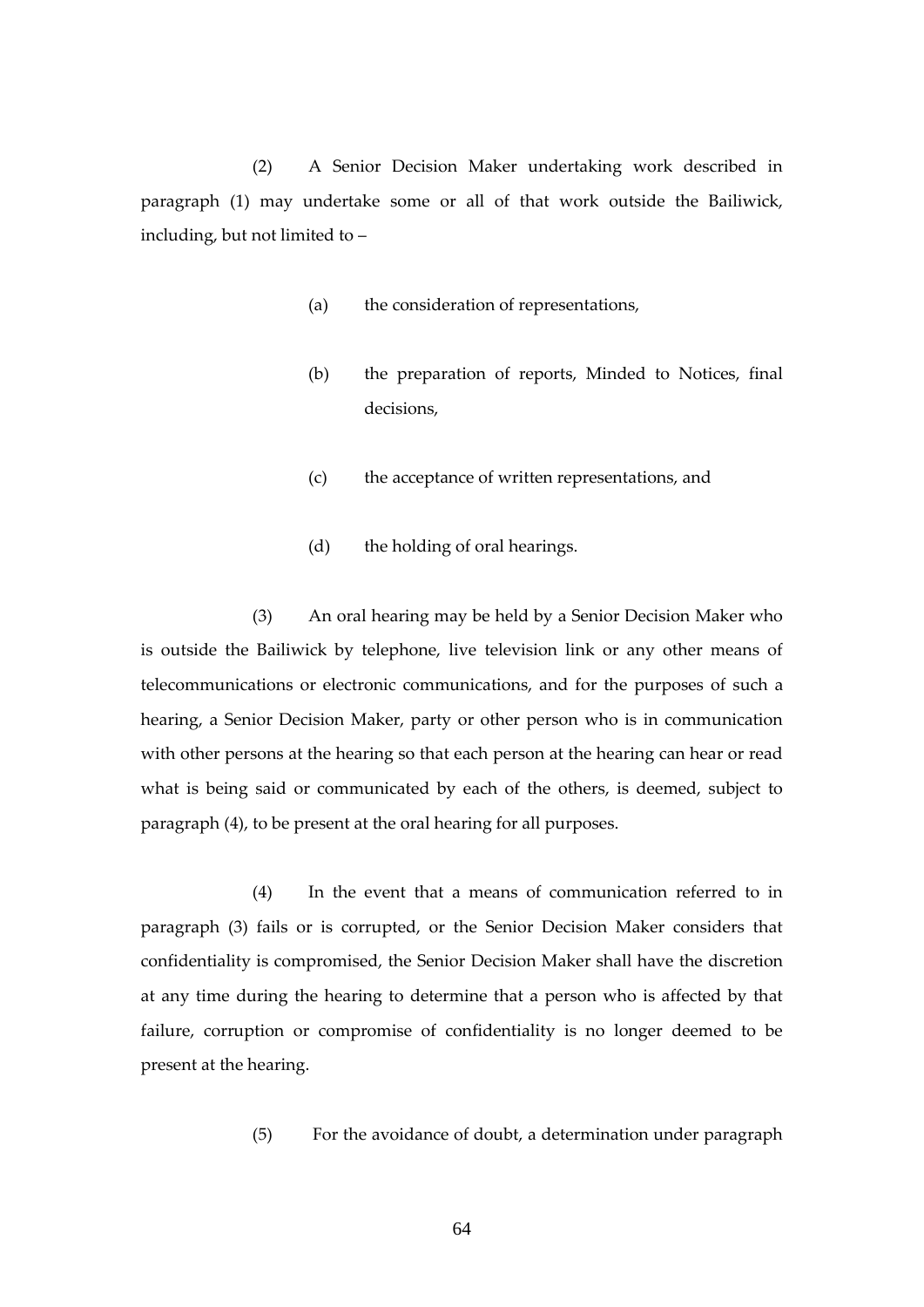(2) A Senior Decision Maker undertaking work described in paragraph (1) may undertake some or all of that work outside the Bailiwick, including, but not limited to –

(a) the consideration of representations,

(b) the preparation of reports, Minded to Notices, final decisions,

(c) the acceptance of written representations, and

(d) the holding of oral hearings.

(3) An oral hearing may be held by a Senior Decision Maker who is outside the Bailiwick by telephone, live television link or any other means of telecommunications or electronic communications, and for the purposes of such a hearing, a Senior Decision Maker, party or other person who is in communication with other persons at the hearing so that each person at the hearing can hear or read what is being said or communicated by each of the others, is deemed, subject to paragraph (4), to be present at the oral hearing for all purposes.

(4) In the event that a means of communication referred to in paragraph (3) fails or is corrupted, or the Senior Decision Maker considers that confidentiality is compromised, the Senior Decision Maker shall have the discretion at any time during the hearing to determine that a person who is affected by that failure, corruption or compromise of confidentiality is no longer deemed to be present at the hearing.

(5) For the avoidance of doubt, a determination under paragraph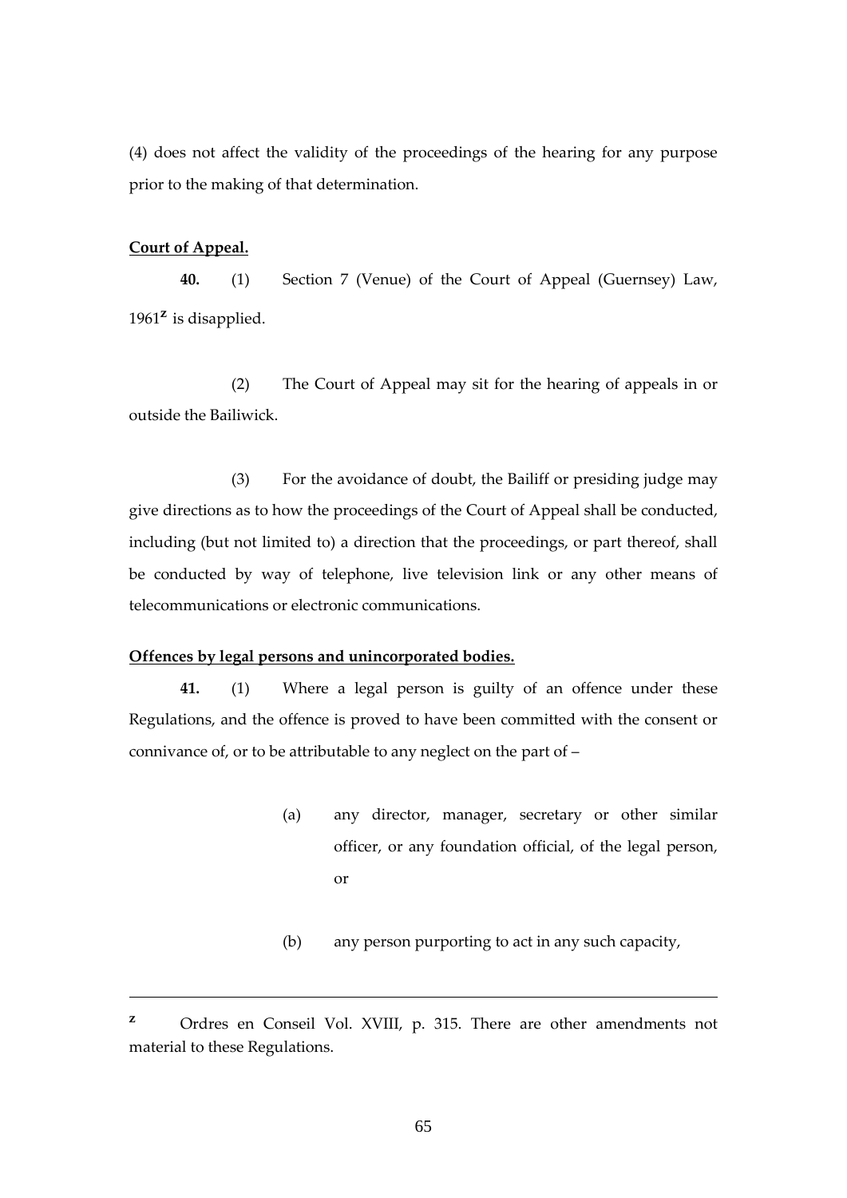(4) does not affect the validity of the proceedings of the hearing for any purpose prior to the making of that determination.

**Court of Appeal.**

**40.** (1) Section 7 (Venue) of the Court of Appeal (Guernsey) Law, 1961[z] is disapplied.

(2) The Court of Appeal may sit for the hearing of appeals in or outside the Bailiwick.

(3) For the avoidance of doubt, the Bailiff or presiding judge may give directions as to how the proceedings of the Court of Appeal shall be conducted, including (but not limited to) a direction that the proceedings, or part thereof, shall be conducted by way of telephone, live television link or any other means of telecommunications or electronic communications.

**Offences by legal persons and unincorporated bodies.**

**41.** (1) Where a legal person is guilty of an offence under these Regulations, and the offence is proved to have been committed with the consent or connivance of, or to be attributable to any neglect on the part of –

(a) any director, manager, secretary or other similar officer, or any foundation official, of the legal person, or

(b) any person purporting to act in any such capacity,

---

[z] Ordres en Conseil Vol. XVIII, p. 315. There are other amendments not material to these Regulations.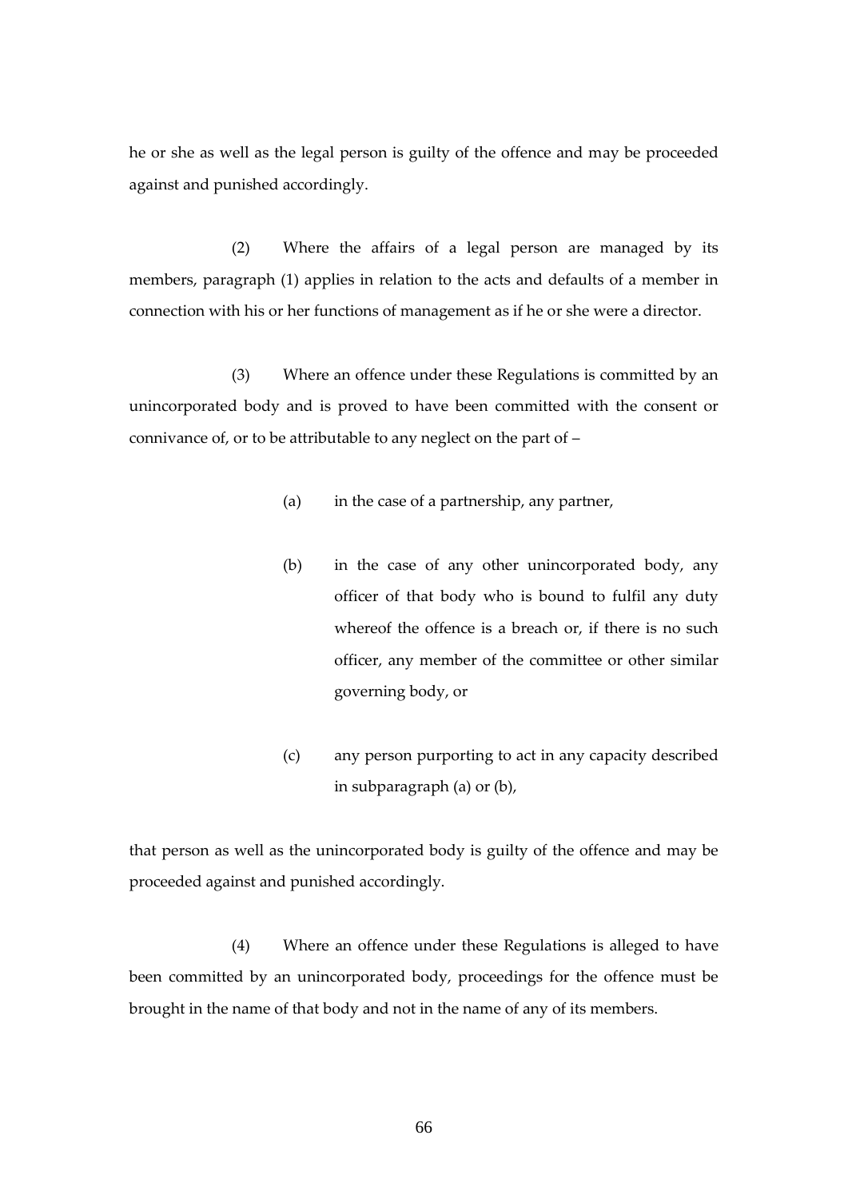he or she as well as the legal person is guilty of the offence and may be proceeded against and punished accordingly.

(2) Where the affairs of a legal person are managed by its members, paragraph (1) applies in relation to the acts and defaults of a member in connection with his or her functions of management as if he or she were a director.

(3) Where an offence under these Regulations is committed by an unincorporated body and is proved to have been committed with the consent or connivance of, or to be attributable to any neglect on the part of –

(a) in the case of a partnership, any partner,

(b) in the case of any other unincorporated body, any officer of that body who is bound to fulfil any duty whereof the offence is a breach or, if there is no such officer, any member of the committee or other similar governing body, or

(c) any person purporting to act in any capacity described in subparagraph (a) or (b),

that person as well as the unincorporated body is guilty of the offence and may be proceeded against and punished accordingly.

(4) Where an offence under these Regulations is alleged to have been committed by an unincorporated body, proceedings for the offence must be brought in the name of that body and not in the name of any of its members.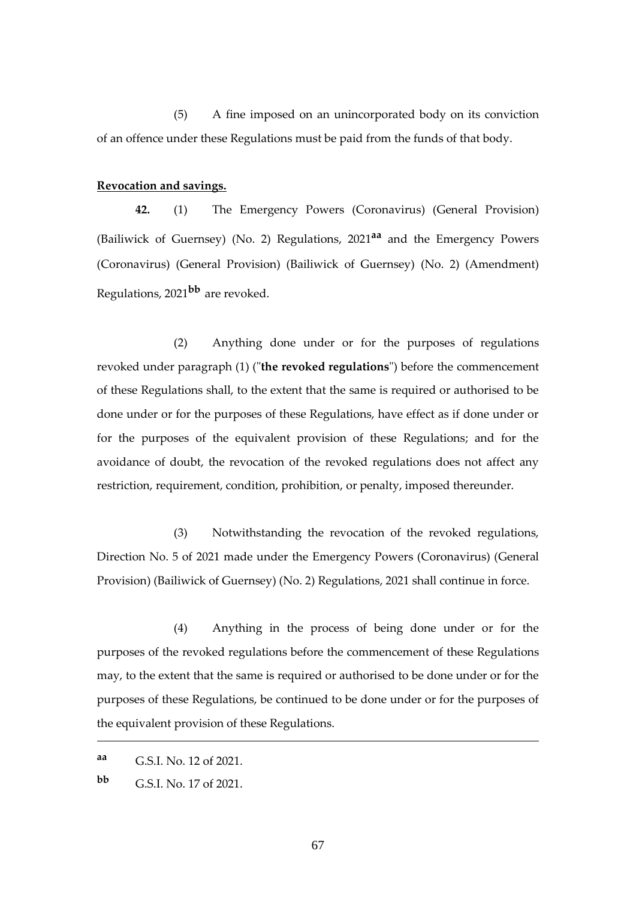(5) A fine imposed on an unincorporated body on its conviction of an offence under these Regulations must be paid from the funds of that body.

**Revocation and savings.**

**42.** (1) The Emergency Powers (Coronavirus) (General Provision) (Bailiwick of Guernsey) (No. 2) Regulations, 2021[aa] and the Emergency Powers (Coronavirus) (General Provision) (Bailiwick of Guernsey) (No. 2) (Amendment) Regulations, 2021[bb] are revoked.

(2) Anything done under or for the purposes of regulations revoked under paragraph (1) ("**the revoked regulations**") before the commencement of these Regulations shall, to the extent that the same is required or authorised to be done under or for the purposes of these Regulations, have effect as if done under or for the purposes of the equivalent provision of these Regulations; and for the avoidance of doubt, the revocation of the revoked regulations does not affect any restriction, requirement, condition, prohibition, or penalty, imposed thereunder.

(3) Notwithstanding the revocation of the revoked regulations, Direction No. 5 of 2021 made under the Emergency Powers (Coronavirus) (General Provision) (Bailiwick of Guernsey) (No. 2) Regulations, 2021 shall continue in force.

(4) Anything in the process of being done under or for the purposes of the revoked regulations before the commencement of these Regulations may, to the extent that the same is required or authorised to be done under or for the purposes of these Regulations, be continued to be done under or for the purposes of the equivalent provision of these Regulations.

---

[aa] G.S.I. No. 12 of 2021.

[bb] G.S.I. No. 17 of 2021.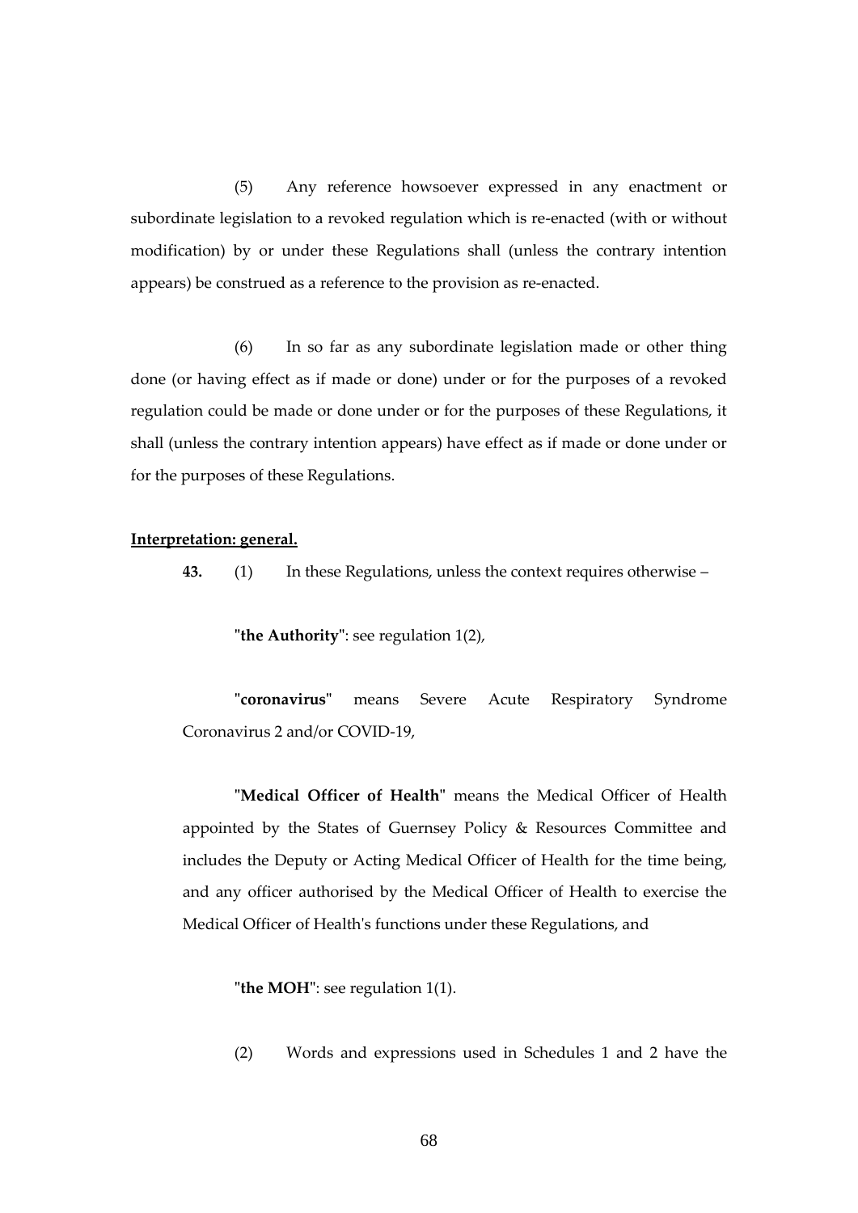(5) Any reference howsoever expressed in any enactment or subordinate legislation to a revoked regulation which is re-enacted (with or without modification) by or under these Regulations shall (unless the contrary intention appears) be construed as a reference to the provision as re-enacted.

(6) In so far as any subordinate legislation made or other thing done (or having effect as if made or done) under or for the purposes of a revoked regulation could be made or done under or for the purposes of these Regulations, it shall (unless the contrary intention appears) have effect as if made or done under or for the purposes of these Regulations.

**Interpretation: general.**

**43.** (1) In these Regulations, unless the context requires otherwise –

"**the Authority**": see regulation 1(2),

"**coronavirus**" means Severe Acute Respiratory Syndrome Coronavirus 2 and/or COVID-19,

"**Medical Officer of Health**" means the Medical Officer of Health appointed by the States of Guernsey Policy & Resources Committee and includes the Deputy or Acting Medical Officer of Health for the time being, and any officer authorised by the Medical Officer of Health to exercise the Medical Officer of Health's functions under these Regulations, and

"**the MOH**": see regulation 1(1).

(2) Words and expressions used in Schedules 1 and 2 have the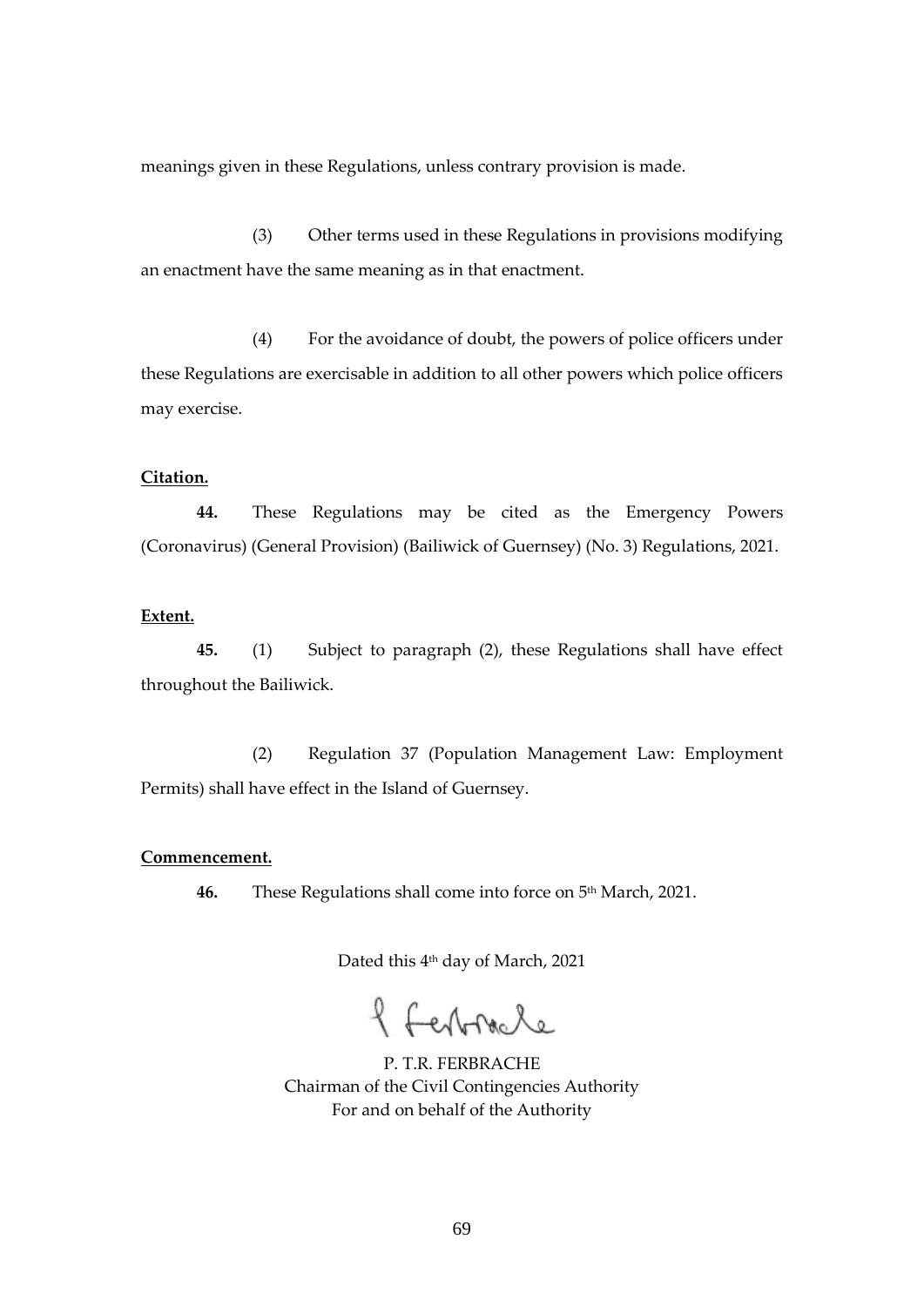meanings given in these Regulations, unless contrary provision is made.

(3) Other terms used in these Regulations in provisions modifying an enactment have the same meaning as in that enactment.

(4) For the avoidance of doubt, the powers of police officers under these Regulations are exercisable in addition to all other powers which police officers may exercise.

**Citation.**

**44.** These Regulations may be cited as the Emergency Powers (Coronavirus) (General Provision) (Bailiwick of Guernsey) (No. 3) Regulations, 2021.

**Extent.**

**45.** (1) Subject to paragraph (2), these Regulations shall have effect throughout the Bailiwick.

(2) Regulation 37 (Population Management Law: Employment Permits) shall have effect in the Island of Guernsey.

**Commencement.**

**46.** These Regulations shall come into force on 5th March, 2021.

Dated this 4th day of March, 2021

P. T.R. FERBRACHE
Chairman of the Civil Contingencies Authority
For and on behalf of the Authority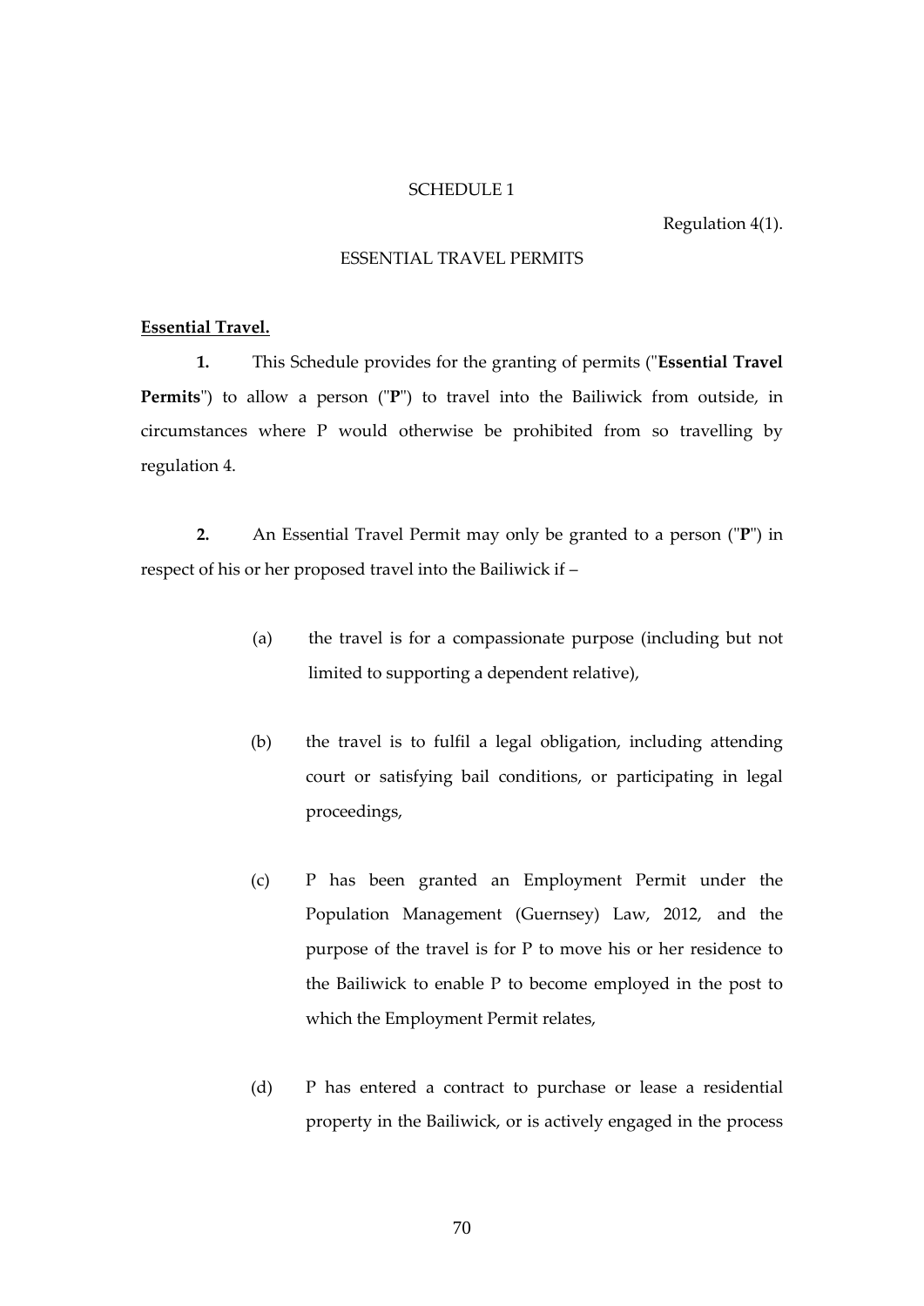SCHEDULE 1

Regulation 4(1).

ESSENTIAL TRAVEL PERMITS

**Essential Travel.**

**1.** This Schedule provides for the granting of permits ("**Essential Travel Permits**") to allow a person ("**P**") to travel into the Bailiwick from outside, in circumstances where P would otherwise be prohibited from so travelling by regulation 4.

**2.** An Essential Travel Permit may only be granted to a person ("**P**") in respect of his or her proposed travel into the Bailiwick if –

(a) the travel is for a compassionate purpose (including but not limited to supporting a dependent relative),

(b) the travel is to fulfil a legal obligation, including attending court or satisfying bail conditions, or participating in legal proceedings,

(c) P has been granted an Employment Permit under the Population Management (Guernsey) Law, 2012, and the purpose of the travel is for P to move his or her residence to the Bailiwick to enable P to become employed in the post to which the Employment Permit relates,

(d) P has entered a contract to purchase or lease a residential property in the Bailiwick, or is actively engaged in the process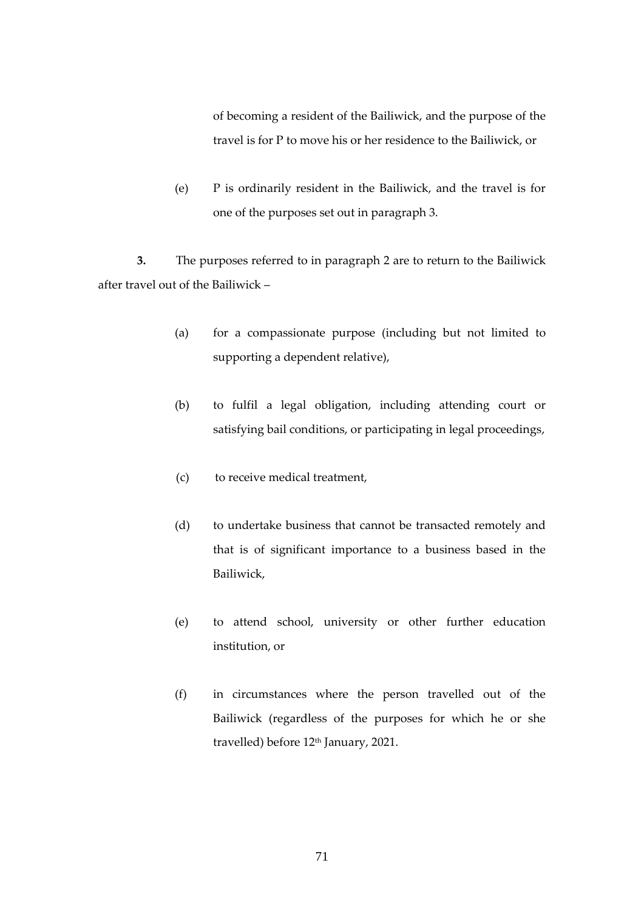of becoming a resident of the Bailiwick, and the purpose of the travel is for P to move his or her residence to the Bailiwick, or

(e) P is ordinarily resident in the Bailiwick, and the travel is for one of the purposes set out in paragraph 3.

**3.** The purposes referred to in paragraph 2 are to return to the Bailiwick after travel out of the Bailiwick –

(a) for a compassionate purpose (including but not limited to supporting a dependent relative),

(b) to fulfil a legal obligation, including attending court or satisfying bail conditions, or participating in legal proceedings,

(c) to receive medical treatment,

(d) to undertake business that cannot be transacted remotely and that is of significant importance to a business based in the Bailiwick,

(e) to attend school, university or other further education institution, or

(f) in circumstances where the person travelled out of the Bailiwick (regardless of the purposes for which he or she travelled) before 12th January, 2021.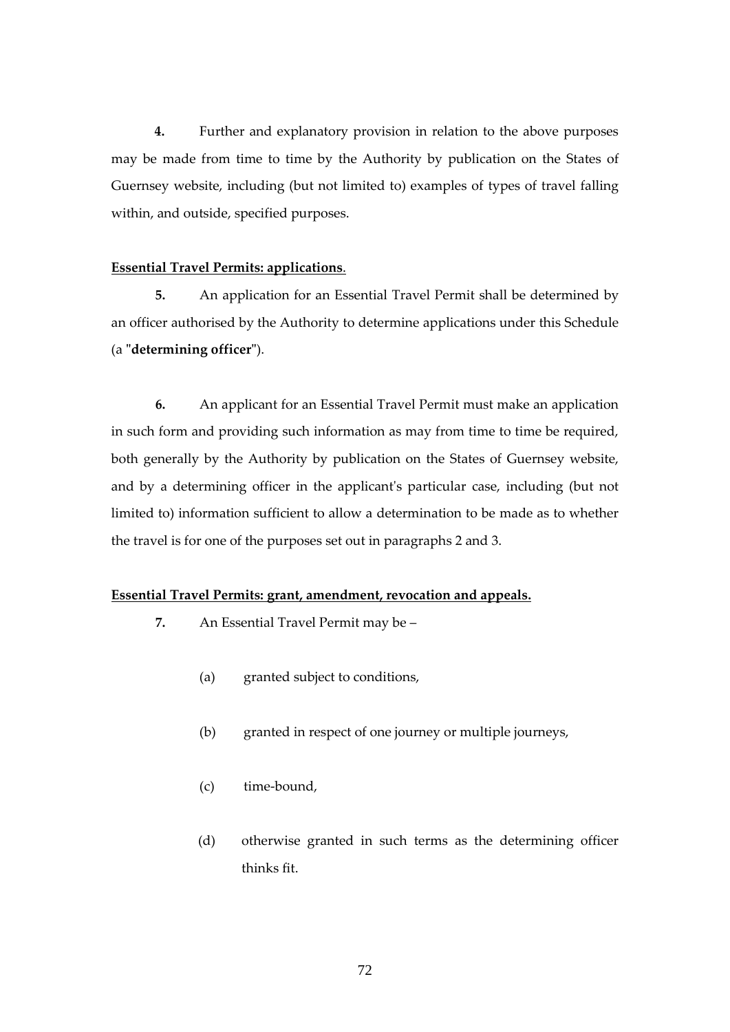**4.** Further and explanatory provision in relation to the above purposes may be made from time to time by the Authority by publication on the States of Guernsey website, including (but not limited to) examples of types of travel falling within, and outside, specified purposes.

**Essential Travel Permits: applications**.

**5.** An application for an Essential Travel Permit shall be determined by an officer authorised by the Authority to determine applications under this Schedule (a "**determining officer**").

**6.** An applicant for an Essential Travel Permit must make an application in such form and providing such information as may from time to time be required, both generally by the Authority by publication on the States of Guernsey website, and by a determining officer in the applicant's particular case, including (but not limited to) information sufficient to allow a determination to be made as to whether the travel is for one of the purposes set out in paragraphs 2 and 3.

**Essential Travel Permits: grant, amendment, revocation and appeals.**

**7.** An Essential Travel Permit may be –

(a) granted subject to conditions,

(b) granted in respect of one journey or multiple journeys,

(c) time-bound,

(d) otherwise granted in such terms as the determining officer thinks fit.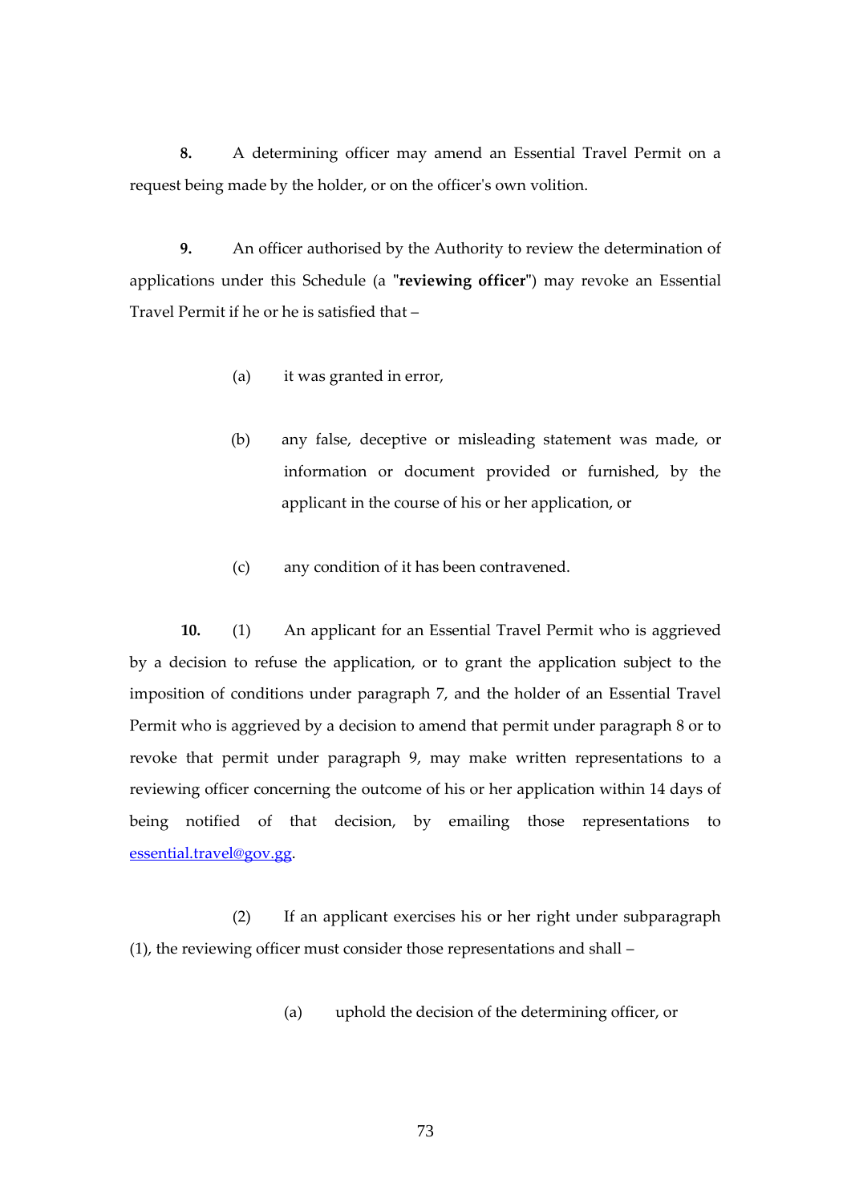**8.** A determining officer may amend an Essential Travel Permit on a request being made by the holder, or on the officer's own volition.

**9.** An officer authorised by the Authority to review the determination of applications under this Schedule (a "**reviewing officer**") may revoke an Essential Travel Permit if he or he is satisfied that –

(a) it was granted in error,

(b) any false, deceptive or misleading statement was made, or information or document provided or furnished, by the applicant in the course of his or her application, or

(c) any condition of it has been contravened.

**10.** (1) An applicant for an Essential Travel Permit who is aggrieved by a decision to refuse the application, or to grant the application subject to the imposition of conditions under paragraph 7, and the holder of an Essential Travel Permit who is aggrieved by a decision to amend that permit under paragraph 8 or to revoke that permit under paragraph 9, may make written representations to a reviewing officer concerning the outcome of his or her application within 14 days of being notified of that decision, by emailing those representations to essential.travel@gov.gg.

(2) If an applicant exercises his or her right under subparagraph (1), the reviewing officer must consider those representations and shall –

(a) uphold the decision of the determining officer, or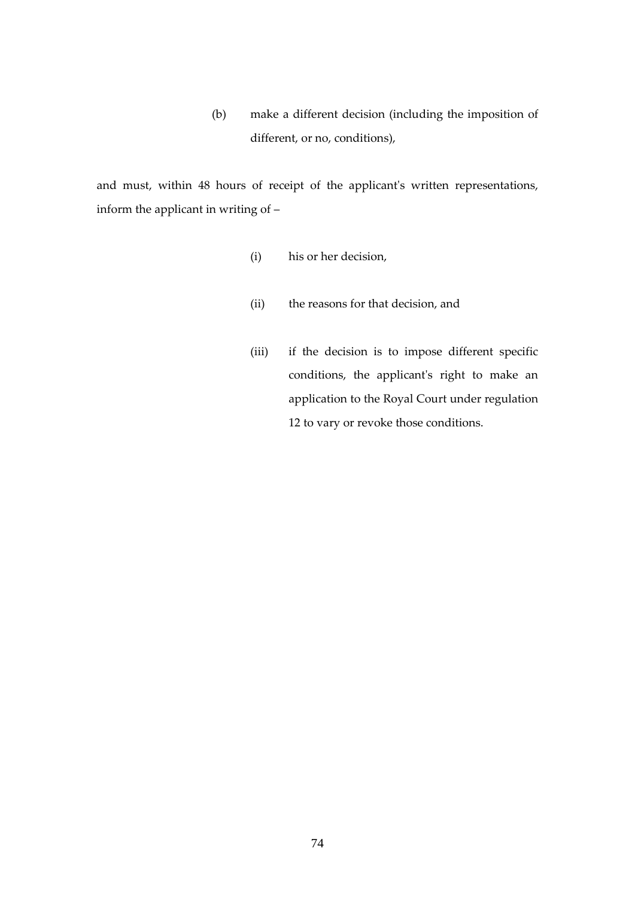(b) make a different decision (including the imposition of different, or no, conditions),

and must, within 48 hours of receipt of the applicant's written representations, inform the applicant in writing of –

(i) his or her decision,

(ii) the reasons for that decision, and

(iii) if the decision is to impose different specific conditions, the applicant's right to make an application to the Royal Court under regulation 12 to vary or revoke those conditions.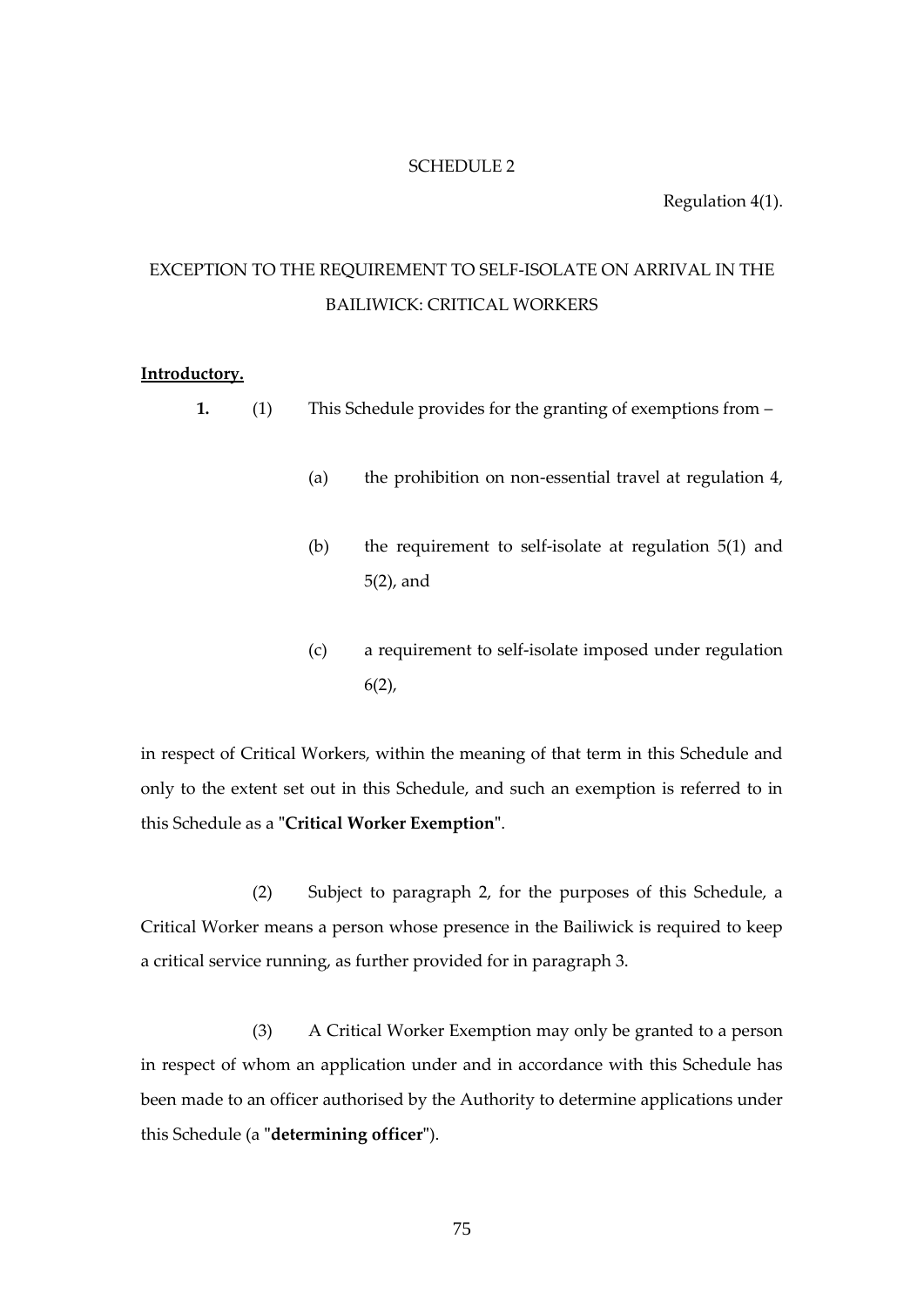SCHEDULE 2

Regulation 4(1).

EXCEPTION TO THE REQUIREMENT TO SELF-ISOLATE ON ARRIVAL IN THE BAILIWICK: CRITICAL WORKERS

**Introductory.**

**1.** (1) This Schedule provides for the granting of exemptions from –

(a) the prohibition on non-essential travel at regulation 4,

(b) the requirement to self-isolate at regulation 5(1) and 5(2), and

(c) a requirement to self-isolate imposed under regulation 6(2),

in respect of Critical Workers, within the meaning of that term in this Schedule and only to the extent set out in this Schedule, and such an exemption is referred to in this Schedule as a "**Critical Worker Exemption**".

(2) Subject to paragraph 2, for the purposes of this Schedule, a Critical Worker means a person whose presence in the Bailiwick is required to keep a critical service running, as further provided for in paragraph 3.

(3) A Critical Worker Exemption may only be granted to a person in respect of whom an application under and in accordance with this Schedule has been made to an officer authorised by the Authority to determine applications under this Schedule (a "**determining officer**").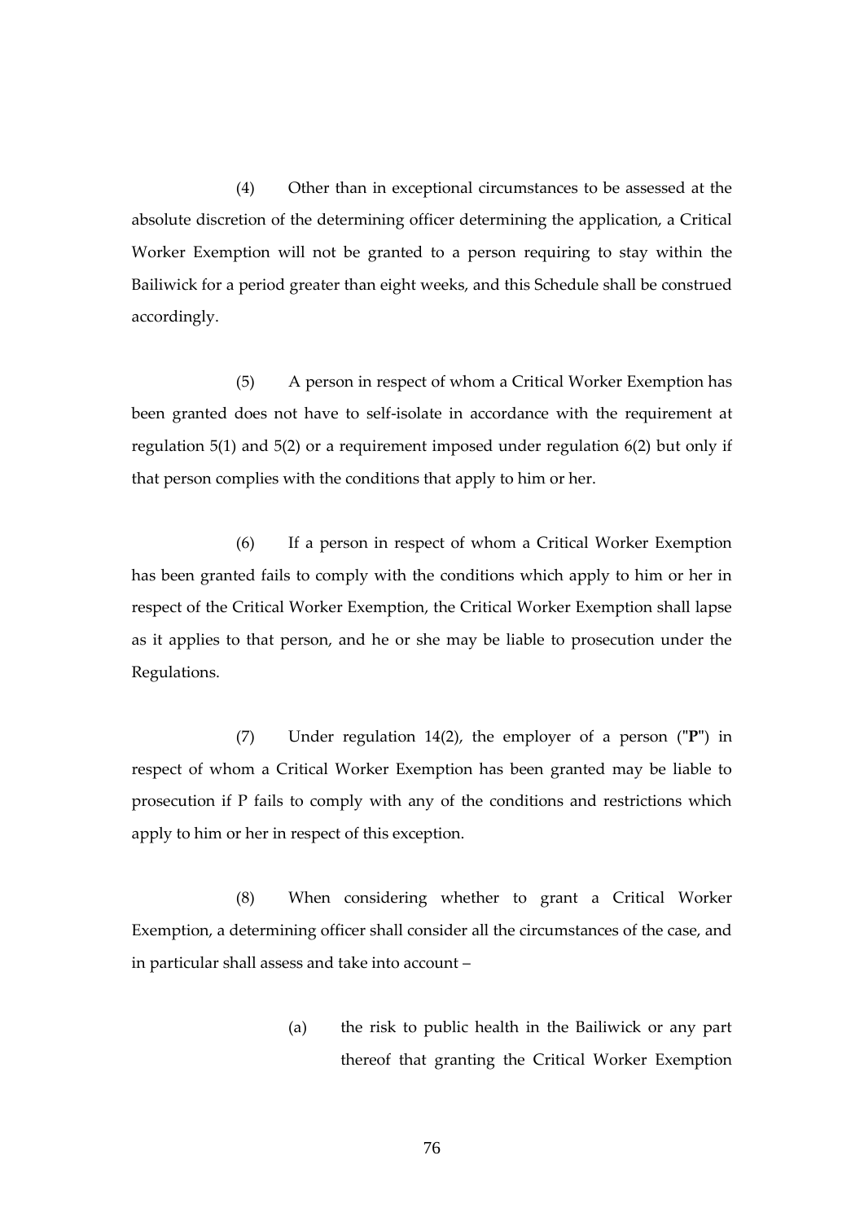(4) Other than in exceptional circumstances to be assessed at the absolute discretion of the determining officer determining the application, a Critical Worker Exemption will not be granted to a person requiring to stay within the Bailiwick for a period greater than eight weeks, and this Schedule shall be construed accordingly.

(5) A person in respect of whom a Critical Worker Exemption has been granted does not have to self-isolate in accordance with the requirement at regulation 5(1) and 5(2) or a requirement imposed under regulation 6(2) but only if that person complies with the conditions that apply to him or her.

(6) If a person in respect of whom a Critical Worker Exemption has been granted fails to comply with the conditions which apply to him or her in respect of the Critical Worker Exemption, the Critical Worker Exemption shall lapse as it applies to that person, and he or she may be liable to prosecution under the Regulations.

(7) Under regulation 14(2), the employer of a person ("**P**") in respect of whom a Critical Worker Exemption has been granted may be liable to prosecution if P fails to comply with any of the conditions and restrictions which apply to him or her in respect of this exception.

(8) When considering whether to grant a Critical Worker Exemption, a determining officer shall consider all the circumstances of the case, and in particular shall assess and take into account –

(a) the risk to public health in the Bailiwick or any part thereof that granting the Critical Worker Exemption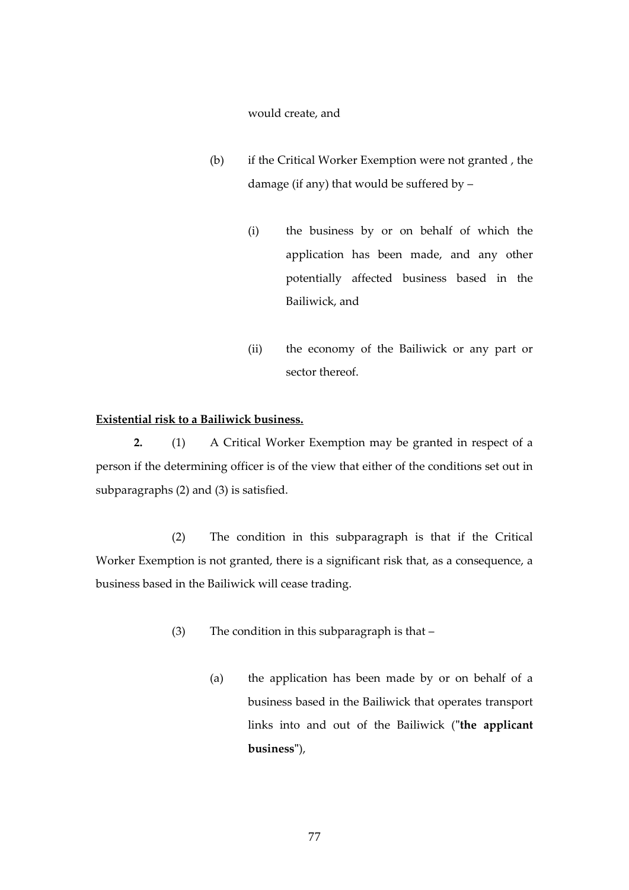would create, and

(b) if the Critical Worker Exemption were not granted , the damage (if any) that would be suffered by –

(i) the business by or on behalf of which the application has been made, and any other potentially affected business based in the Bailiwick, and

(ii) the economy of the Bailiwick or any part or sector thereof.

**Existential risk to a Bailiwick business.**

**2.** (1) A Critical Worker Exemption may be granted in respect of a person if the determining officer is of the view that either of the conditions set out in subparagraphs (2) and (3) is satisfied.

(2) The condition in this subparagraph is that if the Critical Worker Exemption is not granted, there is a significant risk that, as a consequence, a business based in the Bailiwick will cease trading.

(3) The condition in this subparagraph is that –

(a) the application has been made by or on behalf of a business based in the Bailiwick that operates transport links into and out of the Bailiwick ("**the applicant business**"),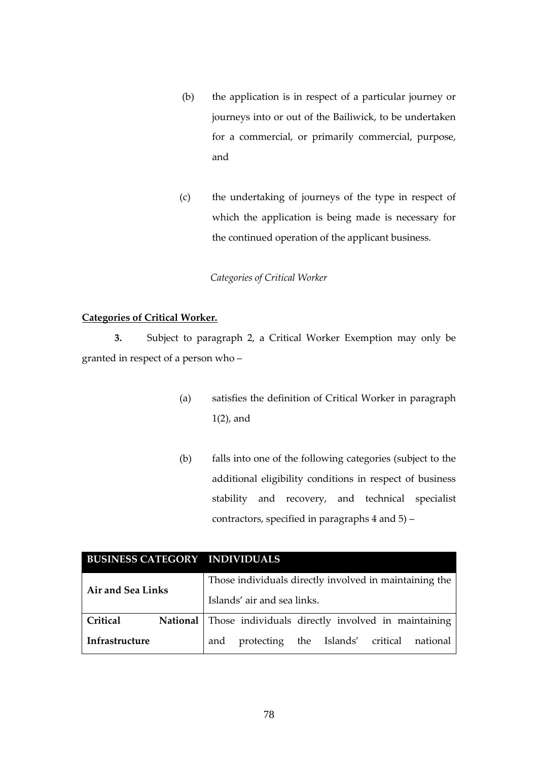(b) the application is in respect of a particular journey or journeys into or out of the Bailiwick, to be undertaken for a commercial, or primarily commercial, purpose, and

(c) the undertaking of journeys of the type in respect of which the application is being made is necessary for the continued operation of the applicant business.

*Categories of Critical Worker*

**Categories of Critical Worker.**

**3.** Subject to paragraph 2, a Critical Worker Exemption may only be granted in respect of a person who –

(a) satisfies the definition of Critical Worker in paragraph 1(2), and

(b) falls into one of the following categories (subject to the additional eligibility conditions in respect of business stability and recovery, and technical specialist contractors, specified in paragraphs 4 and 5) –

| BUSINESS CATEGORY | INDIVIDUALS |
|---|---|
| **Air and Sea Links** | Those individuals directly involved in maintaining the Islands' air and sea links. |
| **Critical National Infrastructure** | Those individuals directly involved in maintaining and protecting the Islands' critical national |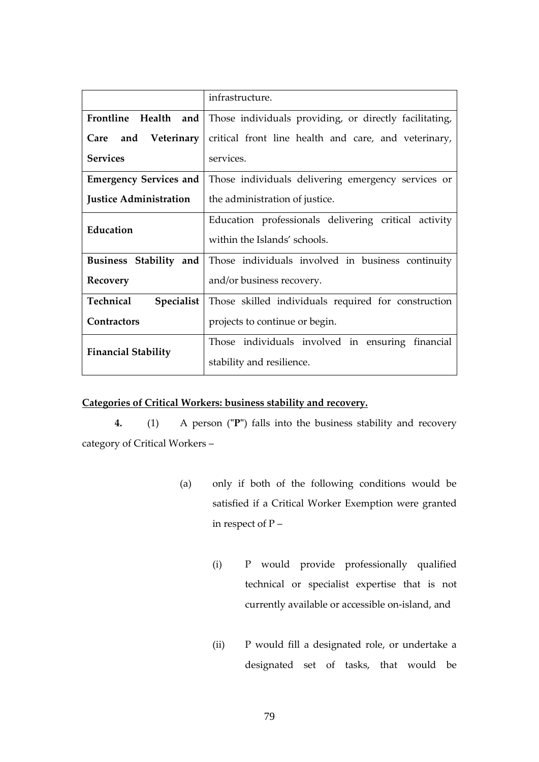| | |
|---|---|
| | infrastructure. |
| **Frontline Health and Care and Veterinary Services** | Those individuals providing, or directly facilitating, critical front line health and care, and veterinary, services. |
| **Emergency Services and Justice Administration** | Those individuals delivering emergency services or the administration of justice. |
| **Education** | Education professionals delivering critical activity within the Islands' schools. |
| **Business Stability and Recovery** | Those individuals involved in business continuity and/or business recovery. |
| **Technical Specialist Contractors** | Those skilled individuals required for construction projects to continue or begin. |
| **Financial Stability** | Those individuals involved in ensuring financial stability and resilience. |

**Categories of Critical Workers: business stability and recovery.**

**4.** (1) A person ("**P**") falls into the business stability and recovery category of Critical Workers –

(a) only if both of the following conditions would be satisfied if a Critical Worker Exemption were granted in respect of P –

(i) P would provide professionally qualified technical or specialist expertise that is not currently available or accessible on-island, and

(ii) P would fill a designated role, or undertake a designated set of tasks, that would be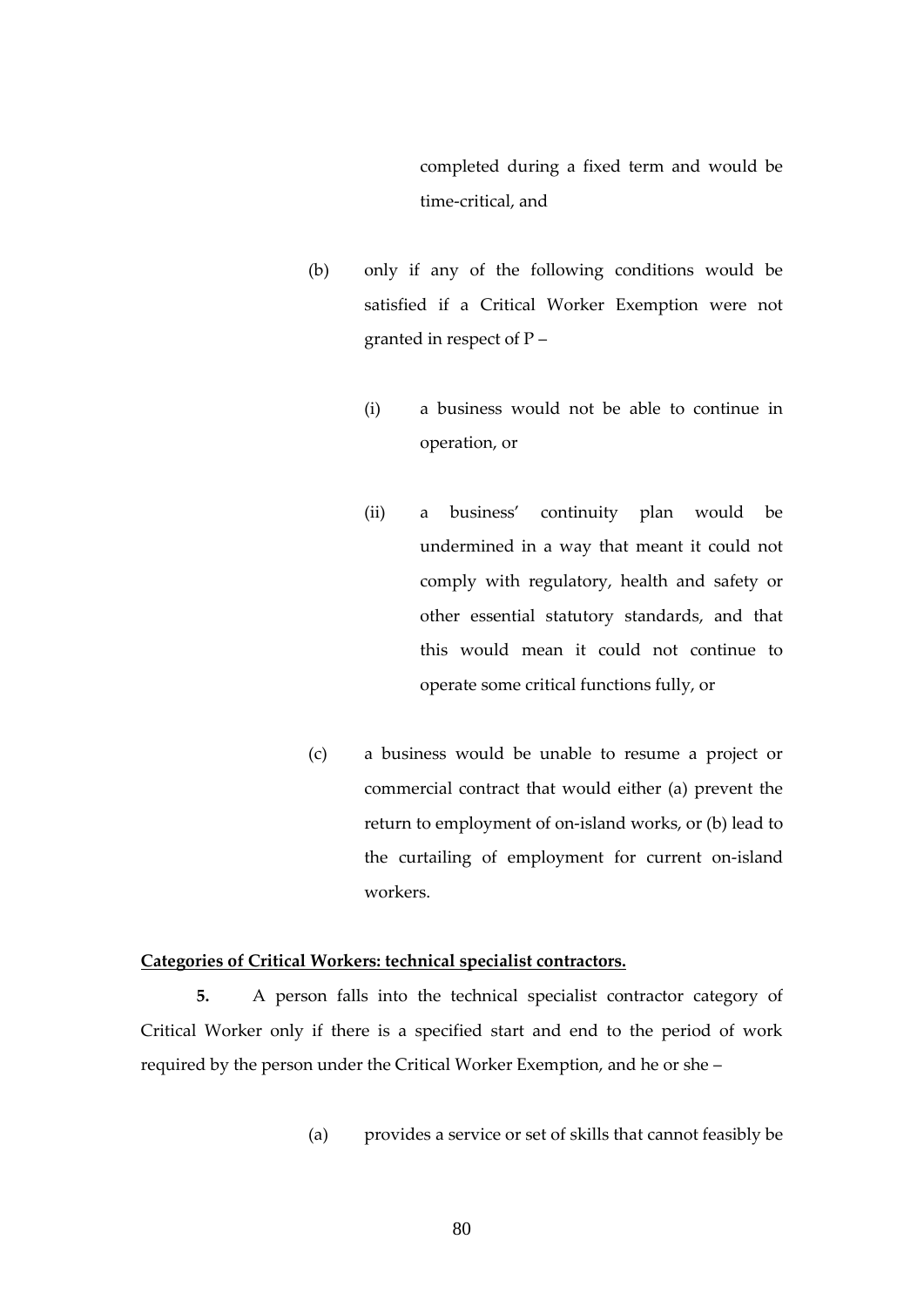completed during a fixed term and would be time-critical, and

(b) only if any of the following conditions would be satisfied if a Critical Worker Exemption were not granted in respect of P –

(i) a business would not be able to continue in operation, or

(ii) a business' continuity plan would be undermined in a way that meant it could not comply with regulatory, health and safety or other essential statutory standards, and that this would mean it could not continue to operate some critical functions fully, or

(c) a business would be unable to resume a project or commercial contract that would either (a) prevent the return to employment of on-island works, or (b) lead to the curtailing of employment for current on-island workers.

**Categories of Critical Workers: technical specialist contractors.**

**5.** A person falls into the technical specialist contractor category of Critical Worker only if there is a specified start and end to the period of work required by the person under the Critical Worker Exemption, and he or she –

(a) provides a service or set of skills that cannot feasibly be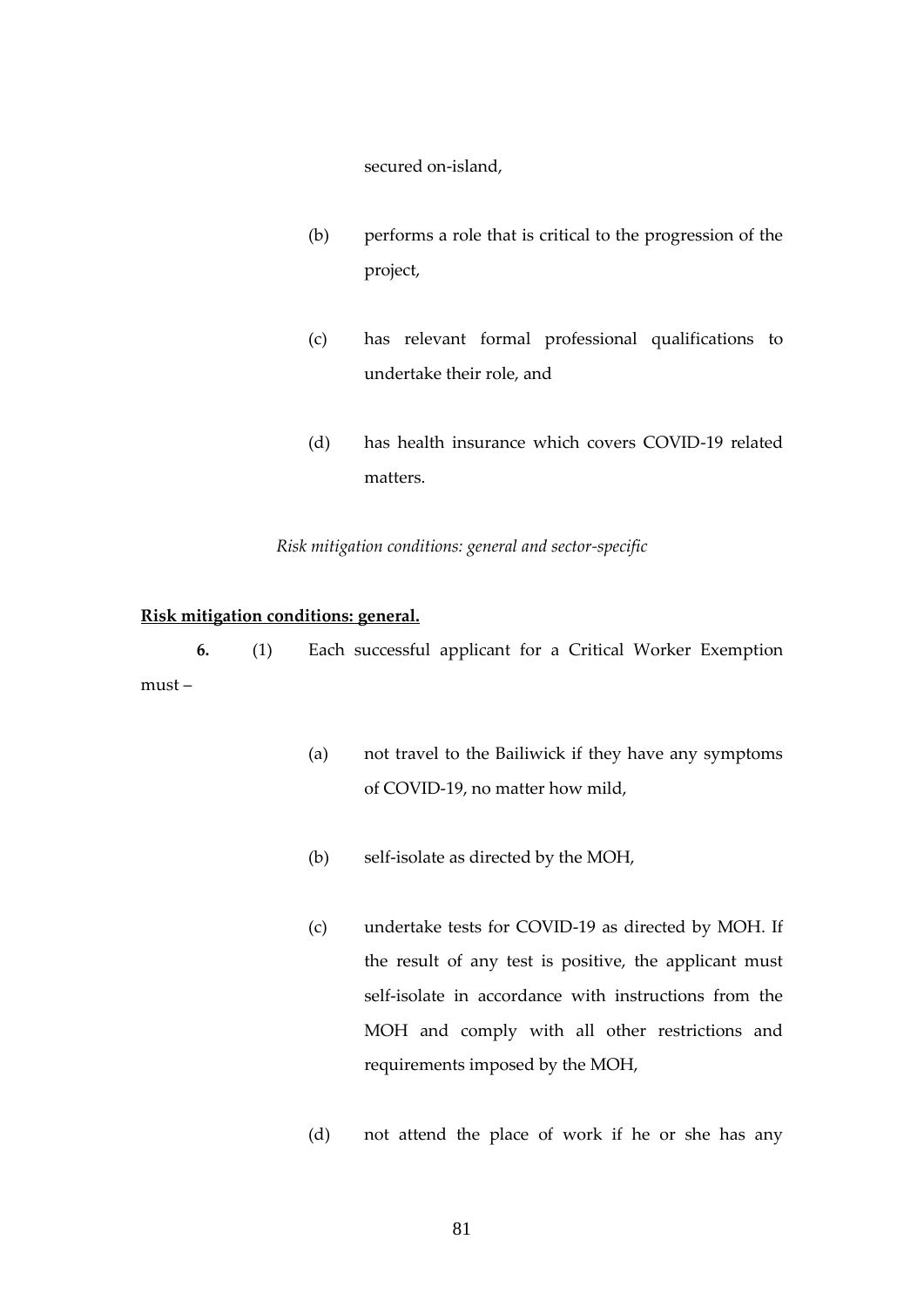secured on-island,

(b) performs a role that is critical to the progression of the project,

(c) has relevant formal professional qualifications to undertake their role, and

(d) has health insurance which covers COVID-19 related matters.

*Risk mitigation conditions: general and sector-specific*

**Risk mitigation conditions: general.**

**6.** (1) Each successful applicant for a Critical Worker Exemption must –

(a) not travel to the Bailiwick if they have any symptoms of COVID-19, no matter how mild,

(b) self-isolate as directed by the MOH,

(c) undertake tests for COVID-19 as directed by MOH. If the result of any test is positive, the applicant must self-isolate in accordance with instructions from the MOH and comply with all other restrictions and requirements imposed by the MOH,

(d) not attend the place of work if he or she has any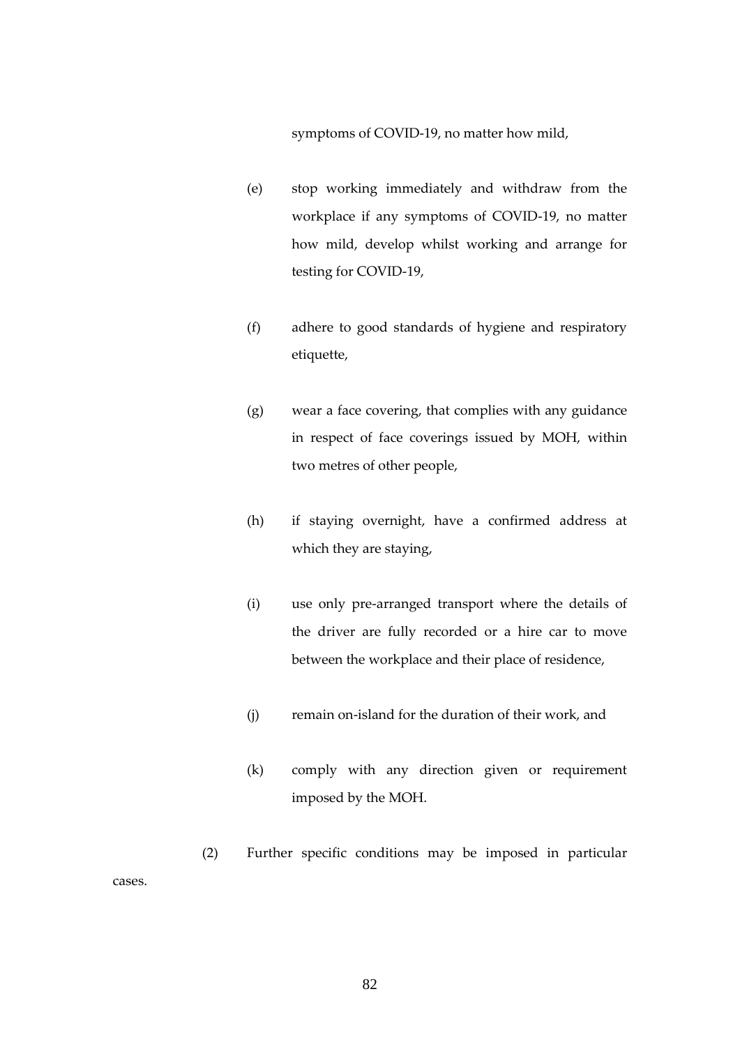symptoms of COVID-19, no matter how mild,

(e) stop working immediately and withdraw from the workplace if any symptoms of COVID-19, no matter how mild, develop whilst working and arrange for testing for COVID-19,

(f) adhere to good standards of hygiene and respiratory etiquette,

(g) wear a face covering, that complies with any guidance in respect of face coverings issued by MOH, within two metres of other people,

(h) if staying overnight, have a confirmed address at which they are staying,

(i) use only pre-arranged transport where the details of the driver are fully recorded or a hire car to move between the workplace and their place of residence,

(j) remain on-island for the duration of their work, and

(k) comply with any direction given or requirement imposed by the MOH.

(2) Further specific conditions may be imposed in particular cases.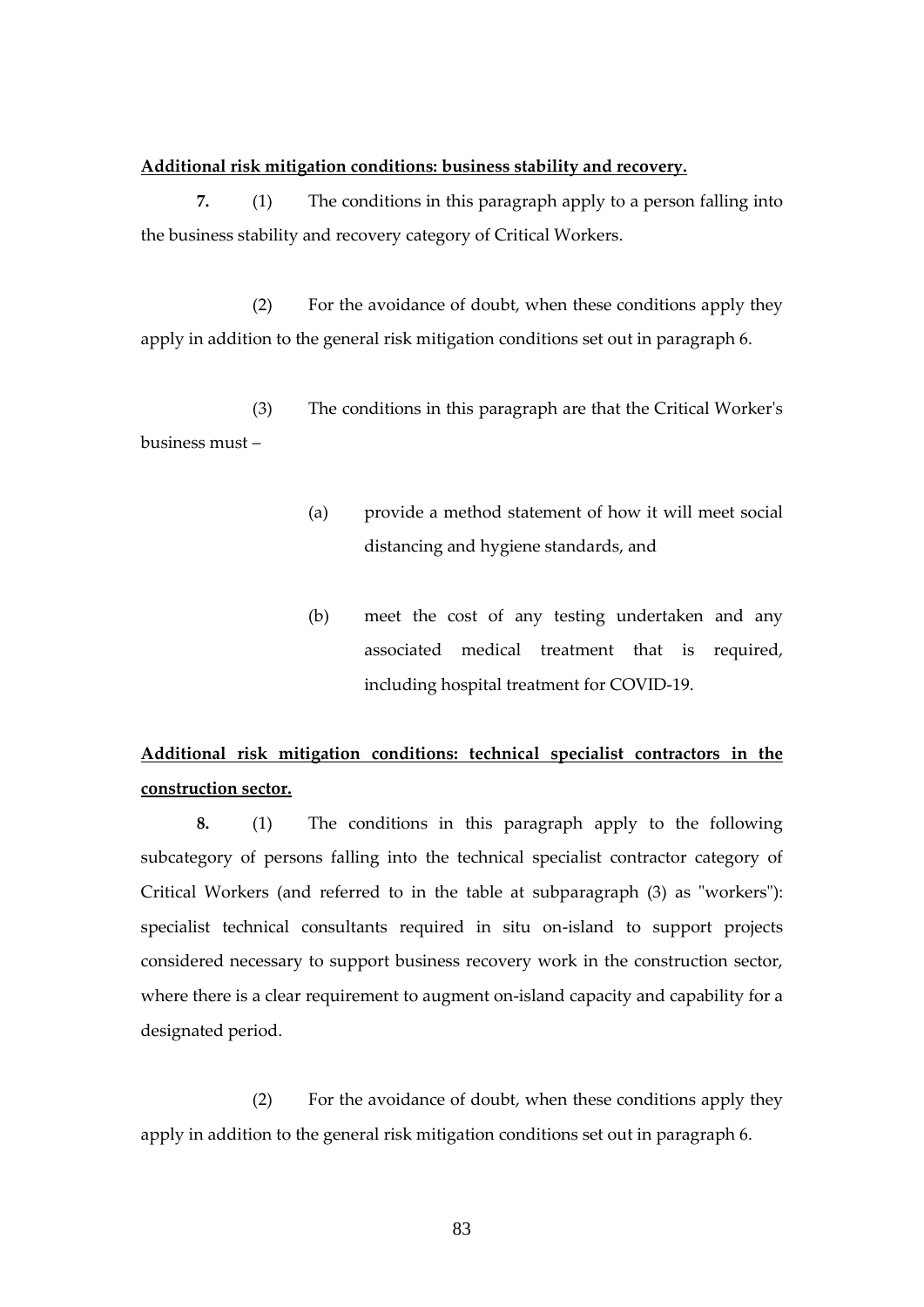**Additional risk mitigation conditions: business stability and recovery.**

**7.** (1) The conditions in this paragraph apply to a person falling into the business stability and recovery category of Critical Workers.

(2) For the avoidance of doubt, when these conditions apply they apply in addition to the general risk mitigation conditions set out in paragraph 6.

(3) The conditions in this paragraph are that the Critical Worker's business must –

(a) provide a method statement of how it will meet social distancing and hygiene standards, and

(b) meet the cost of any testing undertaken and any associated medical treatment that is required, including hospital treatment for COVID-19.

**Additional risk mitigation conditions: technical specialist contractors in the construction sector.**

**8.** (1) The conditions in this paragraph apply to the following subcategory of persons falling into the technical specialist contractor category of Critical Workers (and referred to in the table at subparagraph (3) as "workers"): specialist technical consultants required in situ on-island to support projects considered necessary to support business recovery work in the construction sector, where there is a clear requirement to augment on-island capacity and capability for a designated period.

(2) For the avoidance of doubt, when these conditions apply they apply in addition to the general risk mitigation conditions set out in paragraph 6.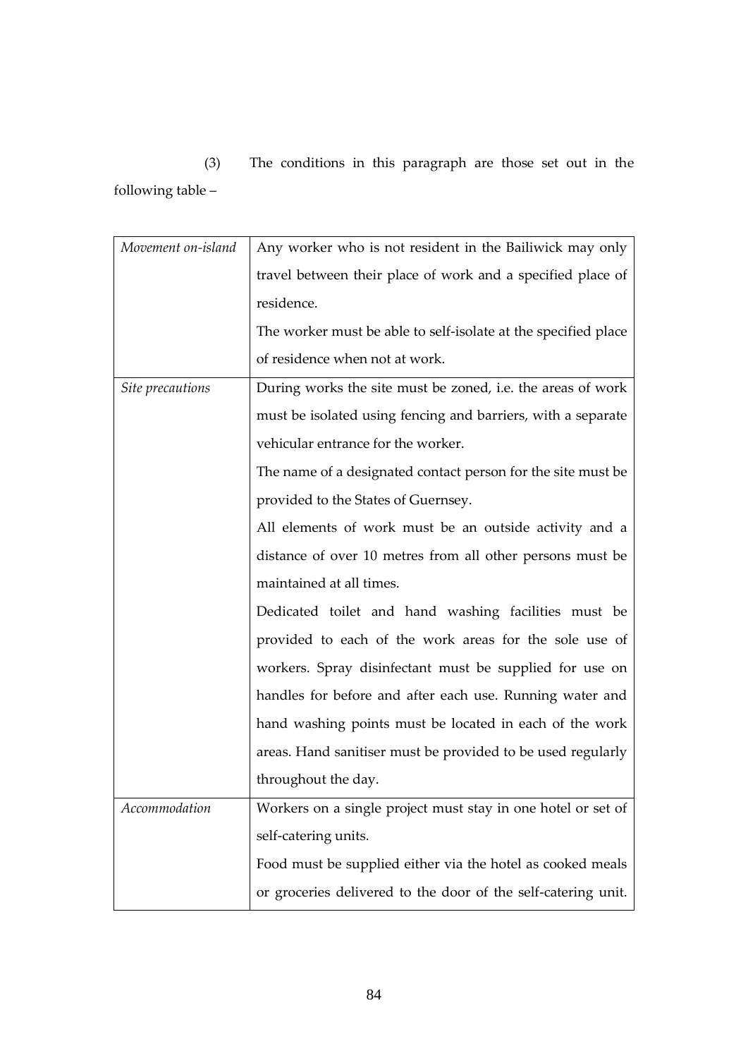(3) The conditions in this paragraph are those set out in the following table –

| | |
|---|---|
| *Movement on-island* | Any worker who is not resident in the Bailiwick may only travel between their place of work and a specified place of residence.<br>The worker must be able to self-isolate at the specified place of residence when not at work. |
| *Site precautions* | During works the site must be zoned, i.e. the areas of work must be isolated using fencing and barriers, with a separate vehicular entrance for the worker.<br>The name of a designated contact person for the site must be provided to the States of Guernsey.<br>All elements of work must be an outside activity and a distance of over 10 metres from all other persons must be maintained at all times.<br>Dedicated toilet and hand washing facilities must be provided to each of the work areas for the sole use of workers. Spray disinfectant must be supplied for use on handles for before and after each use. Running water and hand washing points must be located in each of the work areas. Hand sanitiser must be provided to be used regularly throughout the day. |
| *Accommodation* | Workers on a single project must stay in one hotel or set of self-catering units.<br>Food must be supplied either via the hotel as cooked meals or groceries delivered to the door of the self-catering unit. |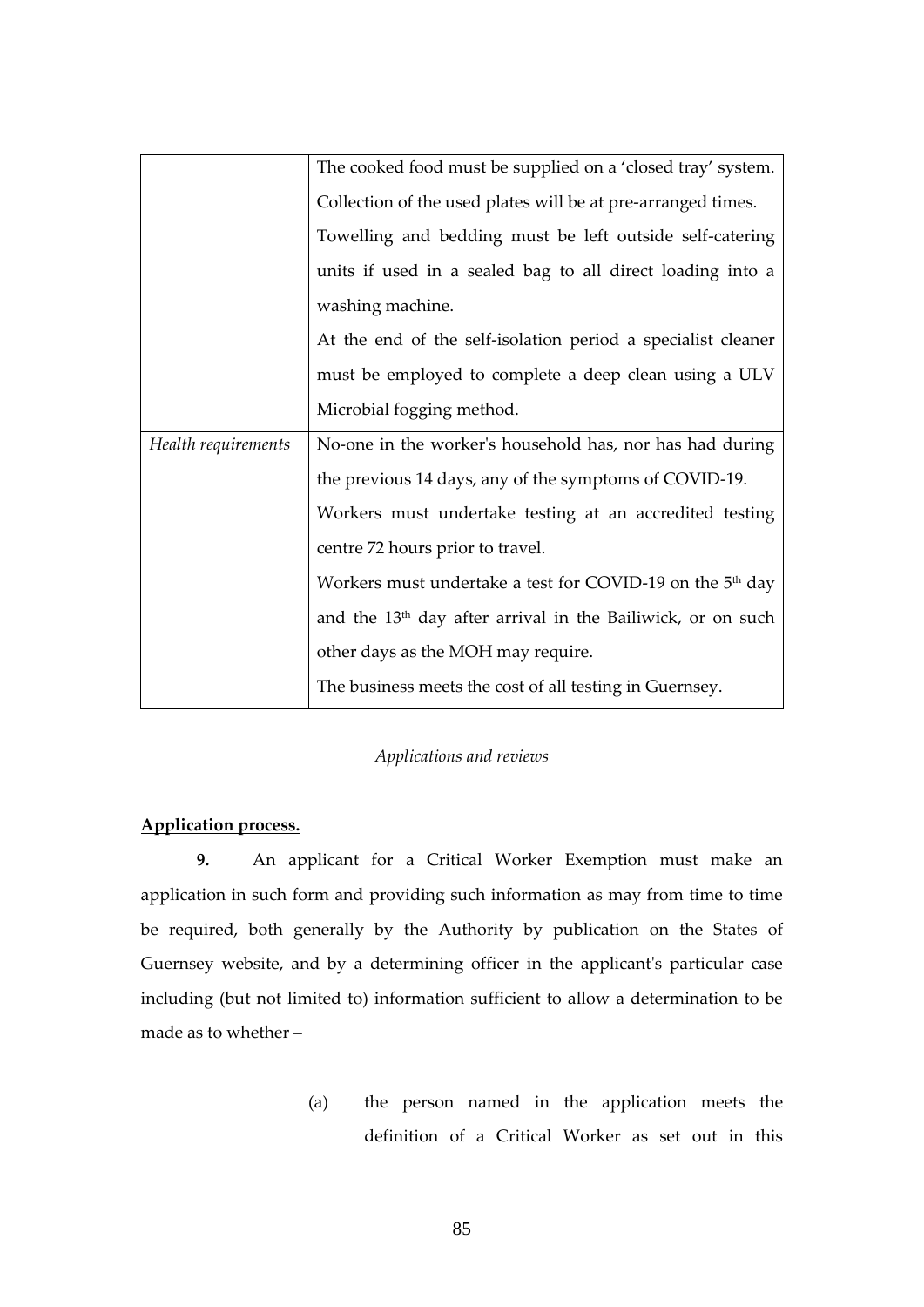| | |
|---|---|
| | The cooked food must be supplied on a 'closed tray' system. Collection of the used plates will be at pre-arranged times. Towelling and bedding must be left outside self-catering units if used in a sealed bag to all direct loading into a washing machine. At the end of the self-isolation period a specialist cleaner must be employed to complete a deep clean using a ULV Microbial fogging method. |
| *Health requirements* | No-one in the worker's household has, nor has had during the previous 14 days, any of the symptoms of COVID-19. Workers must undertake testing at an accredited testing centre 72 hours prior to travel. Workers must undertake a test for COVID-19 on the 5th day and the 13th day after arrival in the Bailiwick, or on such other days as the MOH may require. The business meets the cost of all testing in Guernsey. |

*Applications and reviews*

**Application process.**

**9.** An applicant for a Critical Worker Exemption must make an application in such form and providing such information as may from time to time be required, both generally by the Authority by publication on the States of Guernsey website, and by a determining officer in the applicant's particular case including (but not limited to) information sufficient to allow a determination to be made as to whether –

(a) the person named in the application meets the definition of a Critical Worker as set out in this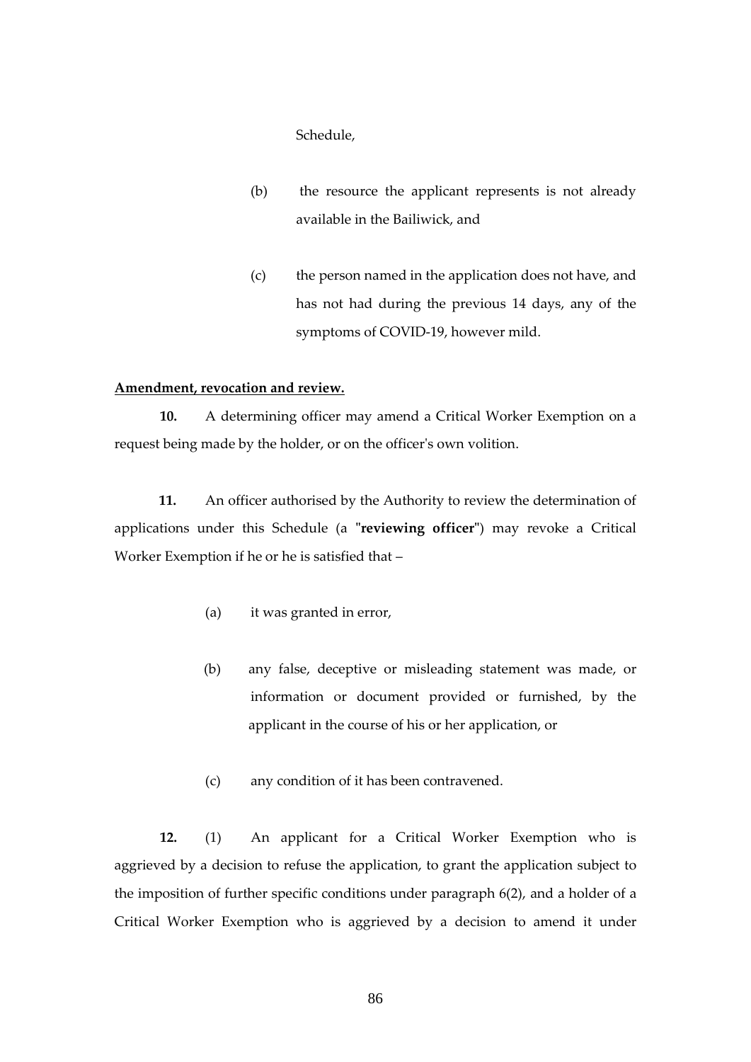Schedule,

(b) the resource the applicant represents is not already available in the Bailiwick, and

(c) the person named in the application does not have, and has not had during the previous 14 days, any of the symptoms of COVID-19, however mild.

**Amendment, revocation and review.**

**10.** A determining officer may amend a Critical Worker Exemption on a request being made by the holder, or on the officer's own volition.

**11.** An officer authorised by the Authority to review the determination of applications under this Schedule (a "**reviewing officer**") may revoke a Critical Worker Exemption if he or he is satisfied that –

(a) it was granted in error,

(b) any false, deceptive or misleading statement was made, or information or document provided or furnished, by the applicant in the course of his or her application, or

(c) any condition of it has been contravened.

**12.** (1) An applicant for a Critical Worker Exemption who is aggrieved by a decision to refuse the application, to grant the application subject to the imposition of further specific conditions under paragraph 6(2), and a holder of a Critical Worker Exemption who is aggrieved by a decision to amend it under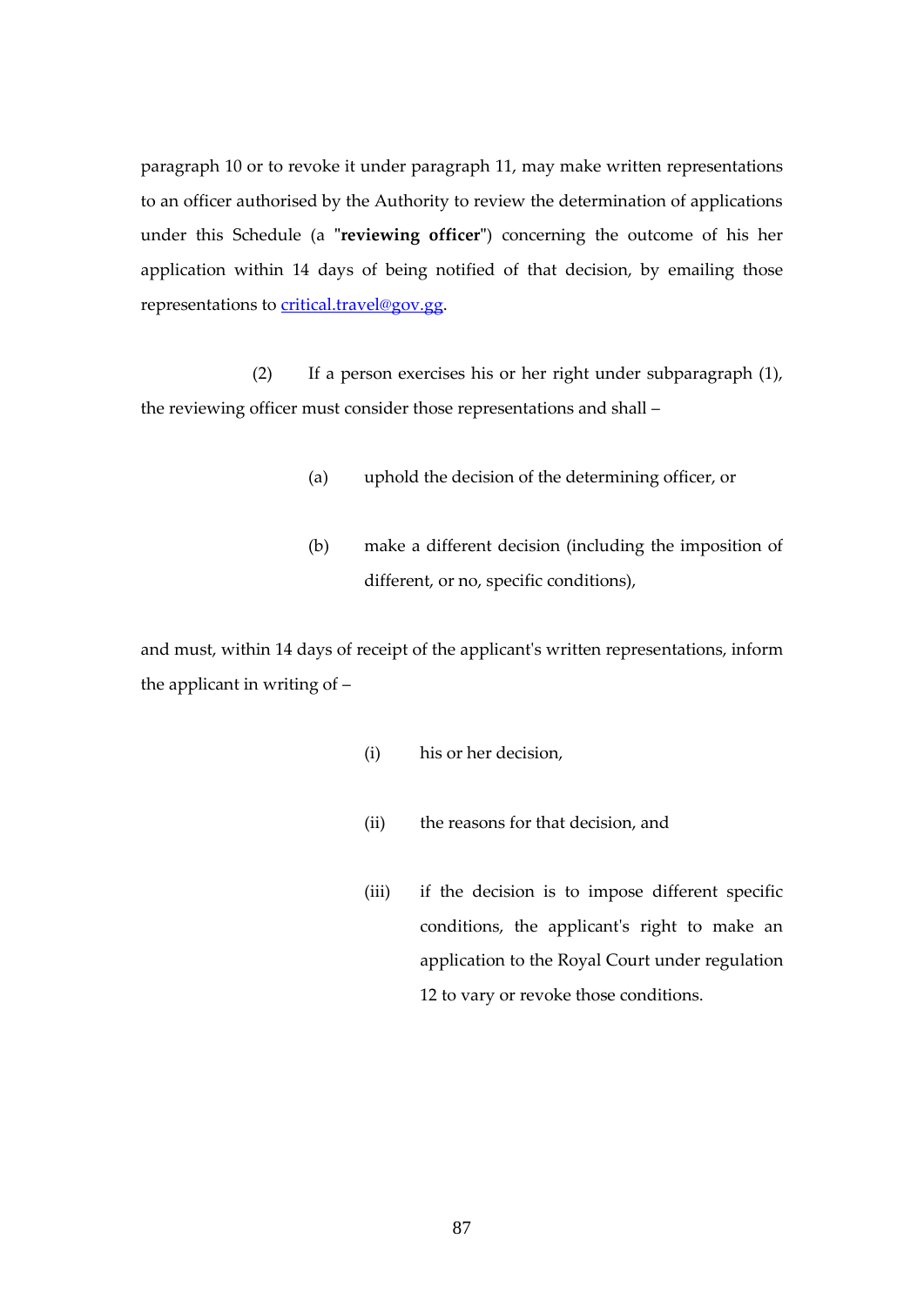paragraph 10 or to revoke it under paragraph 11, may make written representations to an officer authorised by the Authority to review the determination of applications under this Schedule (a "**reviewing officer**") concerning the outcome of his her application within 14 days of being notified of that decision, by emailing those representations to critical.travel@gov.gg.

(2) If a person exercises his or her right under subparagraph (1), the reviewing officer must consider those representations and shall –

(a) uphold the decision of the determining officer, or

(b) make a different decision (including the imposition of different, or no, specific conditions),

and must, within 14 days of receipt of the applicant's written representations, inform the applicant in writing of –

(i) his or her decision,

(ii) the reasons for that decision, and

(iii) if the decision is to impose different specific conditions, the applicant's right to make an application to the Royal Court under regulation 12 to vary or revoke those conditions.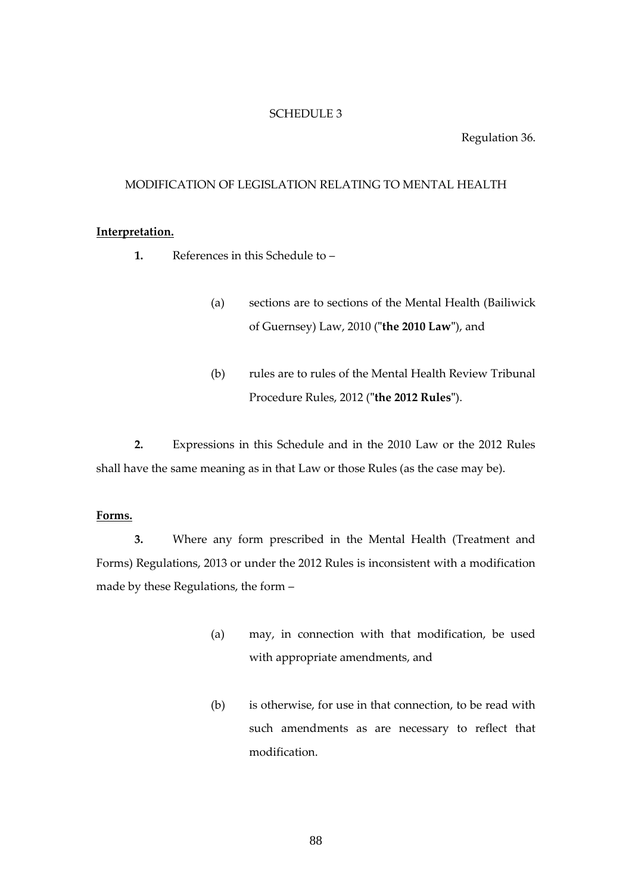SCHEDULE 3

Regulation 36.

MODIFICATION OF LEGISLATION RELATING TO MENTAL HEALTH

**Interpretation.**

**1.** References in this Schedule to –

(a) sections are to sections of the Mental Health (Bailiwick of Guernsey) Law, 2010 ("**the 2010 Law**"), and

(b) rules are to rules of the Mental Health Review Tribunal Procedure Rules, 2012 ("**the 2012 Rules**").

**2.** Expressions in this Schedule and in the 2010 Law or the 2012 Rules shall have the same meaning as in that Law or those Rules (as the case may be).

**Forms.**

**3.** Where any form prescribed in the Mental Health (Treatment and Forms) Regulations, 2013 or under the 2012 Rules is inconsistent with a modification made by these Regulations, the form –

(a) may, in connection with that modification, be used with appropriate amendments, and

(b) is otherwise, for use in that connection, to be read with such amendments as are necessary to reflect that modification.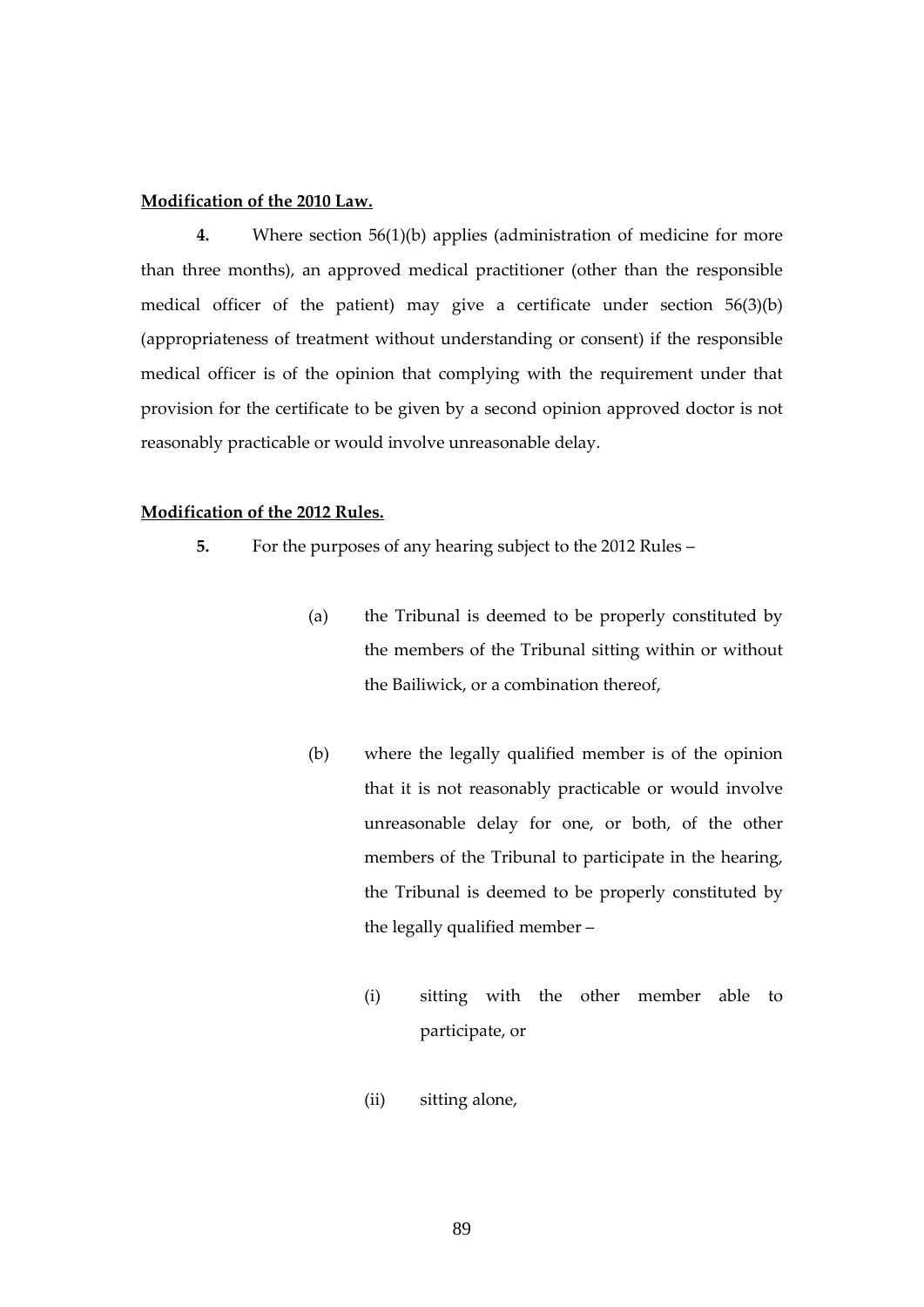**Modification of the 2010 Law.**

**4.** Where section 56(1)(b) applies (administration of medicine for more than three months), an approved medical practitioner (other than the responsible medical officer of the patient) may give a certificate under section 56(3)(b) (appropriateness of treatment without understanding or consent) if the responsible medical officer is of the opinion that complying with the requirement under that provision for the certificate to be given by a second opinion approved doctor is not reasonably practicable or would involve unreasonable delay.

**Modification of the 2012 Rules.**

**5.** For the purposes of any hearing subject to the 2012 Rules –

(a) the Tribunal is deemed to be properly constituted by the members of the Tribunal sitting within or without the Bailiwick, or a combination thereof,

(b) where the legally qualified member is of the opinion that it is not reasonably practicable or would involve unreasonable delay for one, or both, of the other members of the Tribunal to participate in the hearing, the Tribunal is deemed to be properly constituted by the legally qualified member –

(i) sitting with the other member able to participate, or

(ii) sitting alone,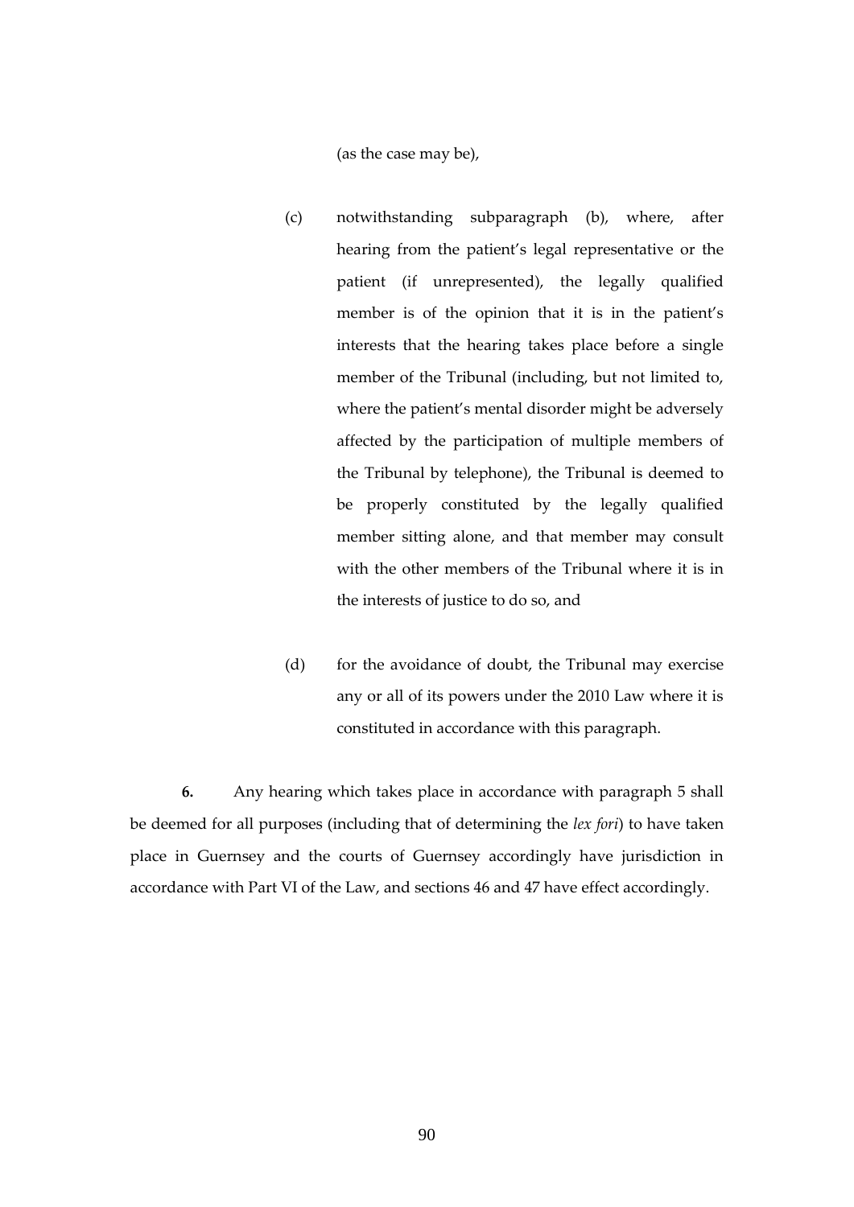(as the case may be),

(c) notwithstanding subparagraph (b), where, after hearing from the patient's legal representative or the patient (if unrepresented), the legally qualified member is of the opinion that it is in the patient's interests that the hearing takes place before a single member of the Tribunal (including, but not limited to, where the patient's mental disorder might be adversely affected by the participation of multiple members of the Tribunal by telephone), the Tribunal is deemed to be properly constituted by the legally qualified member sitting alone, and that member may consult with the other members of the Tribunal where it is in the interests of justice to do so, and

(d) for the avoidance of doubt, the Tribunal may exercise any or all of its powers under the 2010 Law where it is constituted in accordance with this paragraph.

**6.** Any hearing which takes place in accordance with paragraph 5 shall be deemed for all purposes (including that of determining the *lex fori*) to have taken place in Guernsey and the courts of Guernsey accordingly have jurisdiction in accordance with Part VI of the Law, and sections 46 and 47 have effect accordingly.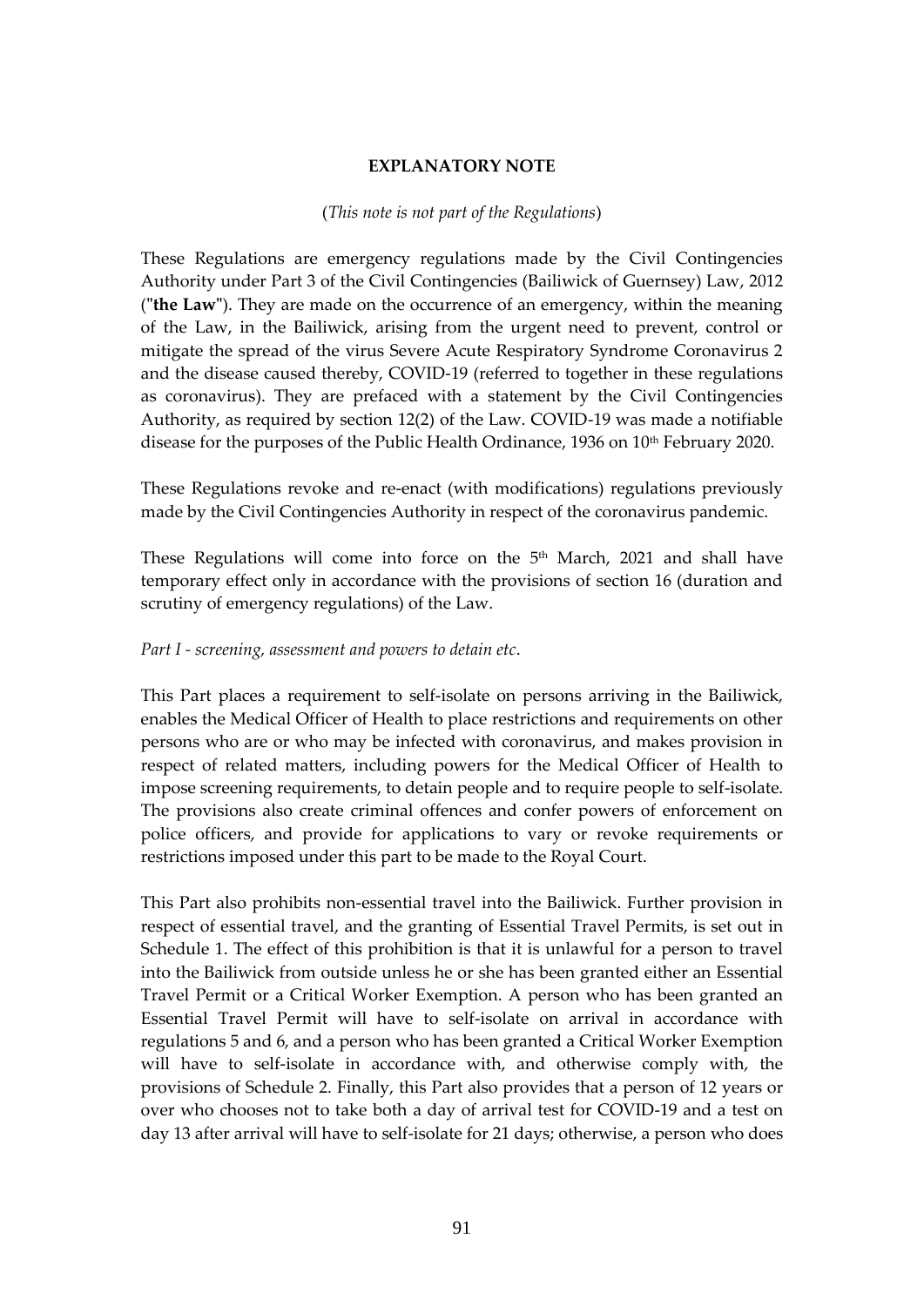**EXPLANATORY NOTE**

(*This note is not part of the Regulations*)

These Regulations are emergency regulations made by the Civil Contingencies Authority under Part 3 of the Civil Contingencies (Bailiwick of Guernsey) Law, 2012 ("**the Law**"). They are made on the occurrence of an emergency, within the meaning of the Law, in the Bailiwick, arising from the urgent need to prevent, control or mitigate the spread of the virus Severe Acute Respiratory Syndrome Coronavirus 2 and the disease caused thereby, COVID-19 (referred to together in these regulations as coronavirus). They are prefaced with a statement by the Civil Contingencies Authority, as required by section 12(2) of the Law. COVID-19 was made a notifiable disease for the purposes of the Public Health Ordinance, 1936 on 10th February 2020.

These Regulations revoke and re-enact (with modifications) regulations previously made by the Civil Contingencies Authority in respect of the coronavirus pandemic.

These Regulations will come into force on the 5th March, 2021 and shall have temporary effect only in accordance with the provisions of section 16 (duration and scrutiny of emergency regulations) of the Law.

*Part I - screening, assessment and powers to detain etc*.

This Part places a requirement to self-isolate on persons arriving in the Bailiwick, enables the Medical Officer of Health to place restrictions and requirements on other persons who are or who may be infected with coronavirus, and makes provision in respect of related matters, including powers for the Medical Officer of Health to impose screening requirements, to detain people and to require people to self-isolate. The provisions also create criminal offences and confer powers of enforcement on police officers, and provide for applications to vary or revoke requirements or restrictions imposed under this part to be made to the Royal Court.

This Part also prohibits non-essential travel into the Bailiwick. Further provision in respect of essential travel, and the granting of Essential Travel Permits, is set out in Schedule 1. The effect of this prohibition is that it is unlawful for a person to travel into the Bailiwick from outside unless he or she has been granted either an Essential Travel Permit or a Critical Worker Exemption. A person who has been granted an Essential Travel Permit will have to self-isolate on arrival in accordance with regulations 5 and 6, and a person who has been granted a Critical Worker Exemption will have to self-isolate in accordance with, and otherwise comply with, the provisions of Schedule 2. Finally, this Part also provides that a person of 12 years or over who chooses not to take both a day of arrival test for COVID-19 and a test on day 13 after arrival will have to self-isolate for 21 days; otherwise, a person who does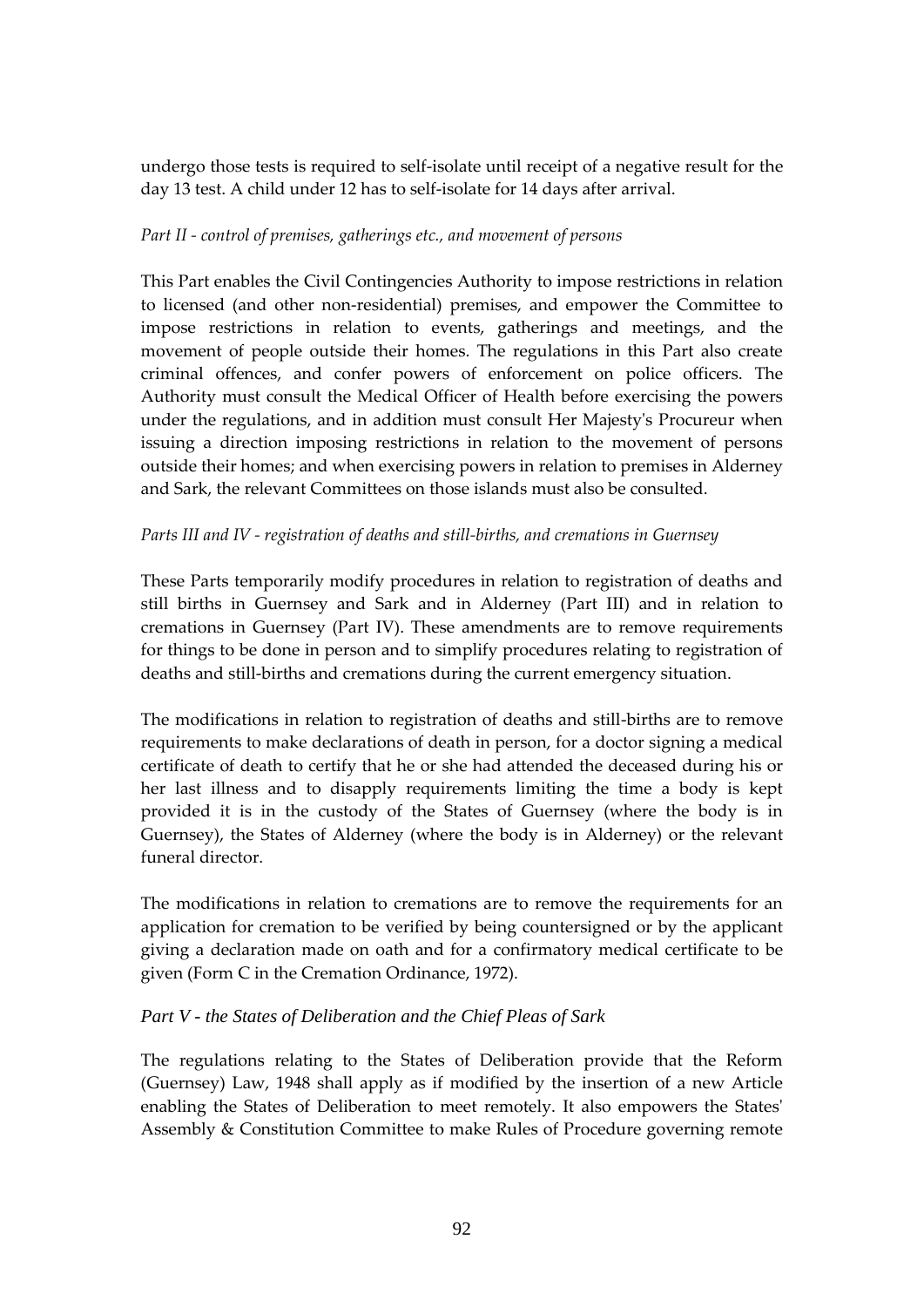undergo those tests is required to self-isolate until receipt of a negative result for the day 13 test. A child under 12 has to self-isolate for 14 days after arrival.

*Part II - control of premises, gatherings etc., and movement of persons*

This Part enables the Civil Contingencies Authority to impose restrictions in relation to licensed (and other non-residential) premises, and empower the Committee to impose restrictions in relation to events, gatherings and meetings, and the movement of people outside their homes. The regulations in this Part also create criminal offences, and confer powers of enforcement on police officers. The Authority must consult the Medical Officer of Health before exercising the powers under the regulations, and in addition must consult Her Majesty's Procureur when issuing a direction imposing restrictions in relation to the movement of persons outside their homes; and when exercising powers in relation to premises in Alderney and Sark, the relevant Committees on those islands must also be consulted.

*Parts III and IV - registration of deaths and still-births, and cremations in Guernsey*

These Parts temporarily modify procedures in relation to registration of deaths and still births in Guernsey and Sark and in Alderney (Part III) and in relation to cremations in Guernsey (Part IV). These amendments are to remove requirements for things to be done in person and to simplify procedures relating to registration of deaths and still-births and cremations during the current emergency situation.

The modifications in relation to registration of deaths and still-births are to remove requirements to make declarations of death in person, for a doctor signing a medical certificate of death to certify that he or she had attended the deceased during his or her last illness and to disapply requirements limiting the time a body is kept provided it is in the custody of the States of Guernsey (where the body is in Guernsey), the States of Alderney (where the body is in Alderney) or the relevant funeral director.

The modifications in relation to cremations are to remove the requirements for an application for cremation to be verified by being countersigned or by the applicant giving a declaration made on oath and for a confirmatory medical certificate to be given (Form C in the Cremation Ordinance, 1972).

*Part V - the States of Deliberation and the Chief Pleas of Sark*

The regulations relating to the States of Deliberation provide that the Reform (Guernsey) Law, 1948 shall apply as if modified by the insertion of a new Article enabling the States of Deliberation to meet remotely. It also empowers the States' Assembly & Constitution Committee to make Rules of Procedure governing remote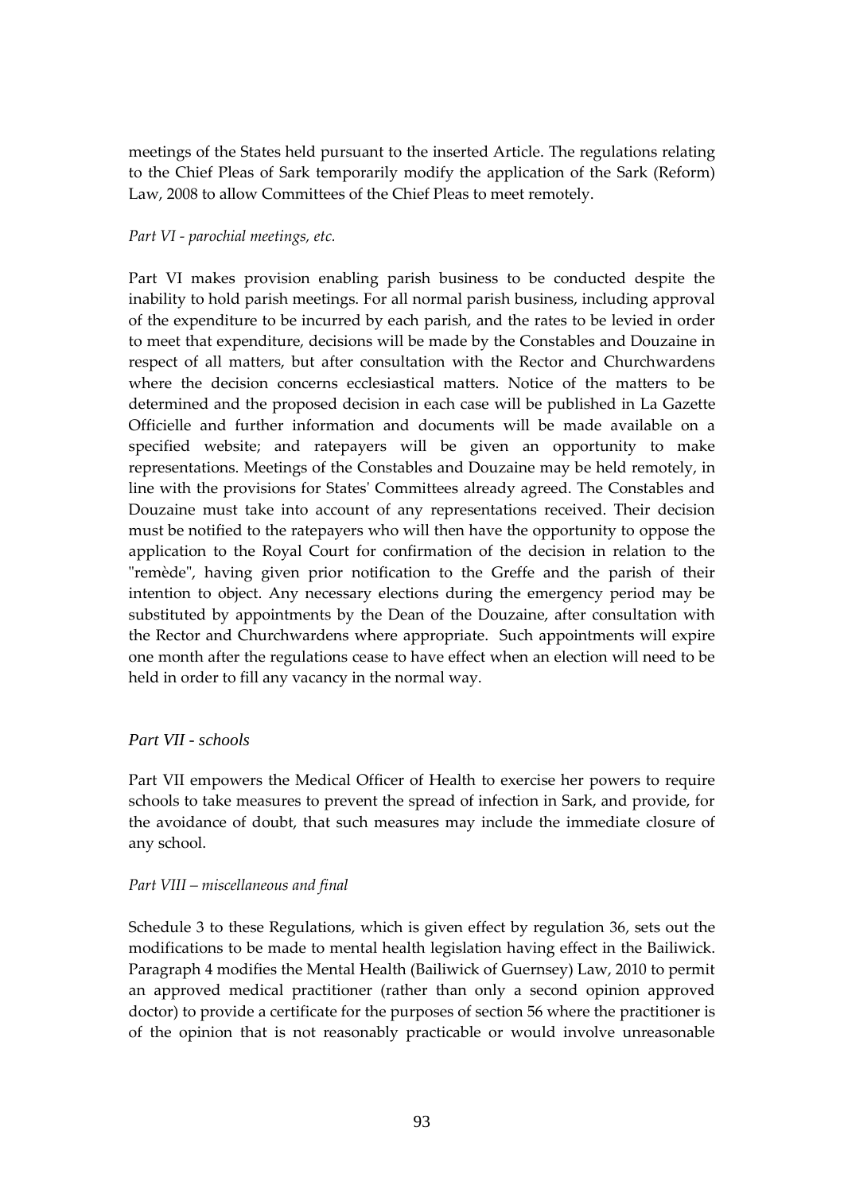meetings of the States held pursuant to the inserted Article. The regulations relating to the Chief Pleas of Sark temporarily modify the application of the Sark (Reform) Law, 2008 to allow Committees of the Chief Pleas to meet remotely.

*Part VI - parochial meetings, etc.*

Part VI makes provision enabling parish business to be conducted despite the inability to hold parish meetings. For all normal parish business, including approval of the expenditure to be incurred by each parish, and the rates to be levied in order to meet that expenditure, decisions will be made by the Constables and Douzaine in respect of all matters, but after consultation with the Rector and Churchwardens where the decision concerns ecclesiastical matters. Notice of the matters to be determined and the proposed decision in each case will be published in La Gazette Officielle and further information and documents will be made available on a specified website; and ratepayers will be given an opportunity to make representations. Meetings of the Constables and Douzaine may be held remotely, in line with the provisions for States' Committees already agreed. The Constables and Douzaine must take into account of any representations received. Their decision must be notified to the ratepayers who will then have the opportunity to oppose the application to the Royal Court for confirmation of the decision in relation to the "remède", having given prior notification to the Greffe and the parish of their intention to object. Any necessary elections during the emergency period may be substituted by appointments by the Dean of the Douzaine, after consultation with the Rector and Churchwardens where appropriate. Such appointments will expire one month after the regulations cease to have effect when an election will need to be held in order to fill any vacancy in the normal way.

*Part VII - schools*

Part VII empowers the Medical Officer of Health to exercise her powers to require schools to take measures to prevent the spread of infection in Sark, and provide, for the avoidance of doubt, that such measures may include the immediate closure of any school.

*Part VIII – miscellaneous and final*

Schedule 3 to these Regulations, which is given effect by regulation 36, sets out the modifications to be made to mental health legislation having effect in the Bailiwick. Paragraph 4 modifies the Mental Health (Bailiwick of Guernsey) Law, 2010 to permit an approved medical practitioner (rather than only a second opinion approved doctor) to provide a certificate for the purposes of section 56 where the practitioner is of the opinion that is not reasonably practicable or would involve unreasonable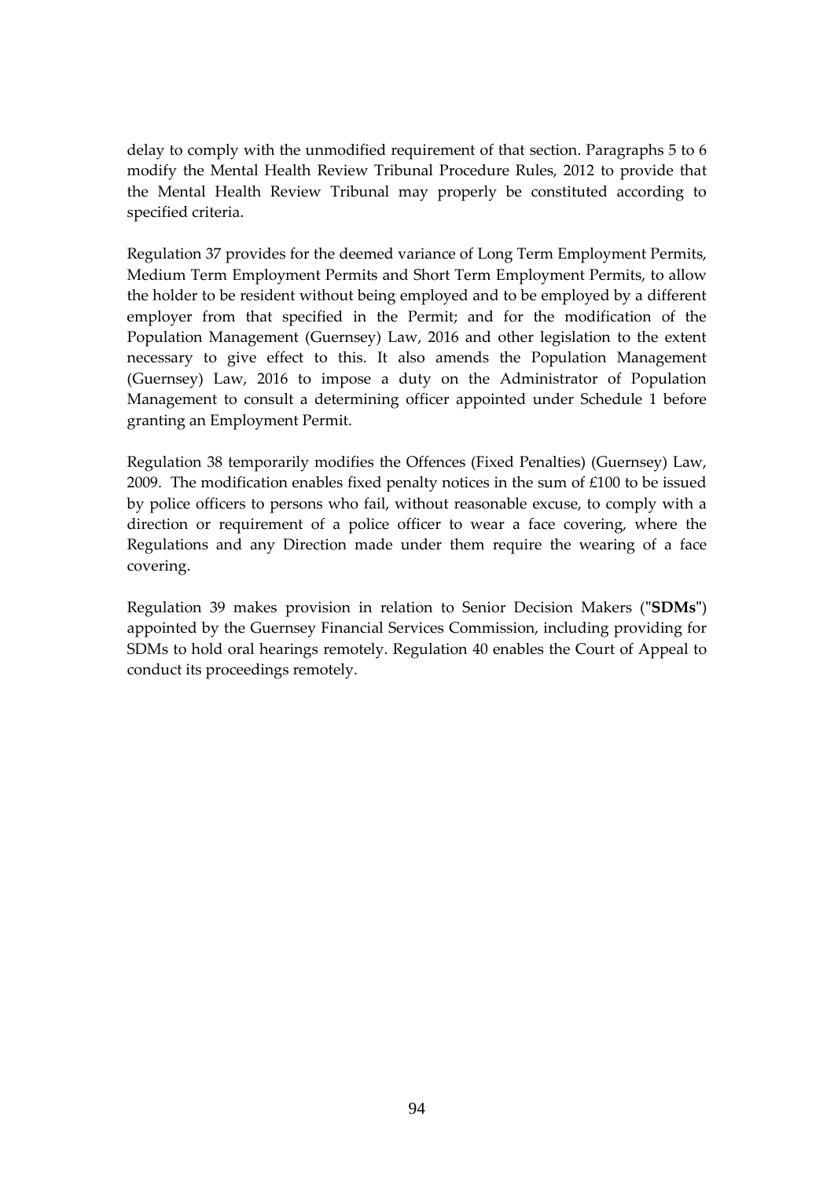delay to comply with the unmodified requirement of that section. Paragraphs 5 to 6 modify the Mental Health Review Tribunal Procedure Rules, 2012 to provide that the Mental Health Review Tribunal may properly be constituted according to specified criteria.

Regulation 37 provides for the deemed variance of Long Term Employment Permits, Medium Term Employment Permits and Short Term Employment Permits, to allow the holder to be resident without being employed and to be employed by a different employer from that specified in the Permit; and for the modification of the Population Management (Guernsey) Law, 2016 and other legislation to the extent necessary to give effect to this. It also amends the Population Management (Guernsey) Law, 2016 to impose a duty on the Administrator of Population Management to consult a determining officer appointed under Schedule 1 before granting an Employment Permit.

Regulation 38 temporarily modifies the Offences (Fixed Penalties) (Guernsey) Law, 2009. The modification enables fixed penalty notices in the sum of £100 to be issued by police officers to persons who fail, without reasonable excuse, to comply with a direction or requirement of a police officer to wear a face covering, where the Regulations and any Direction made under them require the wearing of a face covering.

Regulation 39 makes provision in relation to Senior Decision Makers ("**SDMs**") appointed by the Guernsey Financial Services Commission, including providing for SDMs to hold oral hearings remotely. Regulation 40 enables the Court of Appeal to conduct its proceedings remotely.